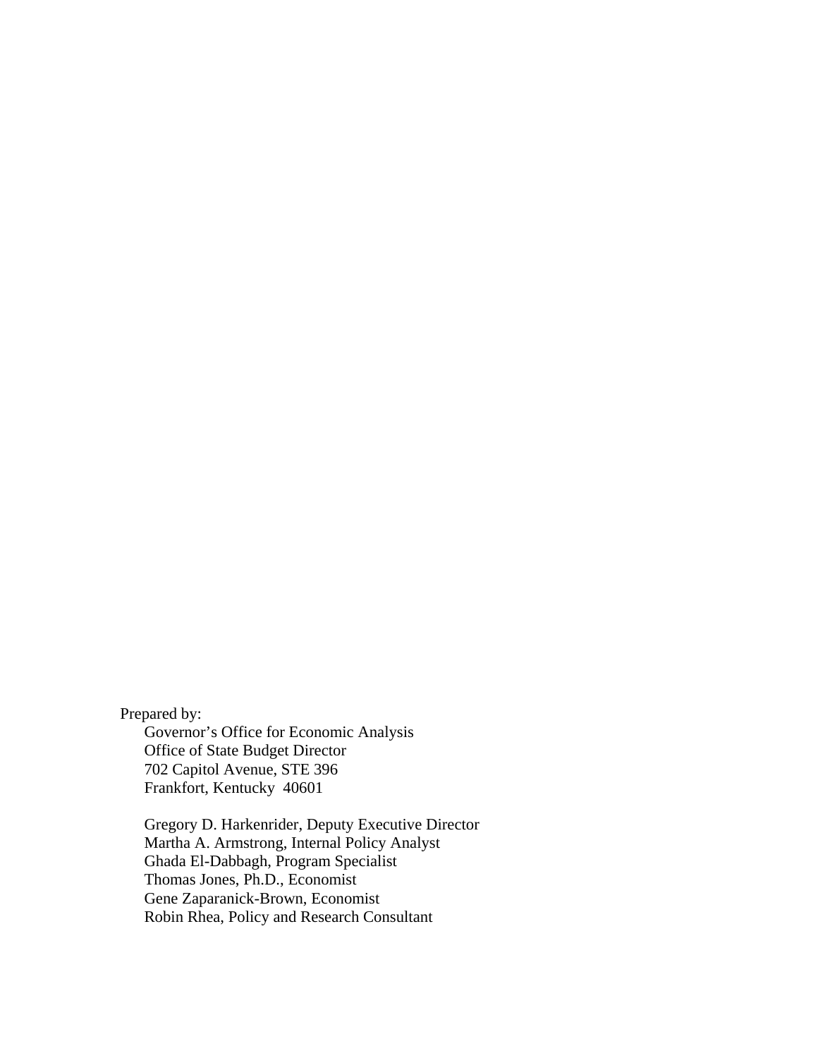Prepared by:

Governor's Office for Economic Analysis
Office of State Budget Director
702 Capitol Avenue, STE 396
Frankfort, Kentucky 40601

Gregory D. Harkenrider, Deputy Executive Director
Martha A. Armstrong, Internal Policy Analyst
Ghada El-Dabbagh, Program Specialist
Thomas Jones, Ph.D., Economist
Gene Zaparanick-Brown, Economist
Robin Rhea, Policy and Research Consultant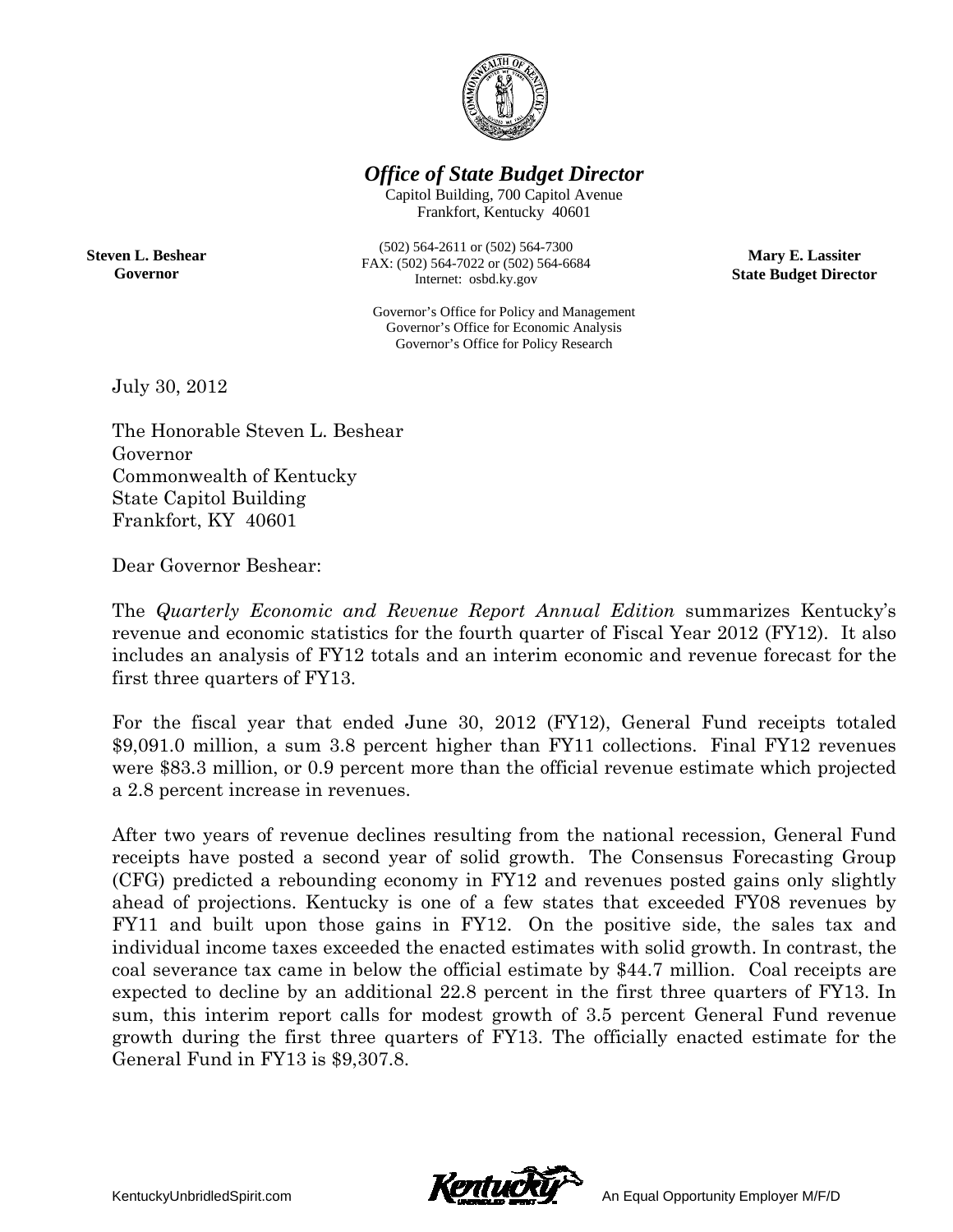# *Office of State Budget Director*

Capitol Building, 700 Capitol Avenue
Frankfort, Kentucky 40601

**Steven L. Beshear**
**Governor**

(502) 564-2611 or (502) 564-7300
FAX: (502) 564-7022 or (502) 564-6684
Internet: osbd.ky.gov

**Mary E. Lassiter**
**State Budget Director**

Governor's Office for Policy and Management
Governor's Office for Economic Analysis
Governor's Office for Policy Research

July 30, 2012

The Honorable Steven L. Beshear
Governor
Commonwealth of Kentucky
State Capitol Building
Frankfort, KY 40601

Dear Governor Beshear:

The *Quarterly Economic and Revenue Report Annual Edition* summarizes Kentucky's revenue and economic statistics for the fourth quarter of Fiscal Year 2012 (FY12). It also includes an analysis of FY12 totals and an interim economic and revenue forecast for the first three quarters of FY13.

For the fiscal year that ended June 30, 2012 (FY12), General Fund receipts totaled $9,091.0 million, a sum 3.8 percent higher than FY11 collections. Final FY12 revenues were $83.3 million, or 0.9 percent more than the official revenue estimate which projected a 2.8 percent increase in revenues.

After two years of revenue declines resulting from the national recession, General Fund receipts have posted a second year of solid growth. The Consensus Forecasting Group (CFG) predicted a rebounding economy in FY12 and revenues posted gains only slightly ahead of projections. Kentucky is one of a few states that exceeded FY08 revenues by FY11 and built upon those gains in FY12. On the positive side, the sales tax and individual income taxes exceeded the enacted estimates with solid growth. In contrast, the coal severance tax came in below the official estimate by $44.7 million. Coal receipts are expected to decline by an additional 22.8 percent in the first three quarters of FY13. In sum, this interim report calls for modest growth of 3.5 percent General Fund revenue growth during the first three quarters of FY13. The officially enacted estimate for the General Fund in FY13 is $9,307.8.

KentuckyUnbridledSpirit.com

An Equal Opportunity Employer M/F/D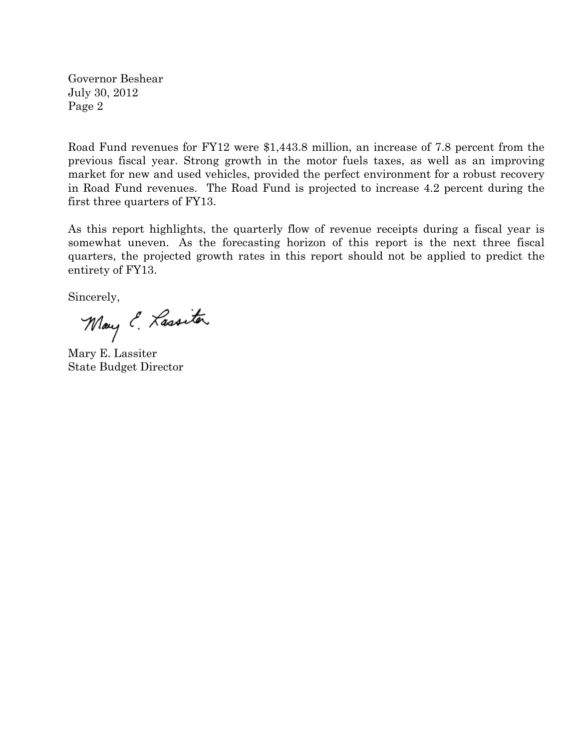Road Fund revenues for FY12 were $1,443.8 million, an increase of 7.8 percent from the previous fiscal year. Strong growth in the motor fuels taxes, as well as an improving market for new and used vehicles, provided the perfect environment for a robust recovery in Road Fund revenues. The Road Fund is projected to increase 4.2 percent during the first three quarters of FY13.

As this report highlights, the quarterly flow of revenue receipts during a fiscal year is somewhat uneven. As the forecasting horizon of this report is the next three fiscal quarters, the projected growth rates in this report should not be applied to predict the entirety of FY13.

Sincerely,

Mary E. Lassiter

Mary E. Lassiter  
State Budget Director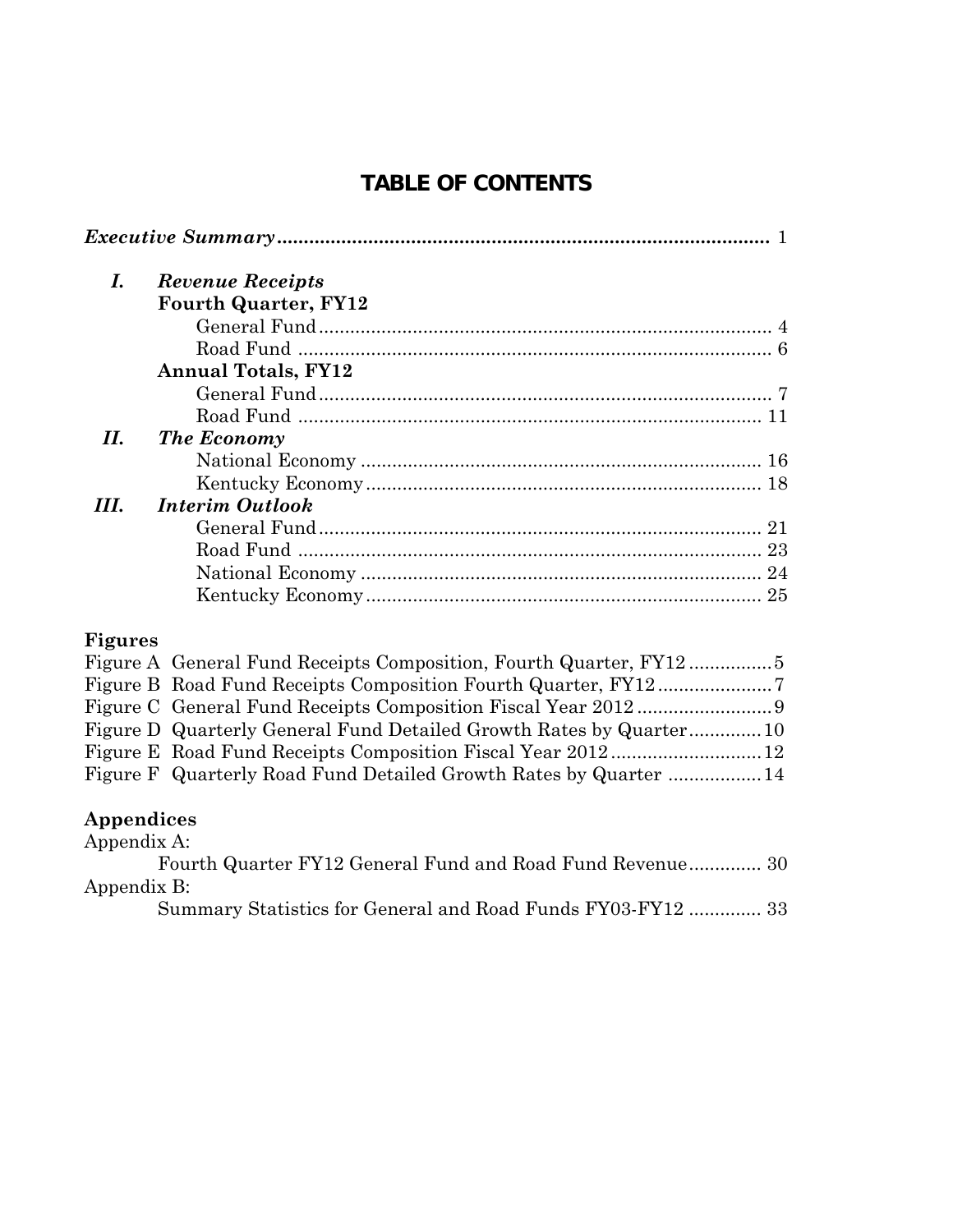# TABLE OF CONTENTS

*Executive Summary* ............................................................................................ 1

**I.** ***Revenue Receipts***

**Fourth Quarter, FY12**

- General Fund ...................................................................................... 4
- Road Fund .......................................................................................... 6

**Annual Totals, FY12**

- General Fund ...................................................................................... 7
- Road Fund ........................................................................................ 11

**II.** ***The Economy***

- National Economy ............................................................................ 16
- Kentucky Economy ........................................................................... 18

**III.** ***Interim Outlook***

- General Fund .................................................................................... 21
- Road Fund ........................................................................................ 23
- National Economy ............................................................................ 24
- Kentucky Economy ........................................................................... 25

**Figures**

Figure A General Fund Receipts Composition, Fourth Quarter, FY12 ................5
Figure B Road Fund Receipts Composition Fourth Quarter, FY12 ......................7
Figure C General Fund Receipts Composition Fiscal Year 2012 ..........................9
Figure D Quarterly General Fund Detailed Growth Rates by Quarter..............10
Figure E Road Fund Receipts Composition Fiscal Year 2012 .............................12
Figure F Quarterly Road Fund Detailed Growth Rates by Quarter ..................14

**Appendices**

Appendix A:
Fourth Quarter FY12 General Fund and Road Fund Revenue.............. 30

Appendix B:
Summary Statistics for General and Road Funds FY03-FY12 .............. 33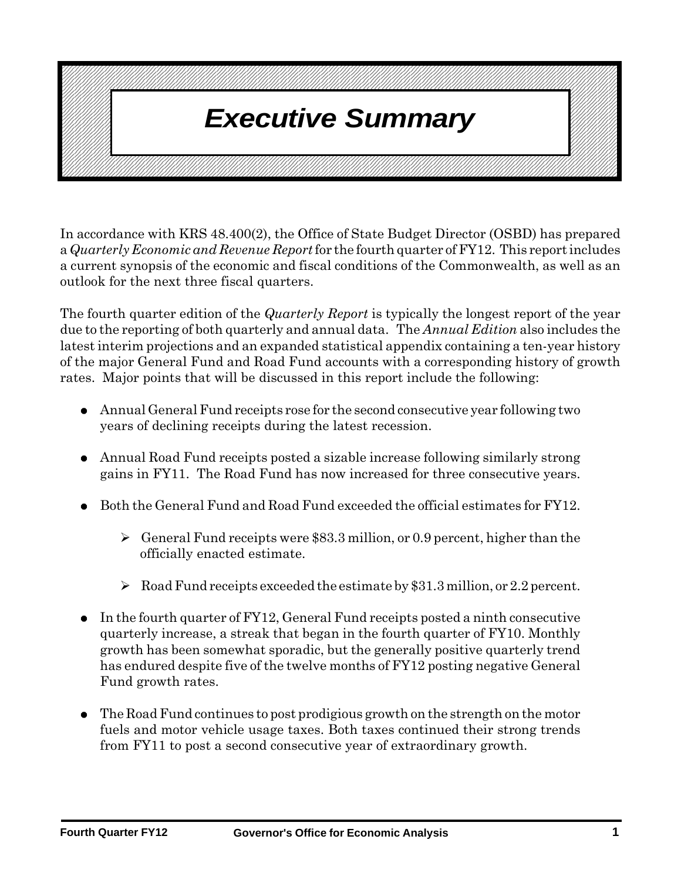# *Executive Summary*

In accordance with KRS 48.400(2), the Office of State Budget Director (OSBD) has prepared a *Quarterly Economic and Revenue Report* for the fourth quarter of FY12. This report includes a current synopsis of the economic and fiscal conditions of the Commonwealth, as well as an outlook for the next three fiscal quarters.

The fourth quarter edition of the *Quarterly Report* is typically the longest report of the year due to the reporting of both quarterly and annual data. The *Annual Edition* also includes the latest interim projections and an expanded statistical appendix containing a ten-year history of the major General Fund and Road Fund accounts with a corresponding history of growth rates. Major points that will be discussed in this report include the following:

- Annual General Fund receipts rose for the second consecutive year following two years of declining receipts during the latest recession.
- Annual Road Fund receipts posted a sizable increase following similarly strong gains in FY11. The Road Fund has now increased for three consecutive years.
- Both the General Fund and Road Fund exceeded the official estimates for FY12.
    - General Fund receipts were $83.3 million, or 0.9 percent, higher than the officially enacted estimate.
    - Road Fund receipts exceeded the estimate by $31.3 million, or 2.2 percent.
- In the fourth quarter of FY12, General Fund receipts posted a ninth consecutive quarterly increase, a streak that began in the fourth quarter of FY10. Monthly growth has been somewhat sporadic, but the generally positive quarterly trend has endured despite five of the twelve months of FY12 posting negative General Fund growth rates.
- The Road Fund continues to post prodigious growth on the strength on the motor fuels and motor vehicle usage taxes. Both taxes continued their strong trends from FY11 to post a second consecutive year of extraordinary growth.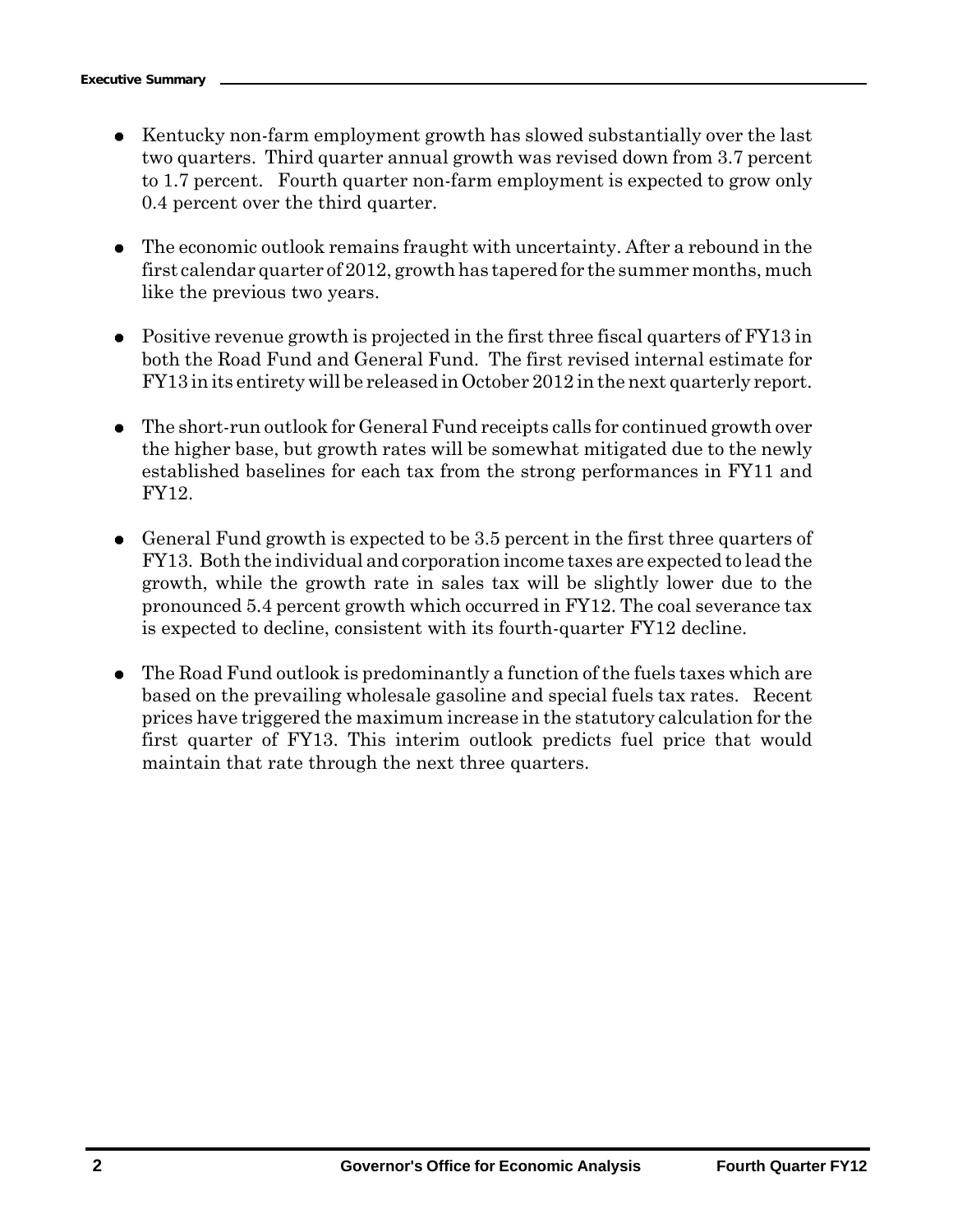- Kentucky non-farm employment growth has slowed substantially over the last two quarters. Third quarter annual growth was revised down from 3.7 percent to 1.7 percent. Fourth quarter non-farm employment is expected to grow only 0.4 percent over the third quarter.

- The economic outlook remains fraught with uncertainty. After a rebound in the first calendar quarter of 2012, growth has tapered for the summer months, much like the previous two years.

- Positive revenue growth is projected in the first three fiscal quarters of FY13 in both the Road Fund and General Fund. The first revised internal estimate for FY13 in its entirety will be released in October 2012 in the next quarterly report.

- The short-run outlook for General Fund receipts calls for continued growth over the higher base, but growth rates will be somewhat mitigated due to the newly established baselines for each tax from the strong performances in FY11 and FY12.

- General Fund growth is expected to be 3.5 percent in the first three quarters of FY13. Both the individual and corporation income taxes are expected to lead the growth, while the growth rate in sales tax will be slightly lower due to the pronounced 5.4 percent growth which occurred in FY12. The coal severance tax is expected to decline, consistent with its fourth-quarter FY12 decline.

- The Road Fund outlook is predominantly a function of the fuels taxes which are based on the prevailing wholesale gasoline and special fuels tax rates. Recent prices have triggered the maximum increase in the statutory calculation for the first quarter of FY13. This interim outlook predicts fuel price that would maintain that rate through the next three quarters.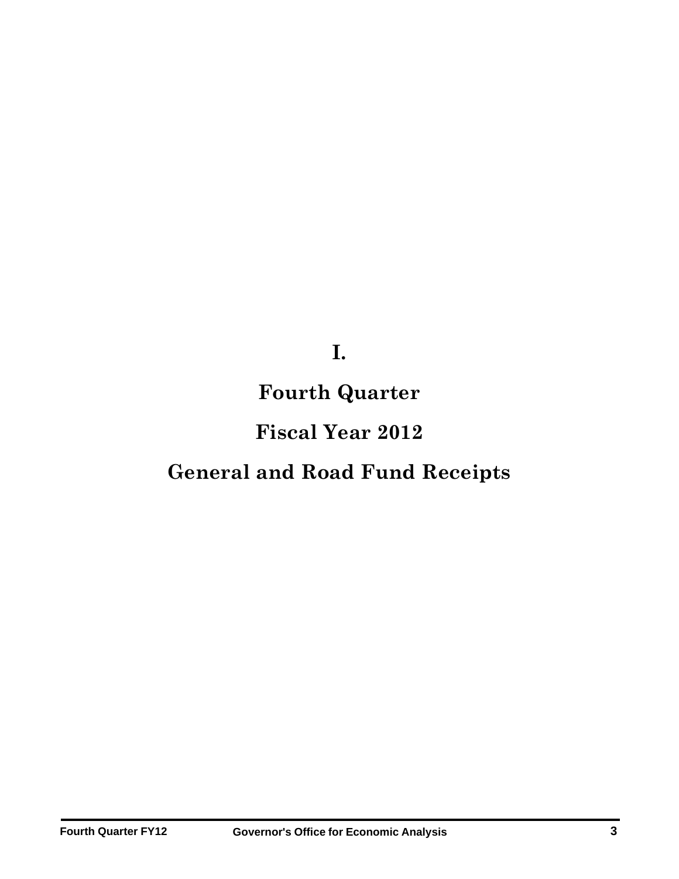# I.

# Fourth Quarter

# Fiscal Year 2012

# General and Road Fund Receipts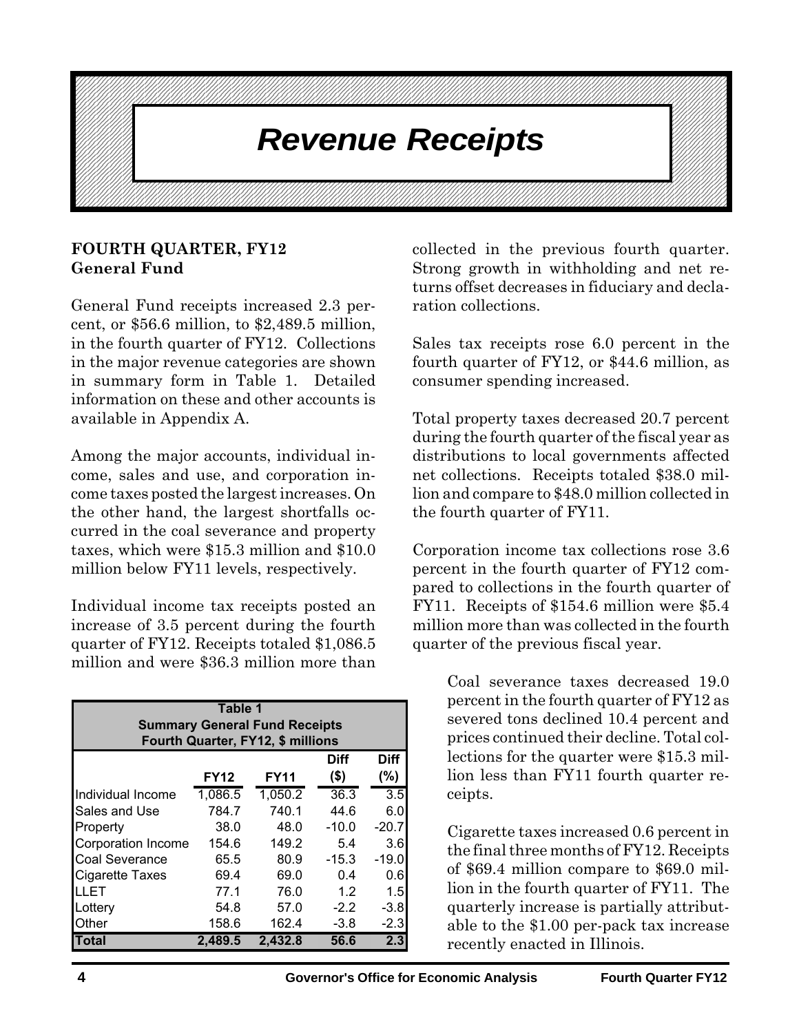# Revenue Receipts

**FOURTH QUARTER, FY12**
**General Fund**

General Fund receipts increased 2.3 percent, or $56.6 million, to $2,489.5 million, in the fourth quarter of FY12. Collections in the major revenue categories are shown in summary form in Table 1. Detailed information on these and other accounts is available in Appendix A.

Among the major accounts, individual income, sales and use, and corporation income taxes posted the largest increases. On the other hand, the largest shortfalls occurred in the coal severance and property taxes, which were $15.3 million and $10.0 million below FY11 levels, respectively.

Individual income tax receipts posted an increase of 3.5 percent during the fourth quarter of FY12. Receipts totaled $1,086.5 million and were $36.3 million more than collected in the previous fourth quarter. Strong growth in withholding and net returns offset decreases in fiduciary and declaration collections.

| Table 1 Summary General Fund Receipts Fourth Quarter, FY12, $ millions | | | | |
|---|---|---|---|---|
| | FY12 | FY11 | Diff ($) | Diff (%) |
| Individual Income | 1,086.5 | 1,050.2 | 36.3 | 3.5 |
| Sales and Use | 784.7 | 740.1 | 44.6 | 6.0 |
| Property | 38.0 | 48.0 | -10.0 | -20.7 |
| Corporation Income | 154.6 | 149.2 | 5.4 | 3.6 |
| Coal Severance | 65.5 | 80.9 | -15.3 | -19.0 |
| Cigarette Taxes | 69.4 | 69.0 | 0.4 | 0.6 |
| LLET | 77.1 | 76.0 | 1.2 | 1.5 |
| Lottery | 54.8 | 57.0 | -2.2 | -3.8 |
| Other | 158.6 | 162.4 | -3.8 | -2.3 |
| **Total** | **2,489.5** | **2,432.8** | **56.6** | **2.3** |

Sales tax receipts rose 6.0 percent in the fourth quarter of FY12, or $44.6 million, as consumer spending increased.

Total property taxes decreased 20.7 percent during the fourth quarter of the fiscal year as distributions to local governments affected net collections. Receipts totaled $38.0 million and compare to $48.0 million collected in the fourth quarter of FY11.

Corporation income tax collections rose 3.6 percent in the fourth quarter of FY12 compared to collections in the fourth quarter of FY11. Receipts of $154.6 million were $5.4 million more than was collected in the fourth quarter of the previous fiscal year.

Coal severance taxes decreased 19.0 percent in the fourth quarter of FY12 as severed tons declined 10.4 percent and prices continued their decline. Total collections for the quarter were $15.3 million less than FY11 fourth quarter receipts.

Cigarette taxes increased 0.6 percent in the final three months of FY12. Receipts of $69.4 million compare to $69.0 million in the fourth quarter of FY11. The quarterly increase is partially attributable to the $1.00 per-pack tax increase recently enacted in Illinois.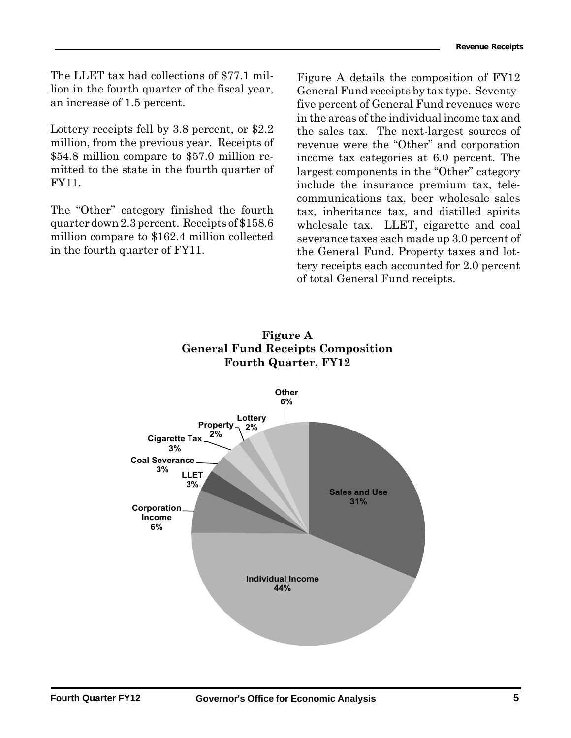The LLET tax had collections of $77.1 million in the fourth quarter of the fiscal year, an increase of 1.5 percent.

Lottery receipts fell by 3.8 percent, or $2.2 million, from the previous year. Receipts of $54.8 million compare to $57.0 million remitted to the state in the fourth quarter of FY11.

The "Other" category finished the fourth quarter down 2.3 percent. Receipts of $158.6 million compare to $162.4 million collected in the fourth quarter of FY11.

Figure A details the composition of FY12 General Fund receipts by tax type. Seventy-five percent of General Fund revenues were in the areas of the individual income tax and the sales tax. The next-largest sources of revenue were the "Other" and corporation income tax categories at 6.0 percent. The largest components in the "Other" category include the insurance premium tax, telecommunications tax, beer wholesale sales tax, inheritance tax, and distilled spirits wholesale tax. LLET, cigarette and coal severance taxes each made up 3.0 percent of the General Fund. Property taxes and lottery receipts each accounted for 2.0 percent of total General Fund receipts.

**Figure A**
**General Fund Receipts Composition**
**Fourth Quarter, FY12**

| Category | Share |
|---|---|
| Individual Income | 44% |
| Sales and Use | 31% |
| Other | 6% |
| Corporation Income | 6% |
| LLET | 3% |
| Coal Severance | 3% |
| Cigarette Tax | 3% |
| Property | 2% |
| Lottery | 2% |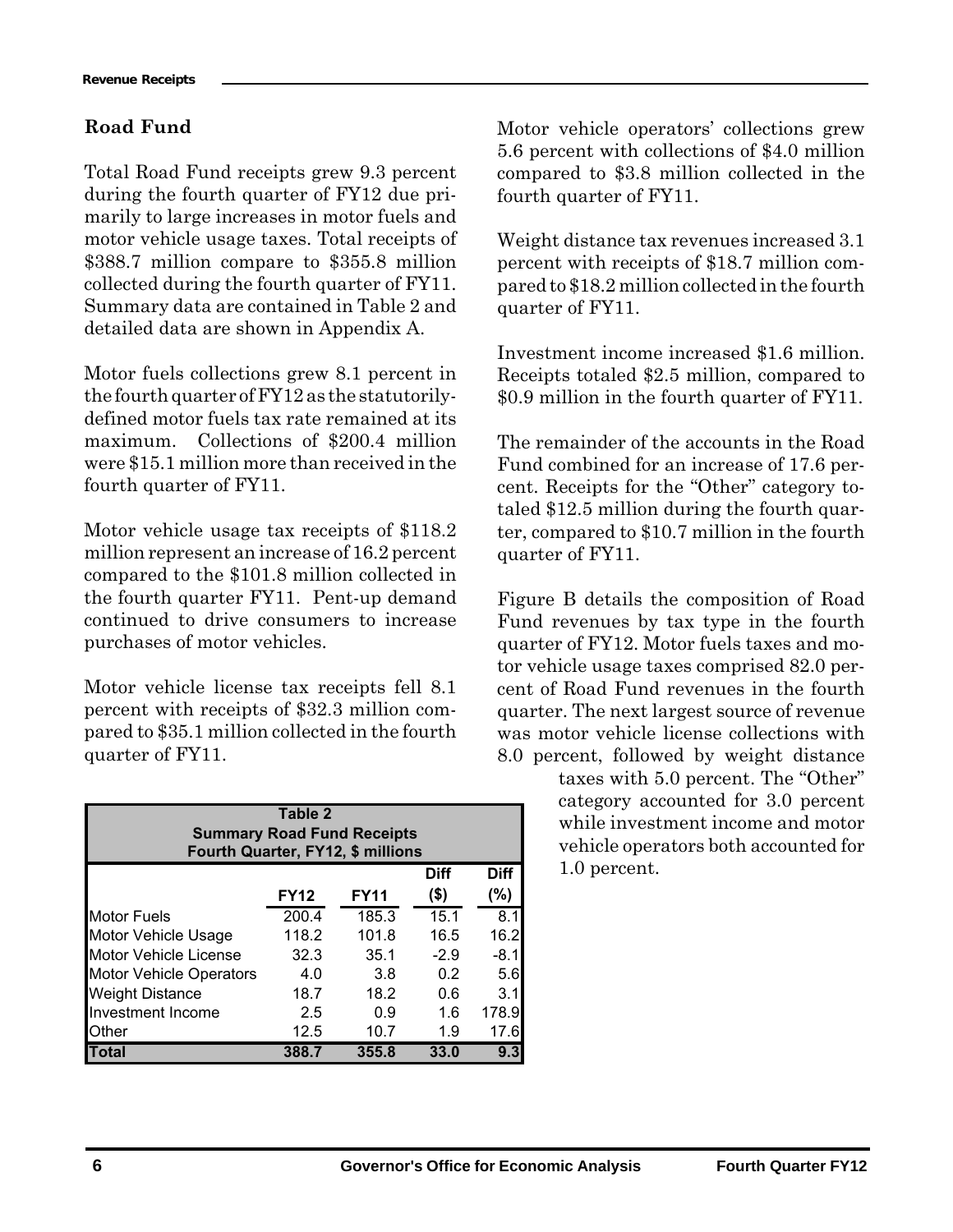## Road Fund

Total Road Fund receipts grew 9.3 percent during the fourth quarter of FY12 due primarily to large increases in motor fuels and motor vehicle usage taxes. Total receipts of $388.7 million compare to $355.8 million collected during the fourth quarter of FY11. Summary data are contained in Table 2 and detailed data are shown in Appendix A.

Motor fuels collections grew 8.1 percent in the fourth quarter of FY12 as the statutorily-defined motor fuels tax rate remained at its maximum. Collections of $200.4 million were $15.1 million more than received in the fourth quarter of FY11.

Motor vehicle usage tax receipts of $118.2 million represent an increase of 16.2 percent compared to the $101.8 million collected in the fourth quarter FY11. Pent-up demand continued to drive consumers to increase purchases of motor vehicles.

Motor vehicle license tax receipts fell 8.1 percent with receipts of $32.3 million compared to $35.1 million collected in the fourth quarter of FY11.

| Table 2<br>Summary Road Fund Receipts<br>Fourth Quarter, FY12, $ millions | | | | |
|---|---|---|---|---|
| | FY12 | FY11 | Diff ($) | Diff (%) |
| Motor Fuels | 200.4 | 185.3 | 15.1 | 8.1 |
| Motor Vehicle Usage | 118.2 | 101.8 | 16.5 | 16.2 |
| Motor Vehicle License | 32.3 | 35.1 | -2.9 | -8.1 |
| Motor Vehicle Operators | 4.0 | 3.8 | 0.2 | 5.6 |
| Weight Distance | 18.7 | 18.2 | 0.6 | 3.1 |
| Investment Income | 2.5 | 0.9 | 1.6 | 178.9 |
| Other | 12.5 | 10.7 | 1.9 | 17.6 |
| **Total** | **388.7** | **355.8** | **33.0** | **9.3** |

Motor vehicle operators' collections grew 5.6 percent with collections of $4.0 million compared to $3.8 million collected in the fourth quarter of FY11.

Weight distance tax revenues increased 3.1 percent with receipts of $18.7 million compared to $18.2 million collected in the fourth quarter of FY11.

Investment income increased $1.6 million. Receipts totaled $2.5 million, compared to $0.9 million in the fourth quarter of FY11.

The remainder of the accounts in the Road Fund combined for an increase of 17.6 percent. Receipts for the "Other" category totaled $12.5 million during the fourth quarter, compared to $10.7 million in the fourth quarter of FY11.

Figure B details the composition of Road Fund revenues by tax type in the fourth quarter of FY12. Motor fuels taxes and motor vehicle usage taxes comprised 82.0 percent of Road Fund revenues in the fourth quarter. The next largest source of revenue was motor vehicle license collections with 8.0 percent, followed by weight distance taxes with 5.0 percent. The "Other" category accounted for 3.0 percent while investment income and motor vehicle operators both accounted for 1.0 percent.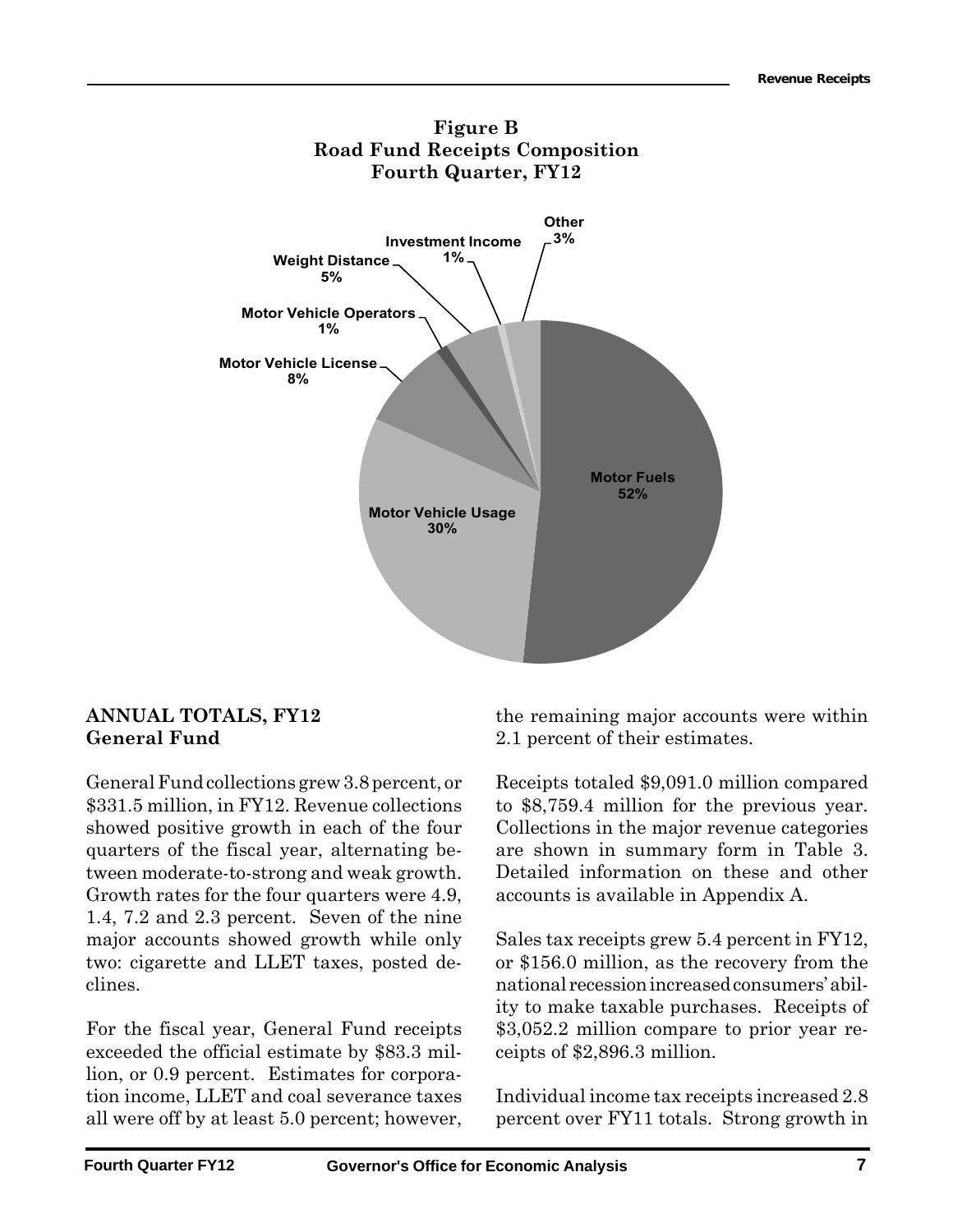**Figure B**
**Road Fund Receipts Composition**
**Fourth Quarter, FY12**

Other 3%
Investment Income 1%
Weight Distance 5%
Motor Vehicle Operators 1%
Motor Vehicle License 8%
Motor Fuels 52%
Motor Vehicle Usage 30%

## ANNUAL TOTALS, FY12

### General Fund

General Fund collections grew 3.8 percent, or $331.5 million, in FY12. Revenue collections showed positive growth in each of the four quarters of the fiscal year, alternating between moderate-to-strong and weak growth. Growth rates for the four quarters were 4.9, 1.4, 7.2 and 2.3 percent. Seven of the nine major accounts showed growth while only two: cigarette and LLET taxes, posted declines.

For the fiscal year, General Fund receipts exceeded the official estimate by $83.3 million, or 0.9 percent. Estimates for corporation income, LLET and coal severance taxes all were off by at least 5.0 percent; however, the remaining major accounts were within 2.1 percent of their estimates.

Receipts totaled $9,091.0 million compared to $8,759.4 million for the previous year. Collections in the major revenue categories are shown in summary form in Table 3. Detailed information on these and other accounts is available in Appendix A.

Sales tax receipts grew 5.4 percent in FY12, or $156.0 million, as the recovery from the national recession increased consumers' ability to make taxable purchases. Receipts of $3,052.2 million compare to prior year receipts of $2,896.3 million.

Individual income tax receipts increased 2.8 percent over FY11 totals. Strong growth in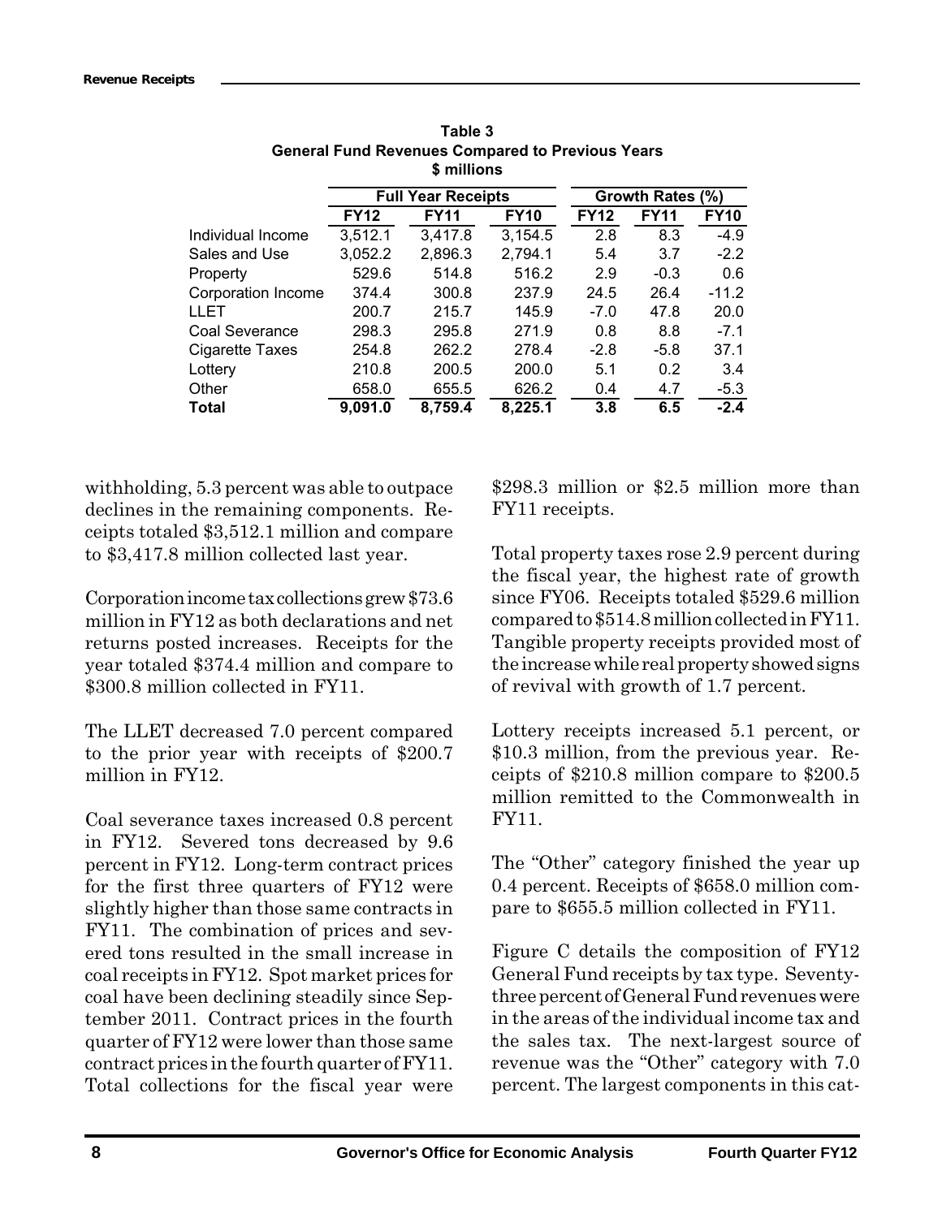**Table 3**
**General Fund Revenues Compared to Previous Years**
**$ millions**

| | Full Year Receipts | | | Growth Rates (%) | | |
|---|---|---|---|---|---|---|
| | **FY12** | **FY11** | **FY10** | **FY12** | **FY11** | **FY10** |
| Individual Income | 3,512.1 | 3,417.8 | 3,154.5 | 2.8 | 8.3 | -4.9 |
| Sales and Use | 3,052.2 | 2,896.3 | 2,794.1 | 5.4 | 3.7 | -2.2 |
| Property | 529.6 | 514.8 | 516.2 | 2.9 | -0.3 | 0.6 |
| Corporation Income | 374.4 | 300.8 | 237.9 | 24.5 | 26.4 | -11.2 |
| LLET | 200.7 | 215.7 | 145.9 | -7.0 | 47.8 | 20.0 |
| Coal Severance | 298.3 | 295.8 | 271.9 | 0.8 | 8.8 | -7.1 |
| Cigarette Taxes | 254.8 | 262.2 | 278.4 | -2.8 | -5.8 | 37.1 |
| Lottery | 210.8 | 200.5 | 200.0 | 5.1 | 0.2 | 3.4 |
| Other | 658.0 | 655.5 | 626.2 | 0.4 | 4.7 | -5.3 |
| **Total** | **9,091.0** | **8,759.4** | **8,225.1** | **3.8** | **6.5** | **-2.4** |

withholding, 5.3 percent was able to outpace declines in the remaining components. Receipts totaled $3,512.1 million and compare to $3,417.8 million collected last year.

Corporation income tax collections grew $73.6 million in FY12 as both declarations and net returns posted increases. Receipts for the year totaled $374.4 million and compare to $300.8 million collected in FY11.

The LLET decreased 7.0 percent compared to the prior year with receipts of $200.7 million in FY12.

Coal severance taxes increased 0.8 percent in FY12. Severed tons decreased by 9.6 percent in FY12. Long-term contract prices for the first three quarters of FY12 were slightly higher than those same contracts in FY11. The combination of prices and severed tons resulted in the small increase in coal receipts in FY12. Spot market prices for coal have been declining steadily since September 2011. Contract prices in the fourth quarter of FY12 were lower than those same contract prices in the fourth quarter of FY11. Total collections for the fiscal year were $298.3 million or $2.5 million more than FY11 receipts.

Total property taxes rose 2.9 percent during the fiscal year, the highest rate of growth since FY06. Receipts totaled $529.6 million compared to $514.8 million collected in FY11. Tangible property receipts provided most of the increase while real property showed signs of revival with growth of 1.7 percent.

Lottery receipts increased 5.1 percent, or $10.3 million, from the previous year. Receipts of $210.8 million compare to $200.5 million remitted to the Commonwealth in FY11.

The "Other" category finished the year up 0.4 percent. Receipts of $658.0 million compare to $655.5 million collected in FY11.

Figure C details the composition of FY12 General Fund receipts by tax type. Seventy-three percent of General Fund revenues were in the areas of the individual income tax and the sales tax. The next-largest source of revenue was the "Other" category with 7.0 percent. The largest components in this cat-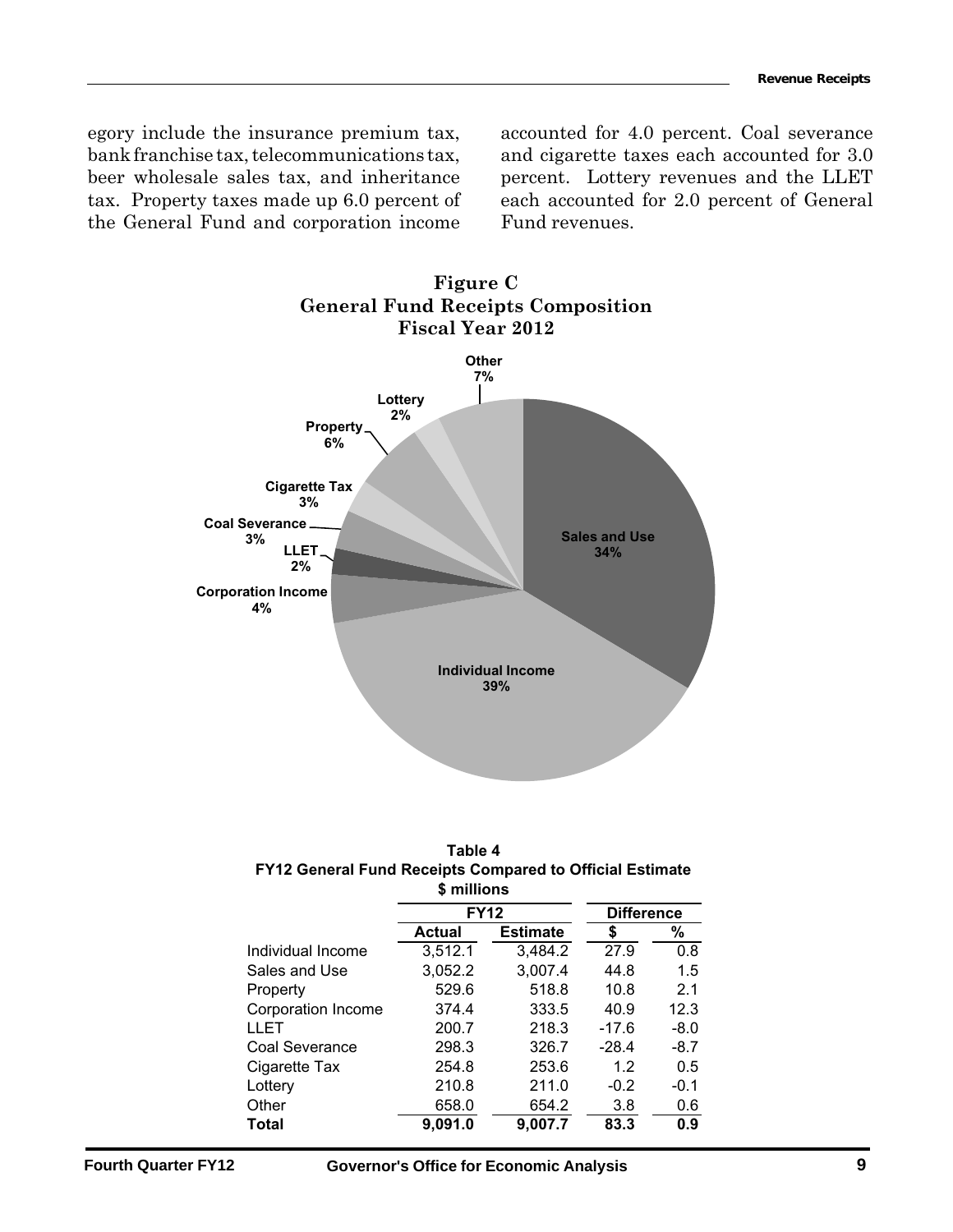egory include the insurance premium tax, bank franchise tax, telecommunications tax, beer wholesale sales tax, and inheritance tax. Property taxes made up 6.0 percent of the General Fund and corporation income accounted for 4.0 percent. Coal severance and cigarette taxes each accounted for 3.0 percent. Lottery revenues and the LLET each accounted for 2.0 percent of General Fund revenues.

**Figure C**
**General Fund Receipts Composition**
**Fiscal Year 2012**

| Category | Share |
|---|---|
| Individual Income | 39% |
| Sales and Use | 34% |
| Other | 7% |
| Property | 6% |
| Corporation Income | 4% |
| Cigarette Tax | 3% |
| Coal Severance | 3% |
| Lottery | 2% |
| LLET | 2% |

**Table 4**
**FY12 General Fund Receipts Compared to Official Estimate**
**$ millions**

| | FY12 | | Difference | |
|---|---|---|---|---|
| | Actual | Estimate | $ | % |
| Individual Income | 3,512.1 | 3,484.2 | 27.9 | 0.8 |
| Sales and Use | 3,052.2 | 3,007.4 | 44.8 | 1.5 |
| Property | 529.6 | 518.8 | 10.8 | 2.1 |
| Corporation Income | 374.4 | 333.5 | 40.9 | 12.3 |
| LLET | 200.7 | 218.3 | -17.6 | -8.0 |
| Coal Severance | 298.3 | 326.7 | -28.4 | -8.7 |
| Cigarette Tax | 254.8 | 253.6 | 1.2 | 0.5 |
| Lottery | 210.8 | 211.0 | -0.2 | -0.1 |
| Other | 658.0 | 654.2 | 3.8 | 0.6 |
| **Total** | **9,091.0** | **9,007.7** | **83.3** | **0.9** |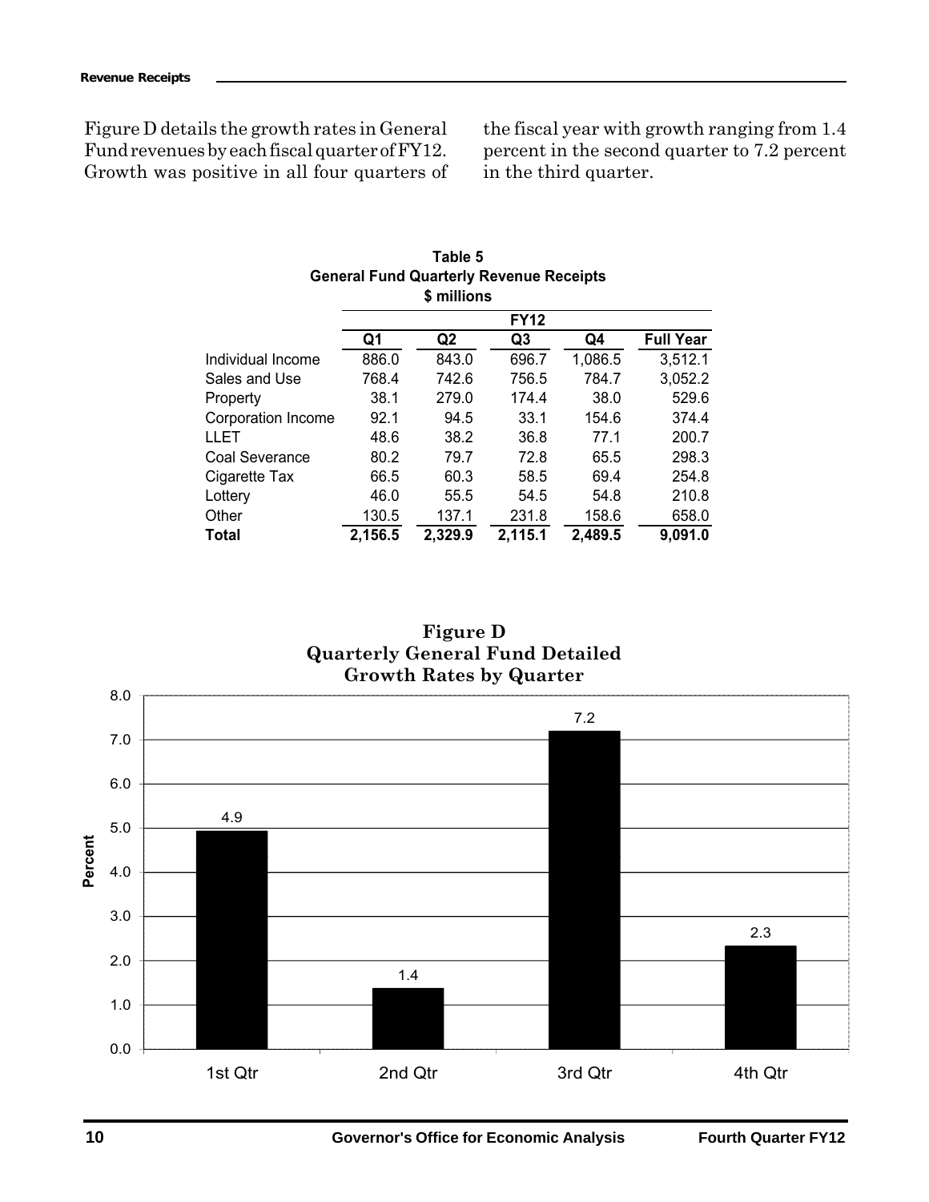Figure D details the growth rates in General Fund revenues by each fiscal quarter of FY12. Growth was positive in all four quarters of the fiscal year with growth ranging from 1.4 percent in the second quarter to 7.2 percent in the third quarter.

**Table 5**
**General Fund Quarterly Revenue Receipts**
**$ millions**

| | FY12 | | | | |
|---|---|---|---|---|---|
| | Q1 | Q2 | Q3 | Q4 | Full Year |
| Individual Income | 886.0 | 843.0 | 696.7 | 1,086.5 | 3,512.1 |
| Sales and Use | 768.4 | 742.6 | 756.5 | 784.7 | 3,052.2 |
| Property | 38.1 | 279.0 | 174.4 | 38.0 | 529.6 |
| Corporation Income | 92.1 | 94.5 | 33.1 | 154.6 | 374.4 |
| LLET | 48.6 | 38.2 | 36.8 | 77.1 | 200.7 |
| Coal Severance | 80.2 | 79.7 | 72.8 | 65.5 | 298.3 |
| Cigarette Tax | 66.5 | 60.3 | 58.5 | 69.4 | 254.8 |
| Lottery | 46.0 | 55.5 | 54.5 | 54.8 | 210.8 |
| Other | 130.5 | 137.1 | 231.8 | 158.6 | 658.0 |
| **Total** | **2,156.5** | **2,329.9** | **2,115.1** | **2,489.5** | **9,091.0** |

**Figure D**
**Quarterly General Fund Detailed Growth Rates by Quarter**

| | Percent |
|---|---|
| 1st Qtr | 4.9 |
| 2nd Qtr | 1.4 |
| 3rd Qtr | 7.2 |
| 4th Qtr | 2.3 |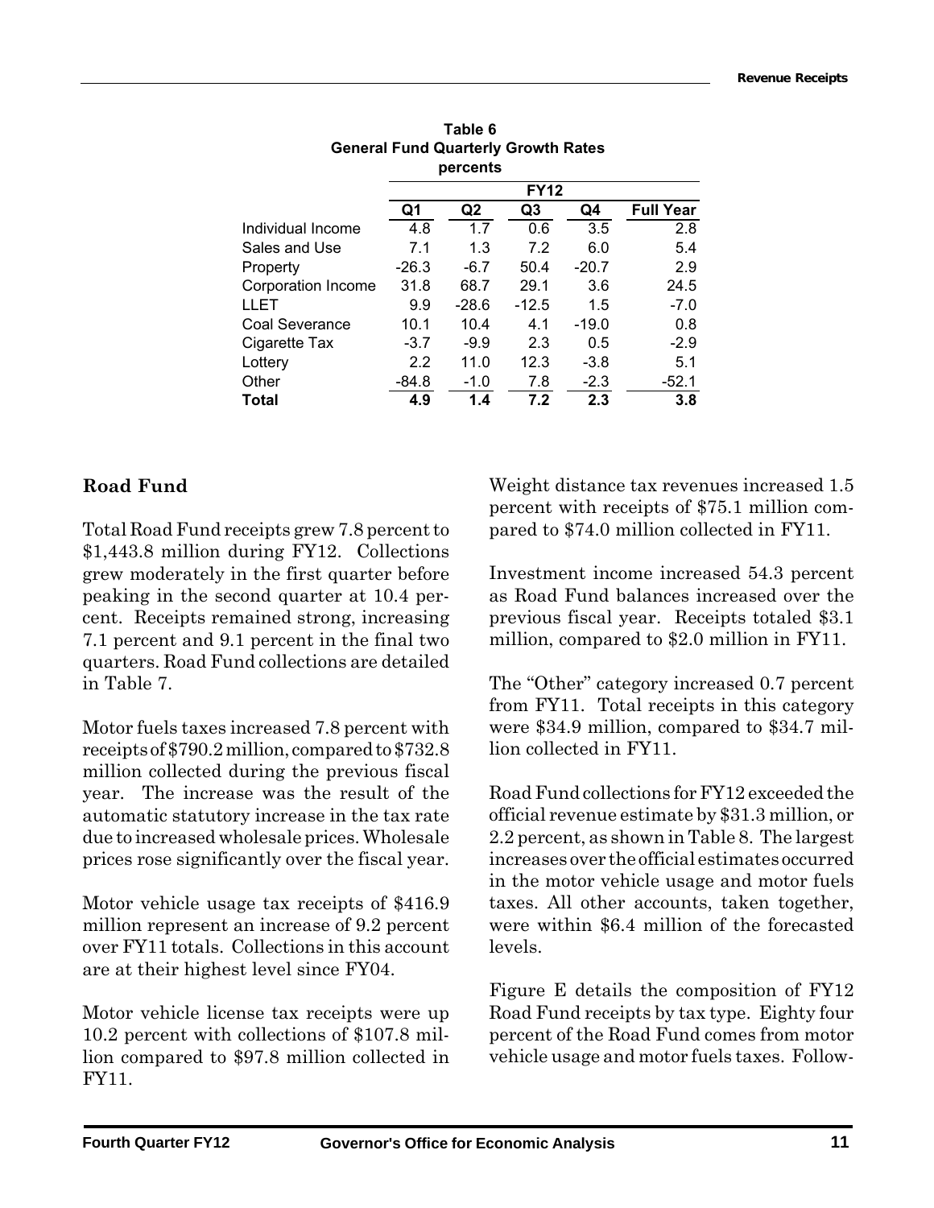**Table 6**
**General Fund Quarterly Growth Rates**
**percents**

| | FY12 | | | | |
|---|---|---|---|---|---|
| | **Q1** | **Q2** | **Q3** | **Q4** | **Full Year** |
| Individual Income | 4.8 | 1.7 | 0.6 | 3.5 | 2.8 |
| Sales and Use | 7.1 | 1.3 | 7.2 | 6.0 | 5.4 |
| Property | -26.3 | -6.7 | 50.4 | -20.7 | 2.9 |
| Corporation Income | 31.8 | 68.7 | 29.1 | 3.6 | 24.5 |
| LLET | 9.9 | -28.6 | -12.5 | 1.5 | -7.0 |
| Coal Severance | 10.1 | 10.4 | 4.1 | -19.0 | 0.8 |
| Cigarette Tax | -3.7 | -9.9 | 2.3 | 0.5 | -2.9 |
| Lottery | 2.2 | 11.0 | 12.3 | -3.8 | 5.1 |
| Other | -84.8 | -1.0 | 7.8 | -2.3 | -52.1 |
| **Total** | **4.9** | **1.4** | **7.2** | **2.3** | **3.8** |

## Road Fund

Total Road Fund receipts grew 7.8 percent to \$1,443.8 million during FY12. Collections grew moderately in the first quarter before peaking in the second quarter at 10.4 percent. Receipts remained strong, increasing 7.1 percent and 9.1 percent in the final two quarters. Road Fund collections are detailed in Table 7.

Motor fuels taxes increased 7.8 percent with receipts of \$790.2 million, compared to \$732.8 million collected during the previous fiscal year. The increase was the result of the automatic statutory increase in the tax rate due to increased wholesale prices. Wholesale prices rose significantly over the fiscal year.

Motor vehicle usage tax receipts of \$416.9 million represent an increase of 9.2 percent over FY11 totals. Collections in this account are at their highest level since FY04.

Motor vehicle license tax receipts were up 10.2 percent with collections of \$107.8 million compared to \$97.8 million collected in FY11.

Weight distance tax revenues increased 1.5 percent with receipts of \$75.1 million compared to \$74.0 million collected in FY11.

Investment income increased 54.3 percent as Road Fund balances increased over the previous fiscal year. Receipts totaled \$3.1 million, compared to \$2.0 million in FY11.

The "Other" category increased 0.7 percent from FY11. Total receipts in this category were \$34.9 million, compared to \$34.7 million collected in FY11.

Road Fund collections for FY12 exceeded the official revenue estimate by \$31.3 million, or 2.2 percent, as shown in Table 8. The largest increases over the official estimates occurred in the motor vehicle usage and motor fuels taxes. All other accounts, taken together, were within \$6.4 million of the forecasted levels.

Figure E details the composition of FY12 Road Fund receipts by tax type. Eighty four percent of the Road Fund comes from motor vehicle usage and motor fuels taxes. Follow-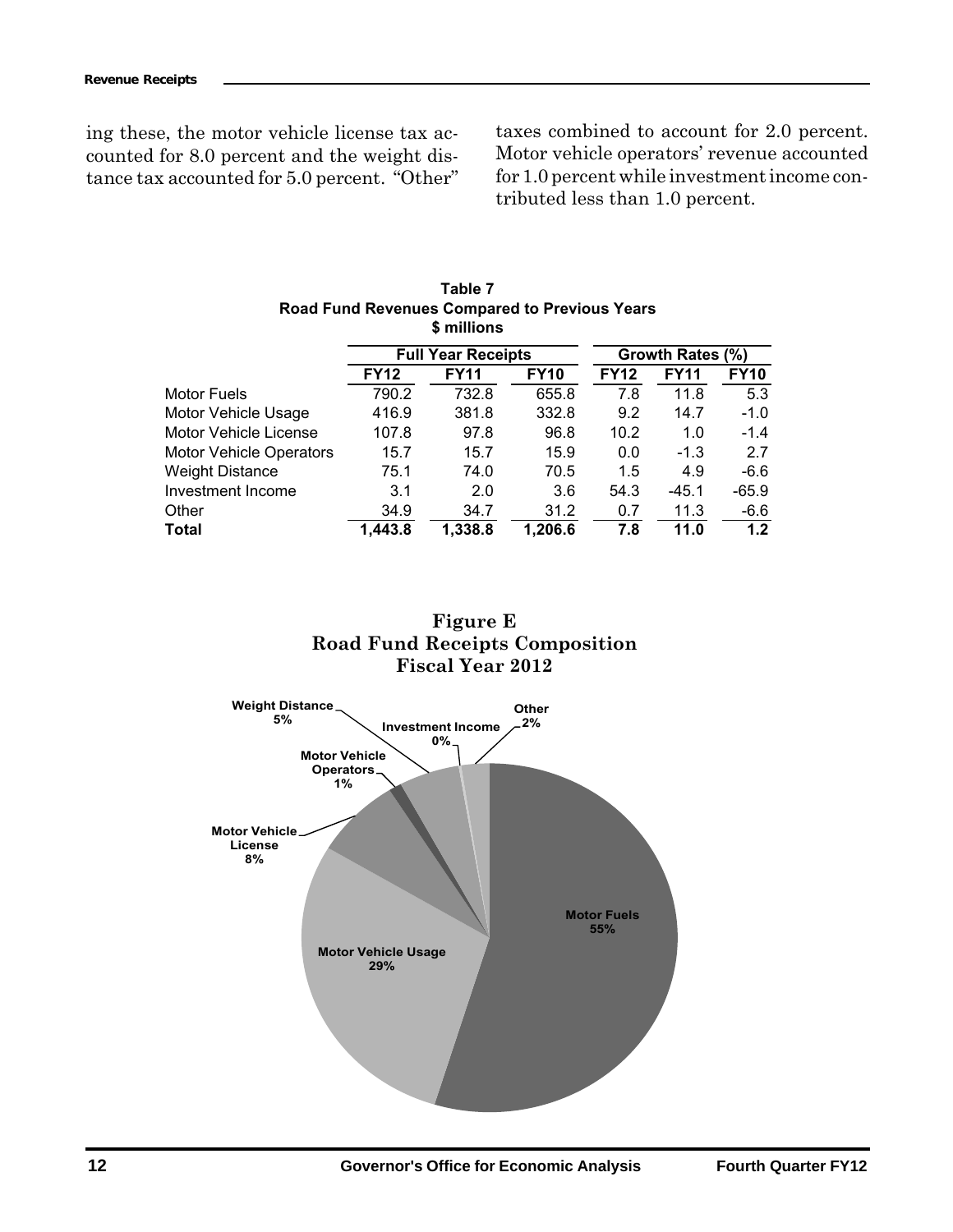ing these, the motor vehicle license tax accounted for 8.0 percent and the weight distance tax accounted for 5.0 percent. "Other" taxes combined to account for 2.0 percent. Motor vehicle operators' revenue accounted for 1.0 percent while investment income contributed less than 1.0 percent.

**Table 7**
**Road Fund Revenues Compared to Previous Years**
**$ millions**

| | Full Year Receipts | | | Growth Rates (%) | | |
|---|---|---|---|---|---|---|
| | **FY12** | **FY11** | **FY10** | **FY12** | **FY11** | **FY10** |
| Motor Fuels | 790.2 | 732.8 | 655.8 | 7.8 | 11.8 | 5.3 |
| Motor Vehicle Usage | 416.9 | 381.8 | 332.8 | 9.2 | 14.7 | -1.0 |
| Motor Vehicle License | 107.8 | 97.8 | 96.8 | 10.2 | 1.0 | -1.4 |
| Motor Vehicle Operators | 15.7 | 15.7 | 15.9 | 0.0 | -1.3 | 2.7 |
| Weight Distance | 75.1 | 74.0 | 70.5 | 1.5 | 4.9 | -6.6 |
| Investment Income | 3.1 | 2.0 | 3.6 | 54.3 | -45.1 | -65.9 |
| Other | 34.9 | 34.7 | 31.2 | 0.7 | 11.3 | -6.6 |
| **Total** | **1,443.8** | **1,338.8** | **1,206.6** | **7.8** | **11.0** | **1.2** |

**Figure E**
**Road Fund Receipts Composition**
**Fiscal Year 2012**

Motor Fuels 55%; Motor Vehicle Usage 29%; Motor Vehicle License 8%; Motor Vehicle Operators 1%; Weight Distance 5%; Investment Income 0%; Other 2%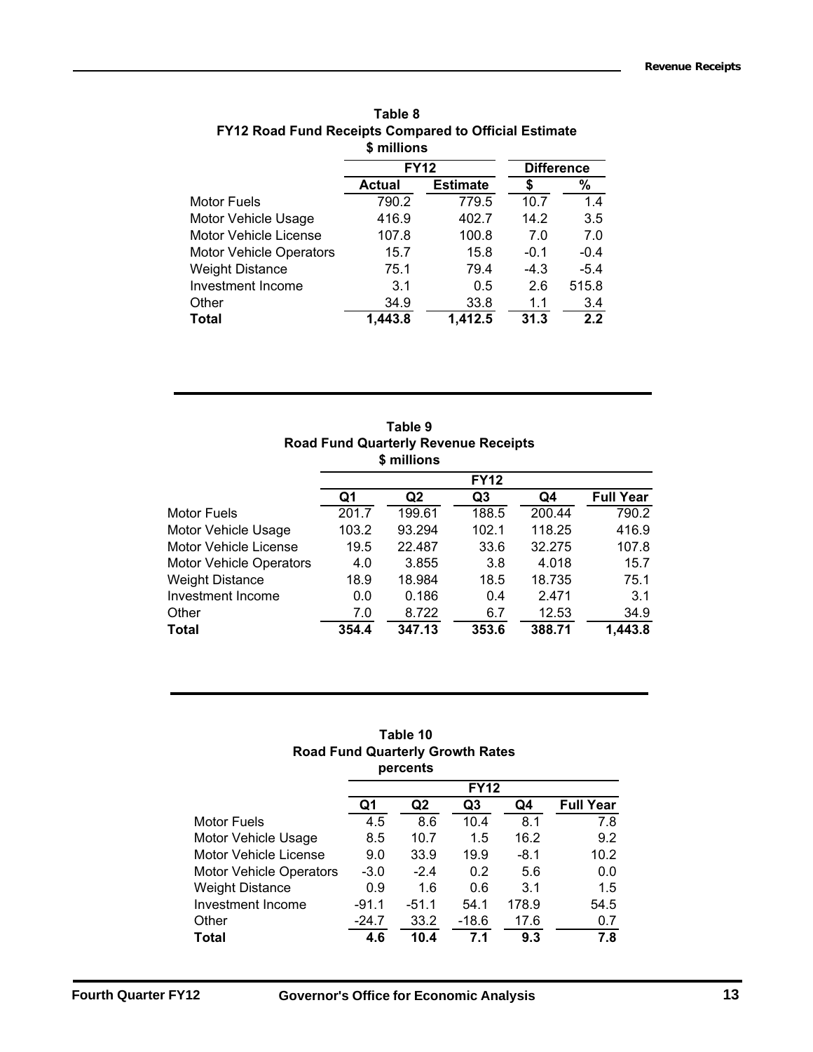**Table 8**
**FY12 Road Fund Receipts Compared to Official Estimate**
**$ millions**

| | FY12 | | Difference | |
|---|---|---|---|---|
| | **Actual** | **Estimate** | **$** | **%** |
| Motor Fuels | 790.2 | 779.5 | 10.7 | 1.4 |
| Motor Vehicle Usage | 416.9 | 402.7 | 14.2 | 3.5 |
| Motor Vehicle License | 107.8 | 100.8 | 7.0 | 7.0 |
| Motor Vehicle Operators | 15.7 | 15.8 | -0.1 | -0.4 |
| Weight Distance | 75.1 | 79.4 | -4.3 | -5.4 |
| Investment Income | 3.1 | 0.5 | 2.6 | 515.8 |
| Other | 34.9 | 33.8 | 1.1 | 3.4 |
| **Total** | **1,443.8** | **1,412.5** | **31.3** | **2.2** |

**Table 9**
**Road Fund Quarterly Revenue Receipts**
**$ millions**

| | FY12 | | | | |
|---|---|---|---|---|---|
| | **Q1** | **Q2** | **Q3** | **Q4** | **Full Year** |
| Motor Fuels | 201.7 | 199.61 | 188.5 | 200.44 | 790.2 |
| Motor Vehicle Usage | 103.2 | 93.294 | 102.1 | 118.25 | 416.9 |
| Motor Vehicle License | 19.5 | 22.487 | 33.6 | 32.275 | 107.8 |
| Motor Vehicle Operators | 4.0 | 3.855 | 3.8 | 4.018 | 15.7 |
| Weight Distance | 18.9 | 18.984 | 18.5 | 18.735 | 75.1 |
| Investment Income | 0.0 | 0.186 | 0.4 | 2.471 | 3.1 |
| Other | 7.0 | 8.722 | 6.7 | 12.53 | 34.9 |
| **Total** | **354.4** | **347.13** | **353.6** | **388.71** | **1,443.8** |

**Table 10**
**Road Fund Quarterly Growth Rates**
**percents**

| | FY12 | | | | |
|---|---|---|---|---|---|
| | **Q1** | **Q2** | **Q3** | **Q4** | **Full Year** |
| Motor Fuels | 4.5 | 8.6 | 10.4 | 8.1 | 7.8 |
| Motor Vehicle Usage | 8.5 | 10.7 | 1.5 | 16.2 | 9.2 |
| Motor Vehicle License | 9.0 | 33.9 | 19.9 | -8.1 | 10.2 |
| Motor Vehicle Operators | -3.0 | -2.4 | 0.2 | 5.6 | 0.0 |
| Weight Distance | 0.9 | 1.6 | 0.6 | 3.1 | 1.5 |
| Investment Income | -91.1 | -51.1 | 54.1 | 178.9 | 54.5 |
| Other | -24.7 | 33.2 | -18.6 | 17.6 | 0.7 |
| **Total** | **4.6** | **10.4** | **7.1** | **9.3** | **7.8** |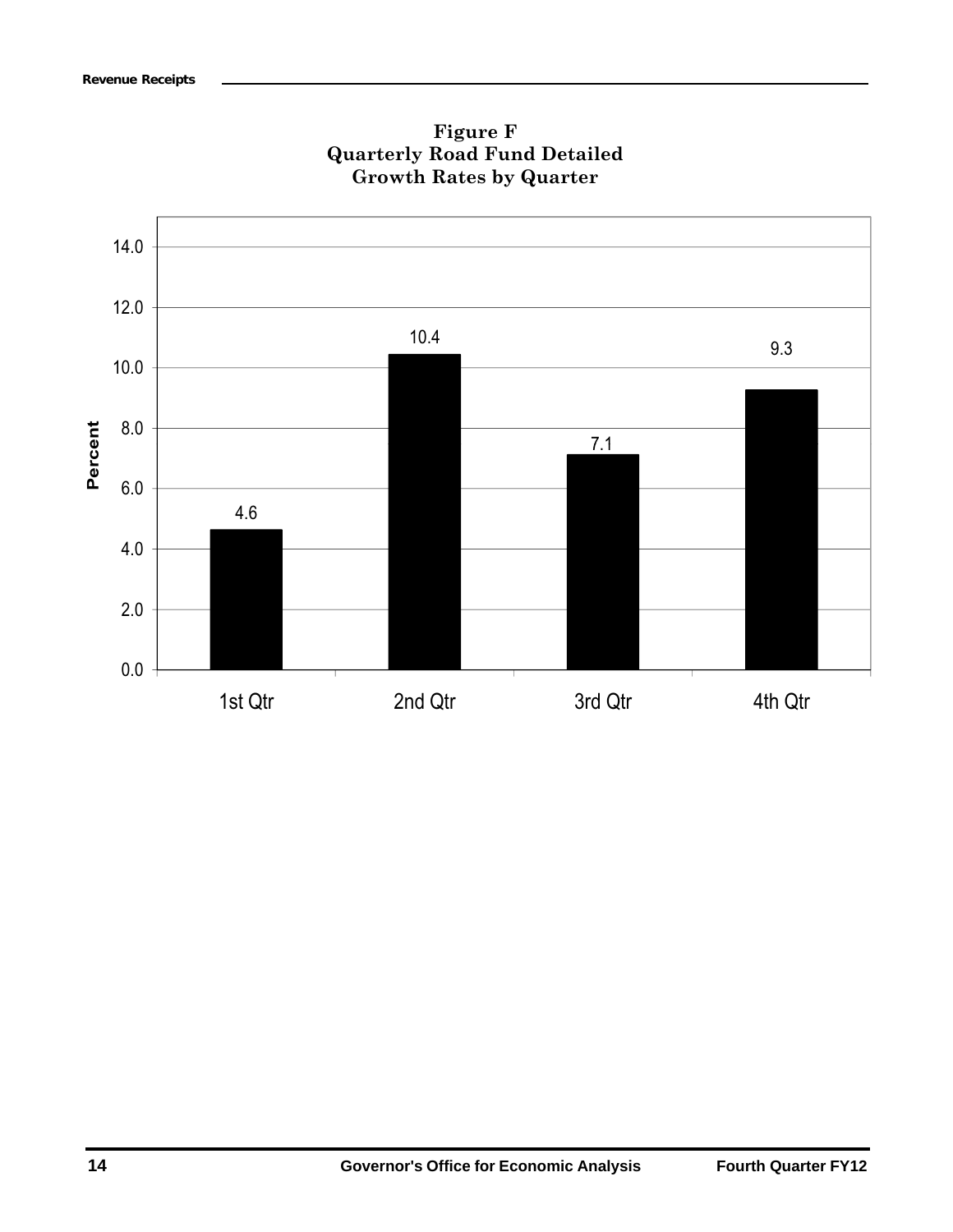**Figure F**
**Quarterly Road Fund Detailed**
**Growth Rates by Quarter**

| Quarter | Percent |
|---|---|
| 1st Qtr | 4.6 |
| 2nd Qtr | 10.4 |
| 3rd Qtr | 7.1 |
| 4th Qtr | 9.3 |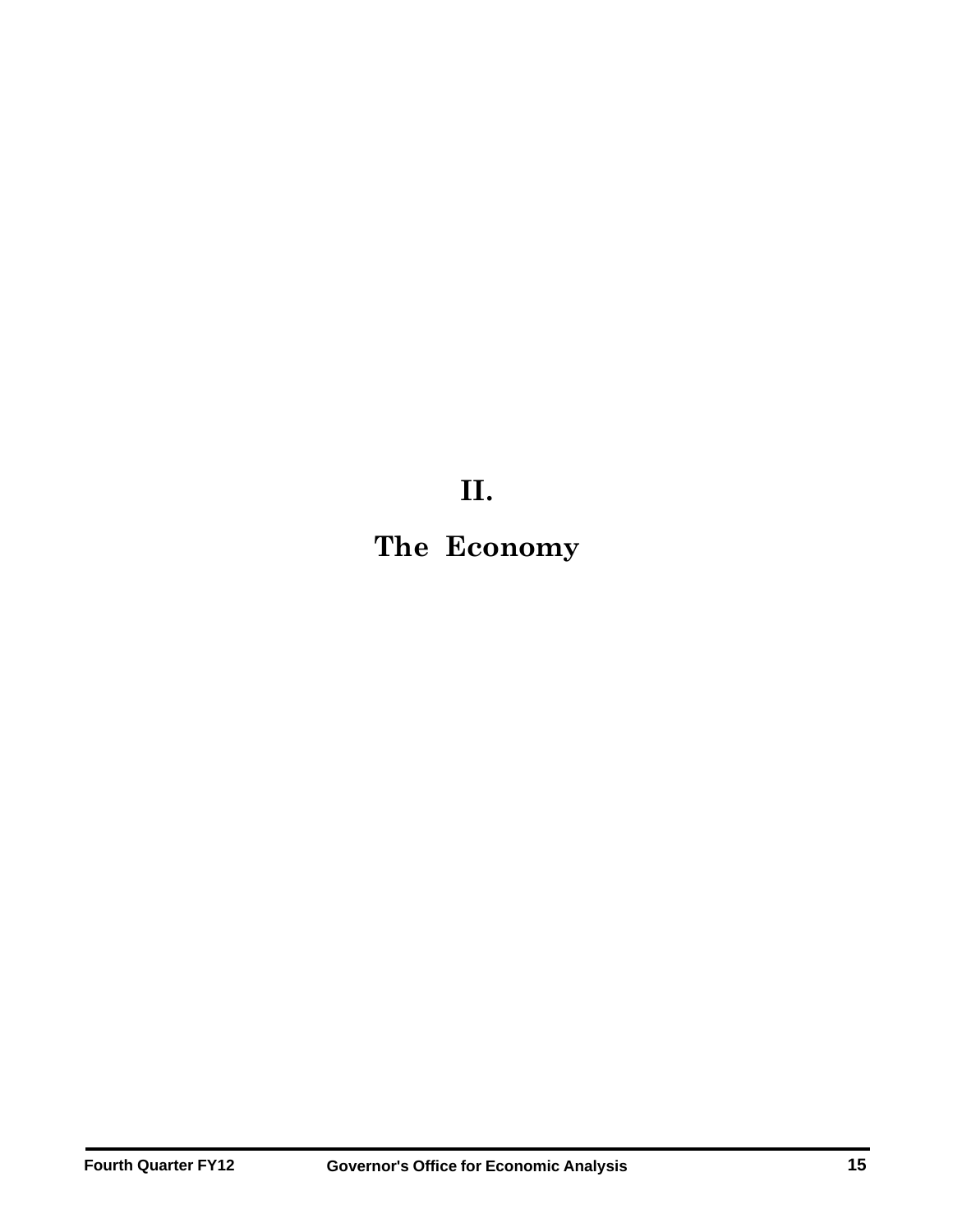# II.

# The Economy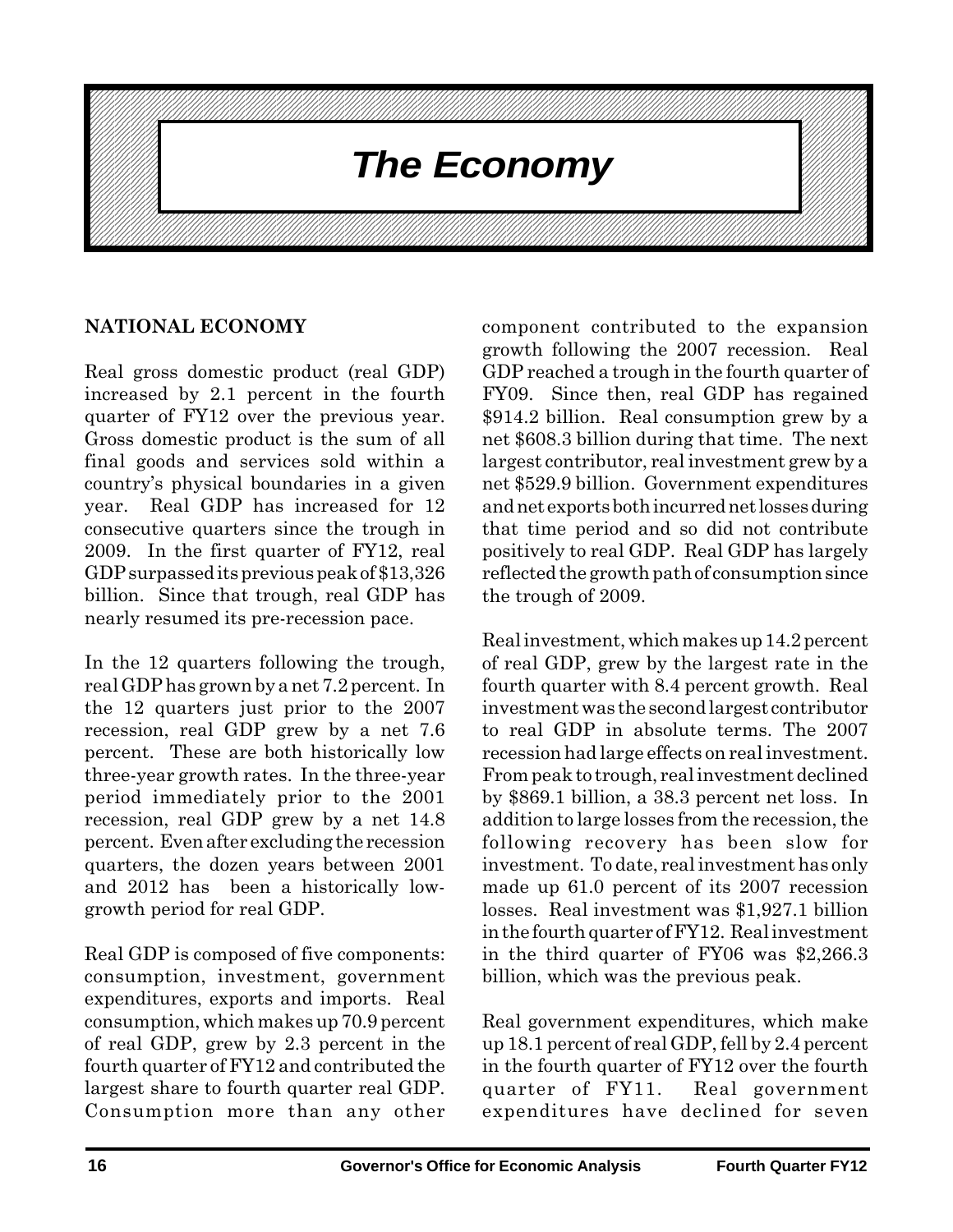# *The Economy*

## NATIONAL ECONOMY

Real gross domestic product (real GDP) increased by 2.1 percent in the fourth quarter of FY12 over the previous year. Gross domestic product is the sum of all final goods and services sold within a country's physical boundaries in a given year. Real GDP has increased for 12 consecutive quarters since the trough in 2009. In the first quarter of FY12, real GDP surpassed its previous peak of $13,326 billion. Since that trough, real GDP has nearly resumed its pre-recession pace.

In the 12 quarters following the trough, real GDP has grown by a net 7.2 percent. In the 12 quarters just prior to the 2007 recession, real GDP grew by a net 7.6 percent. These are both historically low three-year growth rates. In the three-year period immediately prior to the 2001 recession, real GDP grew by a net 14.8 percent. Even after excluding the recession quarters, the dozen years between 2001 and 2012 has been a historically low-growth period for real GDP.

Real GDP is composed of five components: consumption, investment, government expenditures, exports and imports. Real consumption, which makes up 70.9 percent of real GDP, grew by 2.3 percent in the fourth quarter of FY12 and contributed the largest share to fourth quarter real GDP. Consumption more than any other component contributed to the expansion growth following the 2007 recession. Real GDP reached a trough in the fourth quarter of FY09. Since then, real GDP has regained $914.2 billion. Real consumption grew by a net $608.3 billion during that time. The next largest contributor, real investment grew by a net $529.9 billion. Government expenditures and net exports both incurred net losses during that time period and so did not contribute positively to real GDP. Real GDP has largely reflected the growth path of consumption since the trough of 2009.

Real investment, which makes up 14.2 percent of real GDP, grew by the largest rate in the fourth quarter with 8.4 percent growth. Real investment was the second largest contributor to real GDP in absolute terms. The 2007 recession had large effects on real investment. From peak to trough, real investment declined by $869.1 billion, a 38.3 percent net loss. In addition to large losses from the recession, the following recovery has been slow for investment. To date, real investment has only made up 61.0 percent of its 2007 recession losses. Real investment was $1,927.1 billion in the fourth quarter of FY12. Real investment in the third quarter of FY06 was $2,266.3 billion, which was the previous peak.

Real government expenditures, which make up 18.1 percent of real GDP, fell by 2.4 percent in the fourth quarter of FY12 over the fourth quarter of FY11. Real government expenditures have declined for seven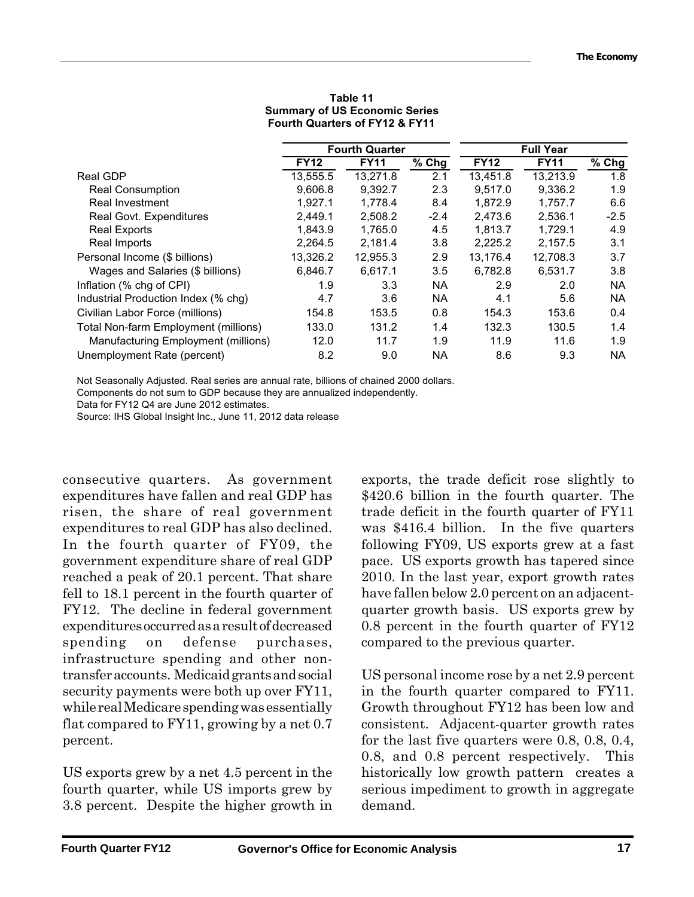**Table 11**
**Summary of US Economic Series**
**Fourth Quarters of FY12 & FY11**

| | Fourth Quarter | | | Full Year | | |
|---|---|---|---|---|---|---|
| | FY12 | FY11 | % Chg | FY12 | FY11 | % Chg |
| Real GDP | 13,555.5 | 13,271.8 | 2.1 | 13,451.8 | 13,213.9 | 1.8 |
| Real Consumption | 9,606.8 | 9,392.7 | 2.3 | 9,517.0 | 9,336.2 | 1.9 |
| Real Investment | 1,927.1 | 1,778.4 | 8.4 | 1,872.9 | 1,757.7 | 6.6 |
| Real Govt. Expenditures | 2,449.1 | 2,508.2 | -2.4 | 2,473.6 | 2,536.1 | -2.5 |
| Real Exports | 1,843.9 | 1,765.0 | 4.5 | 1,813.7 | 1,729.1 | 4.9 |
| Real Imports | 2,264.5 | 2,181.4 | 3.8 | 2,225.2 | 2,157.5 | 3.1 |
| Personal Income ($ billions) | 13,326.2 | 12,955.3 | 2.9 | 13,176.4 | 12,708.3 | 3.7 |
| Wages and Salaries ($ billions) | 6,846.7 | 6,617.1 | 3.5 | 6,782.8 | 6,531.7 | 3.8 |
| Inflation (% chg of CPI) | 1.9 | 3.3 | NA | 2.9 | 2.0 | NA |
| Industrial Production Index (% chg) | 4.7 | 3.6 | NA | 4.1 | 5.6 | NA |
| Civilian Labor Force (millions) | 154.8 | 153.5 | 0.8 | 154.3 | 153.6 | 0.4 |
| Total Non-farm Employment (millions) | 133.0 | 131.2 | 1.4 | 132.3 | 130.5 | 1.4 |
| Manufacturing Employment (millions) | 12.0 | 11.7 | 1.9 | 11.9 | 11.6 | 1.9 |
| Unemployment Rate (percent) | 8.2 | 9.0 | NA | 8.6 | 9.3 | NA |

Not Seasonally Adjusted. Real series are annual rate, billions of chained 2000 dollars.
Components do not sum to GDP because they are annualized independently.
Data for FY12 Q4 are June 2012 estimates.
Source: IHS Global Insight Inc., June 11, 2012 data release

consecutive quarters. As government expenditures have fallen and real GDP has risen, the share of real government expenditures to real GDP has also declined. In the fourth quarter of FY09, the government expenditure share of real GDP reached a peak of 20.1 percent. That share fell to 18.1 percent in the fourth quarter of FY12. The decline in federal government expenditures occurred as a result of decreased spending on defense purchases, infrastructure spending and other non-transfer accounts. Medicaid grants and social security payments were both up over FY11, while real Medicare spending was essentially flat compared to FY11, growing by a net 0.7 percent.

US exports grew by a net 4.5 percent in the fourth quarter, while US imports grew by 3.8 percent. Despite the higher growth in exports, the trade deficit rose slightly to $420.6 billion in the fourth quarter. The trade deficit in the fourth quarter of FY11 was $416.4 billion. In the five quarters following FY09, US exports grew at a fast pace. US exports growth has tapered since 2010. In the last year, export growth rates have fallen below 2.0 percent on an adjacent-quarter growth basis. US exports grew by 0.8 percent in the fourth quarter of FY12 compared to the previous quarter.

US personal income rose by a net 2.9 percent in the fourth quarter compared to FY11. Growth throughout FY12 has been low and consistent. Adjacent-quarter growth rates for the last five quarters were 0.8, 0.8, 0.4, 0.8, and 0.8 percent respectively. This historically low growth pattern creates a serious impediment to growth in aggregate demand.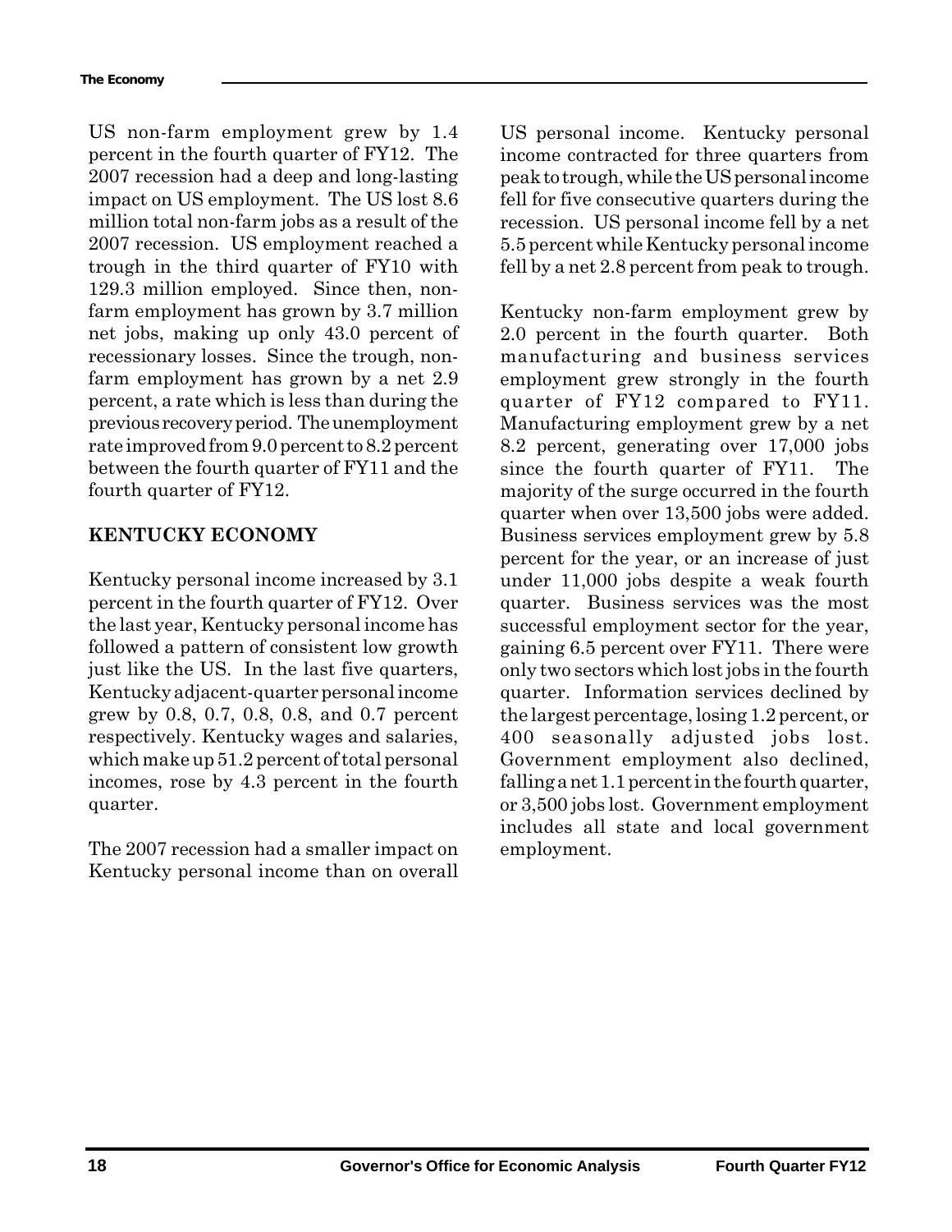US non-farm employment grew by 1.4 percent in the fourth quarter of FY12. The 2007 recession had a deep and long-lasting impact on US employment. The US lost 8.6 million total non-farm jobs as a result of the 2007 recession. US employment reached a trough in the third quarter of FY10 with 129.3 million employed. Since then, non-farm employment has grown by 3.7 million net jobs, making up only 43.0 percent of recessionary losses. Since the trough, non-farm employment has grown by a net 2.9 percent, a rate which is less than during the previous recovery period. The unemployment rate improved from 9.0 percent to 8.2 percent between the fourth quarter of FY11 and the fourth quarter of FY12.

## KENTUCKY ECONOMY

Kentucky personal income increased by 3.1 percent in the fourth quarter of FY12. Over the last year, Kentucky personal income has followed a pattern of consistent low growth just like the US. In the last five quarters, Kentucky adjacent-quarter personal income grew by 0.8, 0.7, 0.8, 0.8, and 0.7 percent respectively. Kentucky wages and salaries, which make up 51.2 percent of total personal incomes, rose by 4.3 percent in the fourth quarter.

The 2007 recession had a smaller impact on Kentucky personal income than on overall US personal income. Kentucky personal income contracted for three quarters from peak to trough, while the US personal income fell for five consecutive quarters during the recession. US personal income fell by a net 5.5 percent while Kentucky personal income fell by a net 2.8 percent from peak to trough.

Kentucky non-farm employment grew by 2.0 percent in the fourth quarter. Both manufacturing and business services employment grew strongly in the fourth quarter of FY12 compared to FY11. Manufacturing employment grew by a net 8.2 percent, generating over 17,000 jobs since the fourth quarter of FY11. The majority of the surge occurred in the fourth quarter when over 13,500 jobs were added. Business services employment grew by 5.8 percent for the year, or an increase of just under 11,000 jobs despite a weak fourth quarter. Business services was the most successful employment sector for the year, gaining 6.5 percent over FY11. There were only two sectors which lost jobs in the fourth quarter. Information services declined by the largest percentage, losing 1.2 percent, or 400 seasonally adjusted jobs lost. Government employment also declined, falling a net 1.1 percent in the fourth quarter, or 3,500 jobs lost. Government employment includes all state and local government employment.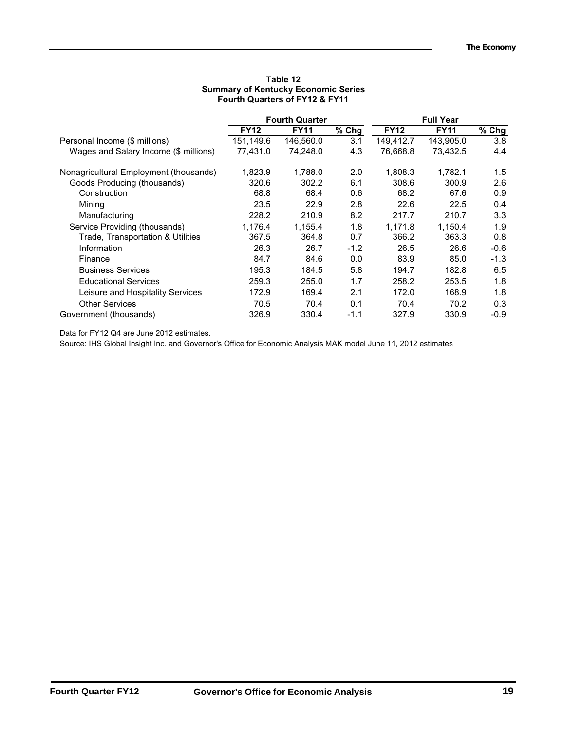**Table 12**
**Summary of Kentucky Economic Series**
**Fourth Quarters of FY12 & FY11**

| | Fourth Quarter | | | Full Year | | |
|---|---|---|---|---|---|---|
| | **FY12** | **FY11** | **% Chg** | **FY12** | **FY11** | **% Chg** |
| Personal Income ($ millions) | 151,149.6 | 146,560.0 | 3.1 | 149,412.7 | 143,905.0 | 3.8 |
| Wages and Salary Income ($ millions) | 77,431.0 | 74,248.0 | 4.3 | 76,668.8 | 73,432.5 | 4.4 |
| | | | | | | |
| Nonagricultural Employment (thousands) | 1,823.9 | 1,788.0 | 2.0 | 1,808.3 | 1,782.1 | 1.5 |
| Goods Producing (thousands) | 320.6 | 302.2 | 6.1 | 308.6 | 300.9 | 2.6 |
| Construction | 68.8 | 68.4 | 0.6 | 68.2 | 67.6 | 0.9 |
| Mining | 23.5 | 22.9 | 2.8 | 22.6 | 22.5 | 0.4 |
| Manufacturing | 228.2 | 210.9 | 8.2 | 217.7 | 210.7 | 3.3 |
| Service Providing (thousands) | 1,176.4 | 1,155.4 | 1.8 | 1,171.8 | 1,150.4 | 1.9 |
| Trade, Transportation & Utilities | 367.5 | 364.8 | 0.7 | 366.2 | 363.3 | 0.8 |
| Information | 26.3 | 26.7 | -1.2 | 26.5 | 26.6 | -0.6 |
| Finance | 84.7 | 84.6 | 0.0 | 83.9 | 85.0 | -1.3 |
| Business Services | 195.3 | 184.5 | 5.8 | 194.7 | 182.8 | 6.5 |
| Educational Services | 259.3 | 255.0 | 1.7 | 258.2 | 253.5 | 1.8 |
| Leisure and Hospitality Services | 172.9 | 169.4 | 2.1 | 172.0 | 168.9 | 1.8 |
| Other Services | 70.5 | 70.4 | 0.1 | 70.4 | 70.2 | 0.3 |
| Government (thousands) | 326.9 | 330.4 | -1.1 | 327.9 | 330.9 | -0.9 |

Data for FY12 Q4 are June 2012 estimates.

Source: IHS Global Insight Inc. and Governor's Office for Economic Analysis MAK model June 11, 2012 estimates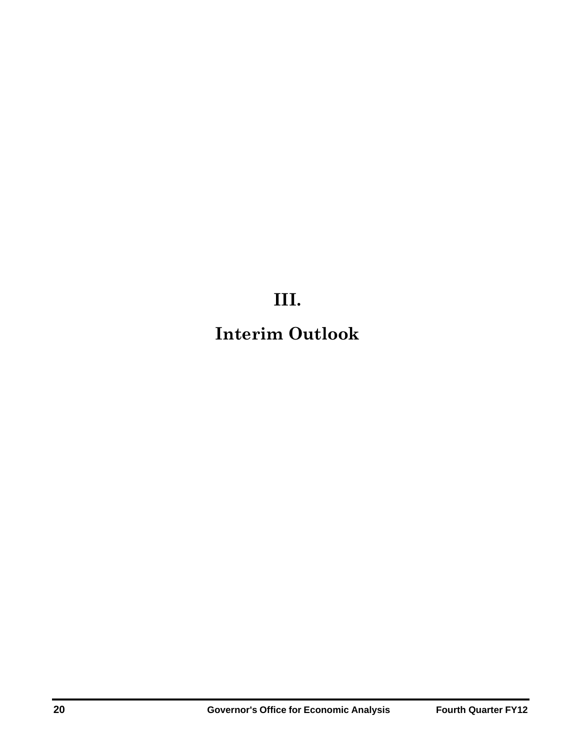# III.

# Interim Outlook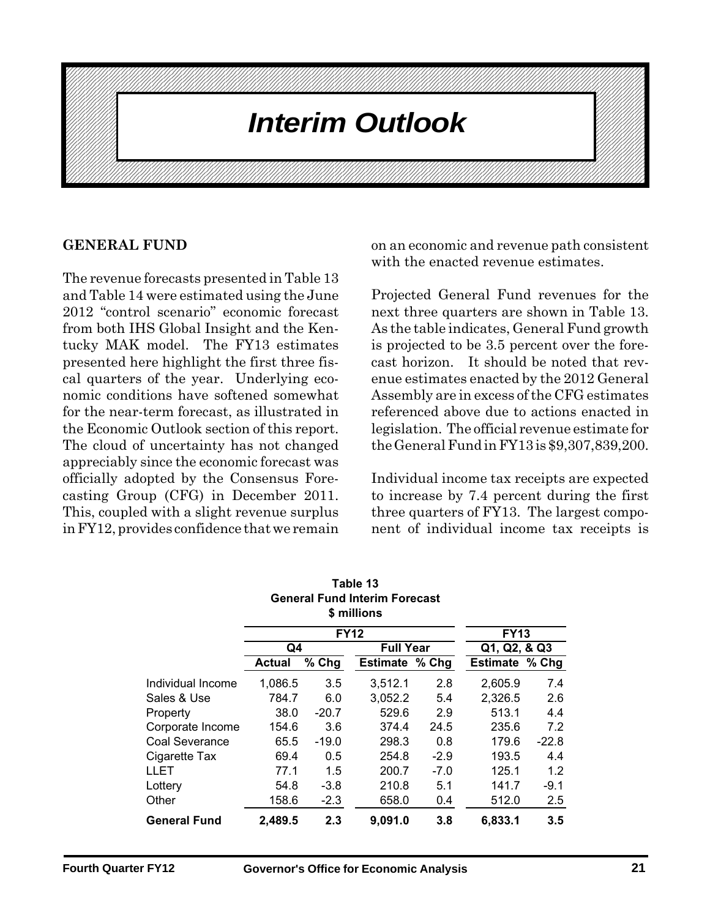# Interim Outlook

## GENERAL FUND

The revenue forecasts presented in Table 13 and Table 14 were estimated using the June 2012 "control scenario" economic forecast from both IHS Global Insight and the Kentucky MAK model. The FY13 estimates presented here highlight the first three fiscal quarters of the year. Underlying economic conditions have softened somewhat for the near-term forecast, as illustrated in the Economic Outlook section of this report. The cloud of uncertainty has not changed appreciably since the economic forecast was officially adopted by the Consensus Forecasting Group (CFG) in December 2011. This, coupled with a slight revenue surplus in FY12, provides confidence that we remain on an economic and revenue path consistent with the enacted revenue estimates.

Projected General Fund revenues for the next three quarters are shown in Table 13. As the table indicates, General Fund growth is projected to be 3.5 percent over the forecast horizon. It should be noted that revenue estimates enacted by the 2012 General Assembly are in excess of the CFG estimates referenced above due to actions enacted in legislation. The official revenue estimate for the General Fund in FY13 is $9,307,839,200.

Individual income tax receipts are expected to increase by 7.4 percent during the first three quarters of FY13. The largest component of individual income tax receipts is

**Table 13**
**General Fund Interim Forecast**
**$ millions**

| | FY12 | | | | FY13 | |
|---|---|---|---|---|---|---|
| | Q4 | | Full Year | | Q1, Q2, & Q3 | |
| | Actual | % Chg | Estimate | % Chg | Estimate | % Chg |
| Individual Income | 1,086.5 | 3.5 | 3,512.1 | 2.8 | 2,605.9 | 7.4 |
| Sales & Use | 784.7 | 6.0 | 3,052.2 | 5.4 | 2,326.5 | 2.6 |
| Property | 38.0 | -20.7 | 529.6 | 2.9 | 513.1 | 4.4 |
| Corporate Income | 154.6 | 3.6 | 374.4 | 24.5 | 235.6 | 7.2 |
| Coal Severance | 65.5 | -19.0 | 298.3 | 0.8 | 179.6 | -22.8 |
| Cigarette Tax | 69.4 | 0.5 | 254.8 | -2.9 | 193.5 | 4.4 |
| LLET | 77.1 | 1.5 | 200.7 | -7.0 | 125.1 | 1.2 |
| Lottery | 54.8 | -3.8 | 210.8 | 5.1 | 141.7 | -9.1 |
| Other | 158.6 | -2.3 | 658.0 | 0.4 | 512.0 | 2.5 |
| **General Fund** | **2,489.5** | **2.3** | **9,091.0** | **3.8** | **6,833.1** | **3.5** |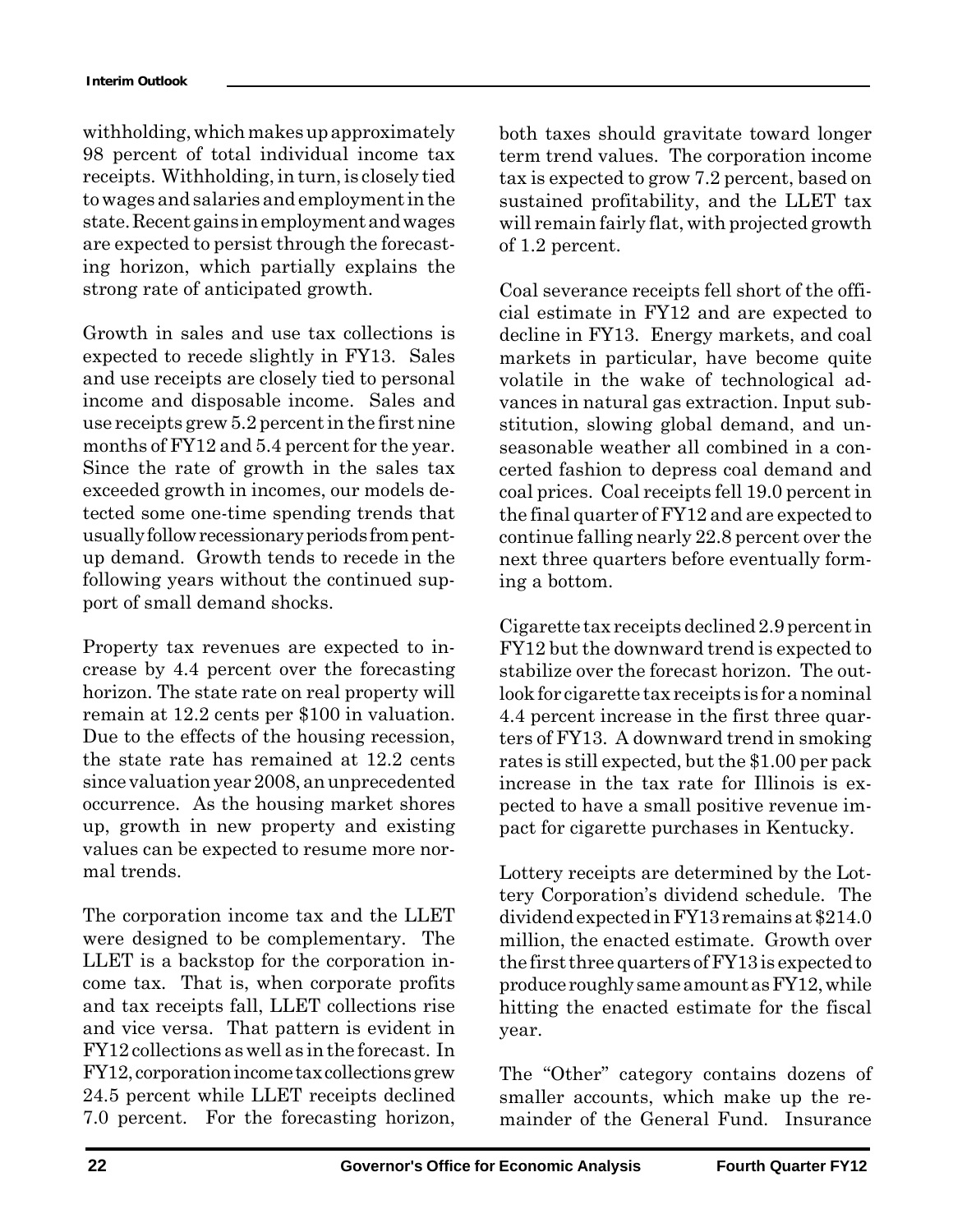withholding, which makes up approximately 98 percent of total individual income tax receipts. Withholding, in turn, is closely tied to wages and salaries and employment in the state. Recent gains in employment and wages are expected to persist through the forecasting horizon, which partially explains the strong rate of anticipated growth.

Growth in sales and use tax collections is expected to recede slightly in FY13. Sales and use receipts are closely tied to personal income and disposable income. Sales and use receipts grew 5.2 percent in the first nine months of FY12 and 5.4 percent for the year. Since the rate of growth in the sales tax exceeded growth in incomes, our models detected some one-time spending trends that usually follow recessionary periods from pent-up demand. Growth tends to recede in the following years without the continued support of small demand shocks.

Property tax revenues are expected to increase by 4.4 percent over the forecasting horizon. The state rate on real property will remain at 12.2 cents per $100 in valuation. Due to the effects of the housing recession, the state rate has remained at 12.2 cents since valuation year 2008, an unprecedented occurrence. As the housing market shores up, growth in new property and existing values can be expected to resume more normal trends.

The corporation income tax and the LLET were designed to be complementary. The LLET is a backstop for the corporation income tax. That is, when corporate profits and tax receipts fall, LLET collections rise and vice versa. That pattern is evident in FY12 collections as well as in the forecast. In FY12, corporation income tax collections grew 24.5 percent while LLET receipts declined 7.0 percent. For the forecasting horizon, both taxes should gravitate toward longer term trend values. The corporation income tax is expected to grow 7.2 percent, based on sustained profitability, and the LLET tax will remain fairly flat, with projected growth of 1.2 percent.

Coal severance receipts fell short of the official estimate in FY12 and are expected to decline in FY13. Energy markets, and coal markets in particular, have become quite volatile in the wake of technological advances in natural gas extraction. Input substitution, slowing global demand, and unseasonable weather all combined in a concerted fashion to depress coal demand and coal prices. Coal receipts fell 19.0 percent in the final quarter of FY12 and are expected to continue falling nearly 22.8 percent over the next three quarters before eventually forming a bottom.

Cigarette tax receipts declined 2.9 percent in FY12 but the downward trend is expected to stabilize over the forecast horizon. The outlook for cigarette tax receipts is for a nominal 4.4 percent increase in the first three quarters of FY13. A downward trend in smoking rates is still expected, but the $1.00 per pack increase in the tax rate for Illinois is expected to have a small positive revenue impact for cigarette purchases in Kentucky.

Lottery receipts are determined by the Lottery Corporation's dividend schedule. The dividend expected in FY13 remains at $214.0 million, the enacted estimate. Growth over the first three quarters of FY13 is expected to produce roughly same amount as FY12, while hitting the enacted estimate for the fiscal year.

The "Other" category contains dozens of smaller accounts, which make up the remainder of the General Fund. Insurance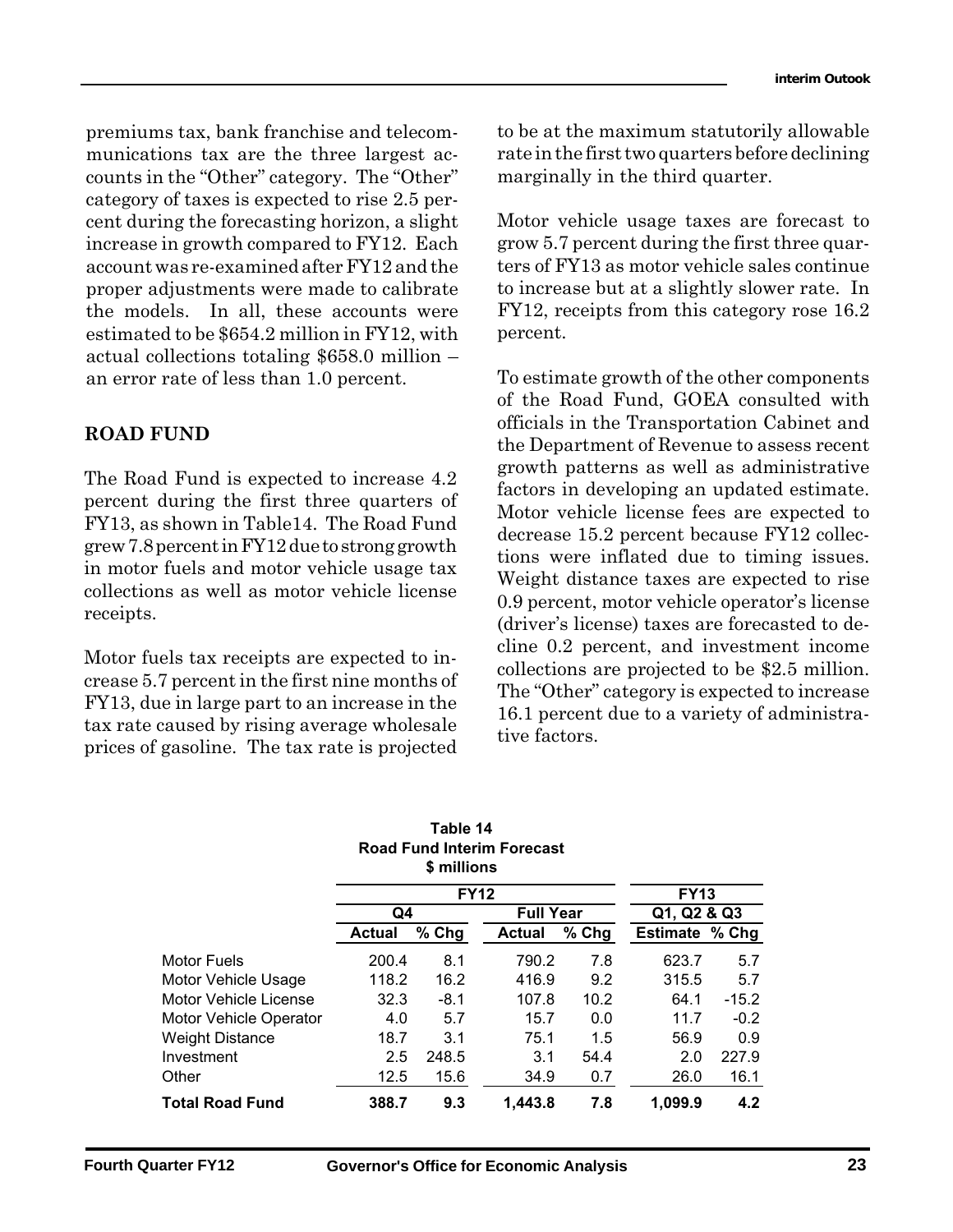premiums tax, bank franchise and telecommunications tax are the three largest accounts in the "Other" category. The "Other" category of taxes is expected to rise 2.5 percent during the forecasting horizon, a slight increase in growth compared to FY12. Each account was re-examined after FY12 and the proper adjustments were made to calibrate the models. In all, these accounts were estimated to be $654.2 million in FY12, with actual collections totaling $658.0 million – an error rate of less than 1.0 percent.

## ROAD FUND

The Road Fund is expected to increase 4.2 percent during the first three quarters of FY13, as shown in Table14. The Road Fund grew 7.8 percent in FY12 due to strong growth in motor fuels and motor vehicle usage tax collections as well as motor vehicle license receipts.

Motor fuels tax receipts are expected to increase 5.7 percent in the first nine months of FY13, due in large part to an increase in the tax rate caused by rising average wholesale prices of gasoline. The tax rate is projected to be at the maximum statutorily allowable rate in the first two quarters before declining marginally in the third quarter.

Motor vehicle usage taxes are forecast to grow 5.7 percent during the first three quarters of FY13 as motor vehicle sales continue to increase but at a slightly slower rate. In FY12, receipts from this category rose 16.2 percent.

To estimate growth of the other components of the Road Fund, GOEA consulted with officials in the Transportation Cabinet and the Department of Revenue to assess recent growth patterns as well as administrative factors in developing an updated estimate. Motor vehicle license fees are expected to decrease 15.2 percent because FY12 collections were inflated due to timing issues. Weight distance taxes are expected to rise 0.9 percent, motor vehicle operator's license (driver's license) taxes are forecasted to decline 0.2 percent, and investment income collections are projected to be $2.5 million. The "Other" category is expected to increase 16.1 percent due to a variety of administrative factors.

**Table 14**
**Road Fund Interim Forecast**
**$ millions**

| | FY12 | | | | FY13 | |
|---|---|---|---|---|---|---|
| | Q4 | | Full Year | | Q1, Q2 & Q3 | |
| | Actual | % Chg | Actual | % Chg | Estimate | % Chg |
| Motor Fuels | 200.4 | 8.1 | 790.2 | 7.8 | 623.7 | 5.7 |
| Motor Vehicle Usage | 118.2 | 16.2 | 416.9 | 9.2 | 315.5 | 5.7 |
| Motor Vehicle License | 32.3 | -8.1 | 107.8 | 10.2 | 64.1 | -15.2 |
| Motor Vehicle Operator | 4.0 | 5.7 | 15.7 | 0.0 | 11.7 | -0.2 |
| Weight Distance | 18.7 | 3.1 | 75.1 | 1.5 | 56.9 | 0.9 |
| Investment | 2.5 | 248.5 | 3.1 | 54.4 | 2.0 | 227.9 |
| Other | 12.5 | 15.6 | 34.9 | 0.7 | 26.0 | 16.1 |
| **Total Road Fund** | **388.7** | **9.3** | **1,443.8** | **7.8** | **1,099.9** | **4.2** |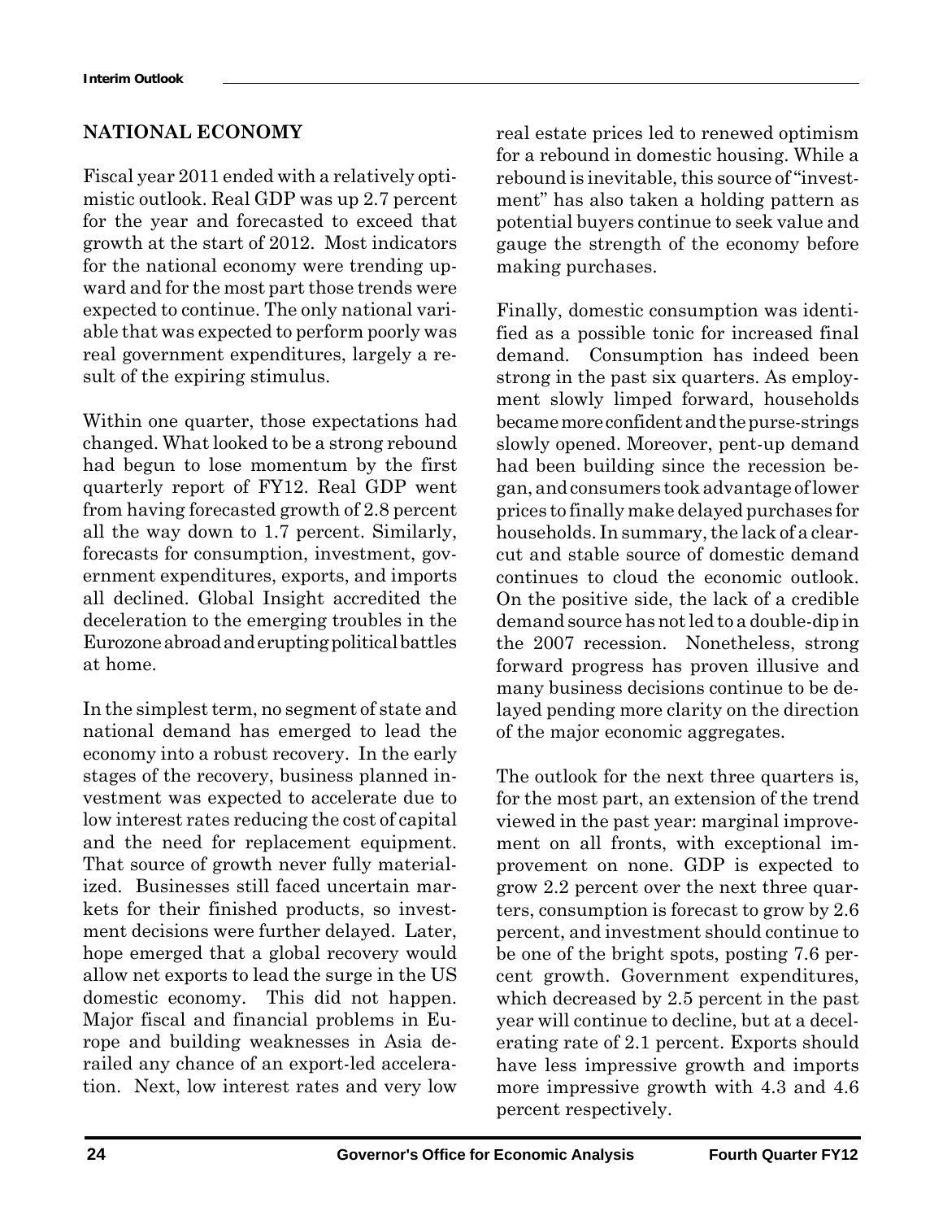## NATIONAL ECONOMY

Fiscal year 2011 ended with a relatively optimistic outlook. Real GDP was up 2.7 percent for the year and forecasted to exceed that growth at the start of 2012. Most indicators for the national economy were trending upward and for the most part those trends were expected to continue. The only national variable that was expected to perform poorly was real government expenditures, largely a result of the expiring stimulus.

Within one quarter, those expectations had changed. What looked to be a strong rebound had begun to lose momentum by the first quarterly report of FY12. Real GDP went from having forecasted growth of 2.8 percent all the way down to 1.7 percent. Similarly, forecasts for consumption, investment, government expenditures, exports, and imports all declined. Global Insight accredited the deceleration to the emerging troubles in the Eurozone abroad and erupting political battles at home.

In the simplest term, no segment of state and national demand has emerged to lead the economy into a robust recovery. In the early stages of the recovery, business planned investment was expected to accelerate due to low interest rates reducing the cost of capital and the need for replacement equipment. That source of growth never fully materialized. Businesses still faced uncertain markets for their finished products, so investment decisions were further delayed. Later, hope emerged that a global recovery would allow net exports to lead the surge in the US domestic economy. This did not happen. Major fiscal and financial problems in Europe and building weaknesses in Asia derailed any chance of an export-led acceleration. Next, low interest rates and very low real estate prices led to renewed optimism for a rebound in domestic housing. While a rebound is inevitable, this source of "investment" has also taken a holding pattern as potential buyers continue to seek value and gauge the strength of the economy before making purchases.

Finally, domestic consumption was identified as a possible tonic for increased final demand. Consumption has indeed been strong in the past six quarters. As employment slowly limped forward, households became more confident and the purse-strings slowly opened. Moreover, pent-up demand had been building since the recession began, and consumers took advantage of lower prices to finally make delayed purchases for households. In summary, the lack of a clear-cut and stable source of domestic demand continues to cloud the economic outlook. On the positive side, the lack of a credible demand source has not led to a double-dip in the 2007 recession. Nonetheless, strong forward progress has proven illusive and many business decisions continue to be delayed pending more clarity on the direction of the major economic aggregates.

The outlook for the next three quarters is, for the most part, an extension of the trend viewed in the past year: marginal improvement on all fronts, with exceptional improvement on none. GDP is expected to grow 2.2 percent over the next three quarters, consumption is forecast to grow by 2.6 percent, and investment should continue to be one of the bright spots, posting 7.6 percent growth. Government expenditures, which decreased by 2.5 percent in the past year will continue to decline, but at a decelerating rate of 2.1 percent. Exports should have less impressive growth and imports more impressive growth with 4.3 and 4.6 percent respectively.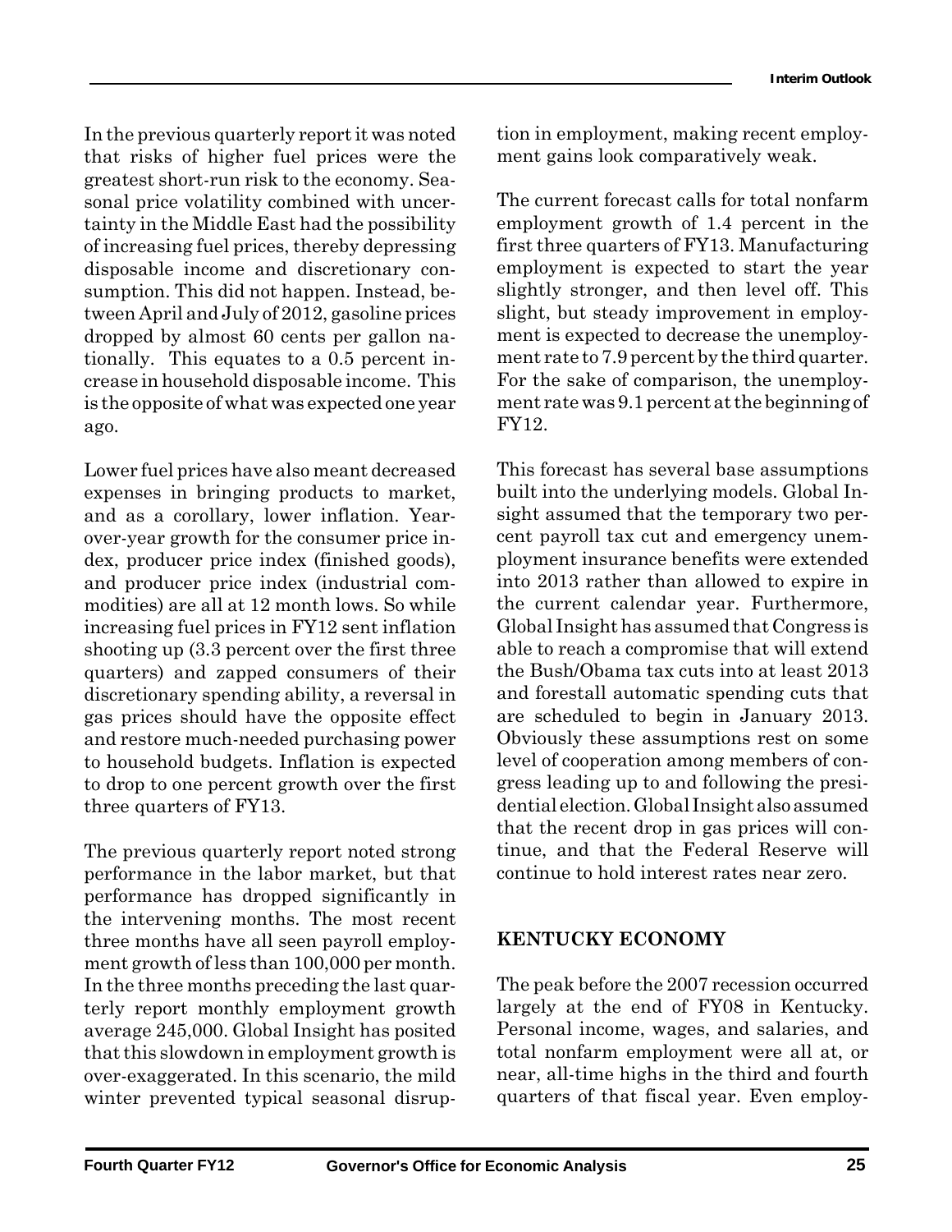In the previous quarterly report it was noted that risks of higher fuel prices were the greatest short-run risk to the economy. Seasonal price volatility combined with uncertainty in the Middle East had the possibility of increasing fuel prices, thereby depressing disposable income and discretionary consumption. This did not happen. Instead, between April and July of 2012, gasoline prices dropped by almost 60 cents per gallon nationally. This equates to a 0.5 percent increase in household disposable income. This is the opposite of what was expected one year ago.

Lower fuel prices have also meant decreased expenses in bringing products to market, and as a corollary, lower inflation. Year-over-year growth for the consumer price index, producer price index (finished goods), and producer price index (industrial commodities) are all at 12 month lows. So while increasing fuel prices in FY12 sent inflation shooting up (3.3 percent over the first three quarters) and zapped consumers of their discretionary spending ability, a reversal in gas prices should have the opposite effect and restore much-needed purchasing power to household budgets. Inflation is expected to drop to one percent growth over the first three quarters of FY13.

The previous quarterly report noted strong performance in the labor market, but that performance has dropped significantly in the intervening months. The most recent three months have all seen payroll employment growth of less than 100,000 per month. In the three months preceding the last quarterly report monthly employment growth average 245,000. Global Insight has posited that this slowdown in employment growth is over-exaggerated. In this scenario, the mild winter prevented typical seasonal disruption in employment, making recent employment gains look comparatively weak.

The current forecast calls for total nonfarm employment growth of 1.4 percent in the first three quarters of FY13. Manufacturing employment is expected to start the year slightly stronger, and then level off. This slight, but steady improvement in employment is expected to decrease the unemployment rate to 7.9 percent by the third quarter. For the sake of comparison, the unemployment rate was 9.1 percent at the beginning of FY12.

This forecast has several base assumptions built into the underlying models. Global Insight assumed that the temporary two percent payroll tax cut and emergency unemployment insurance benefits were extended into 2013 rather than allowed to expire in the current calendar year. Furthermore, Global Insight has assumed that Congress is able to reach a compromise that will extend the Bush/Obama tax cuts into at least 2013 and forestall automatic spending cuts that are scheduled to begin in January 2013. Obviously these assumptions rest on some level of cooperation among members of congress leading up to and following the presidential election. Global Insight also assumed that the recent drop in gas prices will continue, and that the Federal Reserve will continue to hold interest rates near zero.

## KENTUCKY ECONOMY

The peak before the 2007 recession occurred largely at the end of FY08 in Kentucky. Personal income, wages, and salaries, and total nonfarm employment were all at, or near, all-time highs in the third and fourth quarters of that fiscal year. Even employ-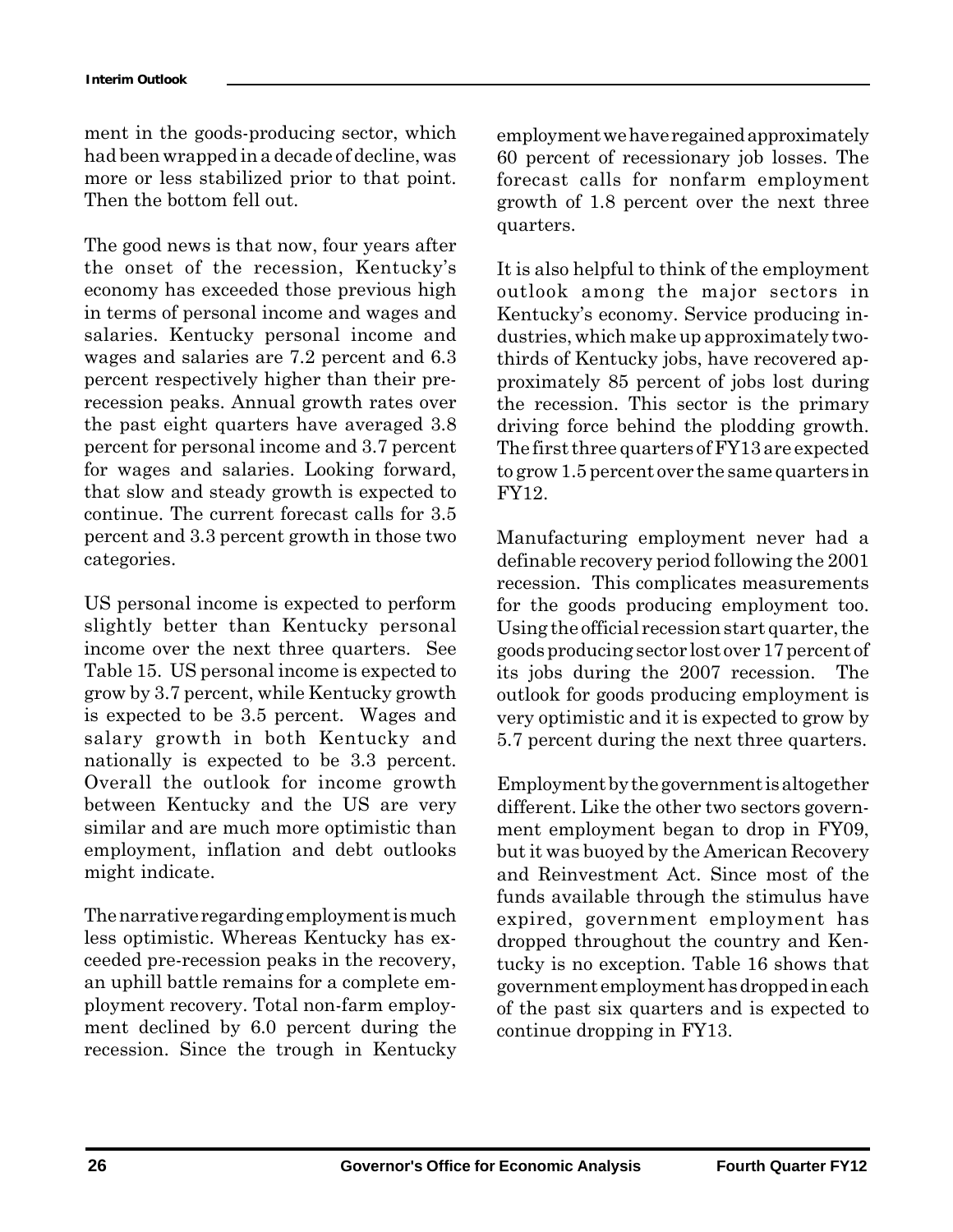ment in the goods-producing sector, which had been wrapped in a decade of decline, was more or less stabilized prior to that point. Then the bottom fell out.

The good news is that now, four years after the onset of the recession, Kentucky's economy has exceeded those previous high in terms of personal income and wages and salaries. Kentucky personal income and wages and salaries are 7.2 percent and 6.3 percent respectively higher than their pre-recession peaks. Annual growth rates over the past eight quarters have averaged 3.8 percent for personal income and 3.7 percent for wages and salaries. Looking forward, that slow and steady growth is expected to continue. The current forecast calls for 3.5 percent and 3.3 percent growth in those two categories.

US personal income is expected to perform slightly better than Kentucky personal income over the next three quarters. See Table 15. US personal income is expected to grow by 3.7 percent, while Kentucky growth is expected to be 3.5 percent. Wages and salary growth in both Kentucky and nationally is expected to be 3.3 percent. Overall the outlook for income growth between Kentucky and the US are very similar and are much more optimistic than employment, inflation and debt outlooks might indicate.

The narrative regarding employment is much less optimistic. Whereas Kentucky has exceeded pre-recession peaks in the recovery, an uphill battle remains for a complete employment recovery. Total non-farm employment declined by 6.0 percent during the recession. Since the trough in Kentucky employment we have regained approximately 60 percent of recessionary job losses. The forecast calls for nonfarm employment growth of 1.8 percent over the next three quarters.

It is also helpful to think of the employment outlook among the major sectors in Kentucky's economy. Service producing industries, which make up approximately two-thirds of Kentucky jobs, have recovered approximately 85 percent of jobs lost during the recession. This sector is the primary driving force behind the plodding growth. The first three quarters of FY13 are expected to grow 1.5 percent over the same quarters in FY12.

Manufacturing employment never had a definable recovery period following the 2001 recession. This complicates measurements for the goods producing employment too. Using the official recession start quarter, the goods producing sector lost over 17 percent of its jobs during the 2007 recession. The outlook for goods producing employment is very optimistic and it is expected to grow by 5.7 percent during the next three quarters.

Employment by the government is altogether different. Like the other two sectors government employment began to drop in FY09, but it was buoyed by the American Recovery and Reinvestment Act. Since most of the funds available through the stimulus have expired, government employment has dropped throughout the country and Kentucky is no exception. Table 16 shows that government employment has dropped in each of the past six quarters and is expected to continue dropping in FY13.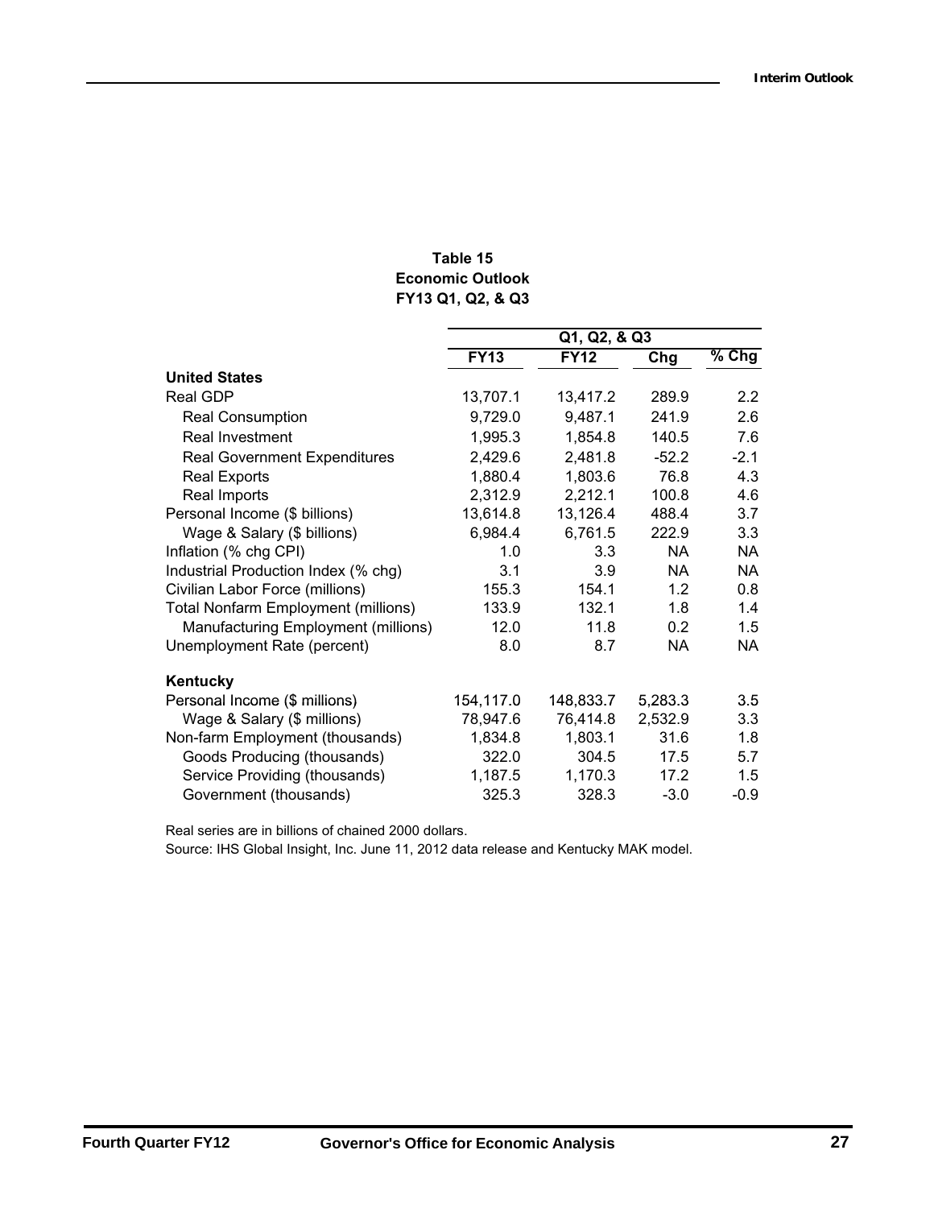**Table 15**
**Economic Outlook**
**FY13 Q1, Q2, & Q3**

| | Q1, Q2, & Q3 | | | |
|---|---|---|---|---|
| | **FY13** | **FY12** | **Chg** | **% Chg** |
| **United States** | | | | |
| Real GDP | 13,707.1 | 13,417.2 | 289.9 | 2.2 |
| Real Consumption | 9,729.0 | 9,487.1 | 241.9 | 2.6 |
| Real Investment | 1,995.3 | 1,854.8 | 140.5 | 7.6 |
| Real Government Expenditures | 2,429.6 | 2,481.8 | -52.2 | -2.1 |
| Real Exports | 1,880.4 | 1,803.6 | 76.8 | 4.3 |
| Real Imports | 2,312.9 | 2,212.1 | 100.8 | 4.6 |
| Personal Income ($ billions) | 13,614.8 | 13,126.4 | 488.4 | 3.7 |
| Wage & Salary ($ billions) | 6,984.4 | 6,761.5 | 222.9 | 3.3 |
| Inflation (% chg CPI) | 1.0 | 3.3 | NA | NA |
| Industrial Production Index (% chg) | 3.1 | 3.9 | NA | NA |
| Civilian Labor Force (millions) | 155.3 | 154.1 | 1.2 | 0.8 |
| Total Nonfarm Employment (millions) | 133.9 | 132.1 | 1.8 | 1.4 |
| Manufacturing Employment (millions) | 12.0 | 11.8 | 0.2 | 1.5 |
| Unemployment Rate (percent) | 8.0 | 8.7 | NA | NA |
| **Kentucky** | | | | |
| Personal Income ($ millions) | 154,117.0 | 148,833.7 | 5,283.3 | 3.5 |
| Wage & Salary ($ millions) | 78,947.6 | 76,414.8 | 2,532.9 | 3.3 |
| Non-farm Employment (thousands) | 1,834.8 | 1,803.1 | 31.6 | 1.8 |
| Goods Producing (thousands) | 322.0 | 304.5 | 17.5 | 5.7 |
| Service Providing (thousands) | 1,187.5 | 1,170.3 | 17.2 | 1.5 |
| Government (thousands) | 325.3 | 328.3 | -3.0 | -0.9 |

Real series are in billions of chained 2000 dollars.

Source: IHS Global Insight, Inc. June 11, 2012 data release and Kentucky MAK model.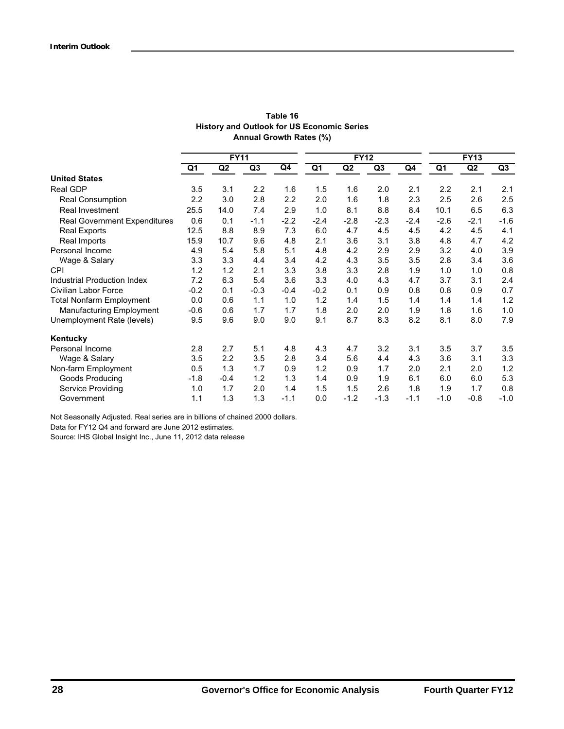**Table 16**
**History and Outlook for US Economic Series**
**Annual Growth Rates (%)**

| | FY11 | | | | FY12 | | | | FY13 | | |
|---|---|---|---|---|---|---|---|---|---|---|---|
| | Q1 | Q2 | Q3 | Q4 | Q1 | Q2 | Q3 | Q4 | Q1 | Q2 | Q3 |
| **United States** | | | | | | | | | | | |
| Real GDP | 3.5 | 3.1 | 2.2 | 1.6 | 1.5 | 1.6 | 2.0 | 2.1 | 2.2 | 2.1 | 2.1 |
| Real Consumption | 2.2 | 3.0 | 2.8 | 2.2 | 2.0 | 1.6 | 1.8 | 2.3 | 2.5 | 2.6 | 2.5 |
| Real Investment | 25.5 | 14.0 | 7.4 | 2.9 | 1.0 | 8.1 | 8.8 | 8.4 | 10.1 | 6.5 | 6.3 |
| Real Government Expenditures | 0.6 | 0.1 | -1.1 | -2.2 | -2.4 | -2.8 | -2.3 | -2.4 | -2.6 | -2.1 | -1.6 |
| Real Exports | 12.5 | 8.8 | 8.9 | 7.3 | 6.0 | 4.7 | 4.5 | 4.5 | 4.2 | 4.5 | 4.1 |
| Real Imports | 15.9 | 10.7 | 9.6 | 4.8 | 2.1 | 3.6 | 3.1 | 3.8 | 4.8 | 4.7 | 4.2 |
| Personal Income | 4.9 | 5.4 | 5.8 | 5.1 | 4.8 | 4.2 | 2.9 | 2.9 | 3.2 | 4.0 | 3.9 |
| Wage & Salary | 3.3 | 3.3 | 4.4 | 3.4 | 4.2 | 4.3 | 3.5 | 3.5 | 2.8 | 3.4 | 3.6 |
| CPI | 1.2 | 1.2 | 2.1 | 3.3 | 3.8 | 3.3 | 2.8 | 1.9 | 1.0 | 1.0 | 0.8 |
| Industrial Production Index | 7.2 | 6.3 | 5.4 | 3.6 | 3.3 | 4.0 | 4.3 | 4.7 | 3.7 | 3.1 | 2.4 |
| Civilian Labor Force | -0.2 | 0.1 | -0.3 | -0.4 | -0.2 | 0.1 | 0.9 | 0.8 | 0.8 | 0.9 | 0.7 |
| Total Nonfarm Employment | 0.0 | 0.6 | 1.1 | 1.0 | 1.2 | 1.4 | 1.5 | 1.4 | 1.4 | 1.4 | 1.2 |
| Manufacturing Employment | -0.6 | 0.6 | 1.7 | 1.7 | 1.8 | 2.0 | 2.0 | 1.9 | 1.8 | 1.6 | 1.0 |
| Unemployment Rate (levels) | 9.5 | 9.6 | 9.0 | 9.0 | 9.1 | 8.7 | 8.3 | 8.2 | 8.1 | 8.0 | 7.9 |
| **Kentucky** | | | | | | | | | | | |
| Personal Income | 2.8 | 2.7 | 5.1 | 4.8 | 4.3 | 4.7 | 3.2 | 3.1 | 3.5 | 3.7 | 3.5 |
| Wage & Salary | 3.5 | 2.2 | 3.5 | 2.8 | 3.4 | 5.6 | 4.4 | 4.3 | 3.6 | 3.1 | 3.3 |
| Non-farm Employment | 0.5 | 1.3 | 1.7 | 0.9 | 1.2 | 0.9 | 1.7 | 2.0 | 2.1 | 2.0 | 1.2 |
| Goods Producing | -1.8 | -0.4 | 1.2 | 1.3 | 1.4 | 0.9 | 1.9 | 6.1 | 6.0 | 6.0 | 5.3 |
| Service Providing | 1.0 | 1.7 | 2.0 | 1.4 | 1.5 | 1.5 | 2.6 | 1.8 | 1.9 | 1.7 | 0.8 |
| Government | 1.1 | 1.3 | 1.3 | -1.1 | 0.0 | -1.2 | -1.3 | -1.1 | -1.0 | -0.8 | -1.0 |

Not Seasonally Adjusted. Real series are in billions of chained 2000 dollars.

Data for FY12 Q4 and forward are June 2012 estimates.

Source: IHS Global Insight Inc., June 11, 2012 data release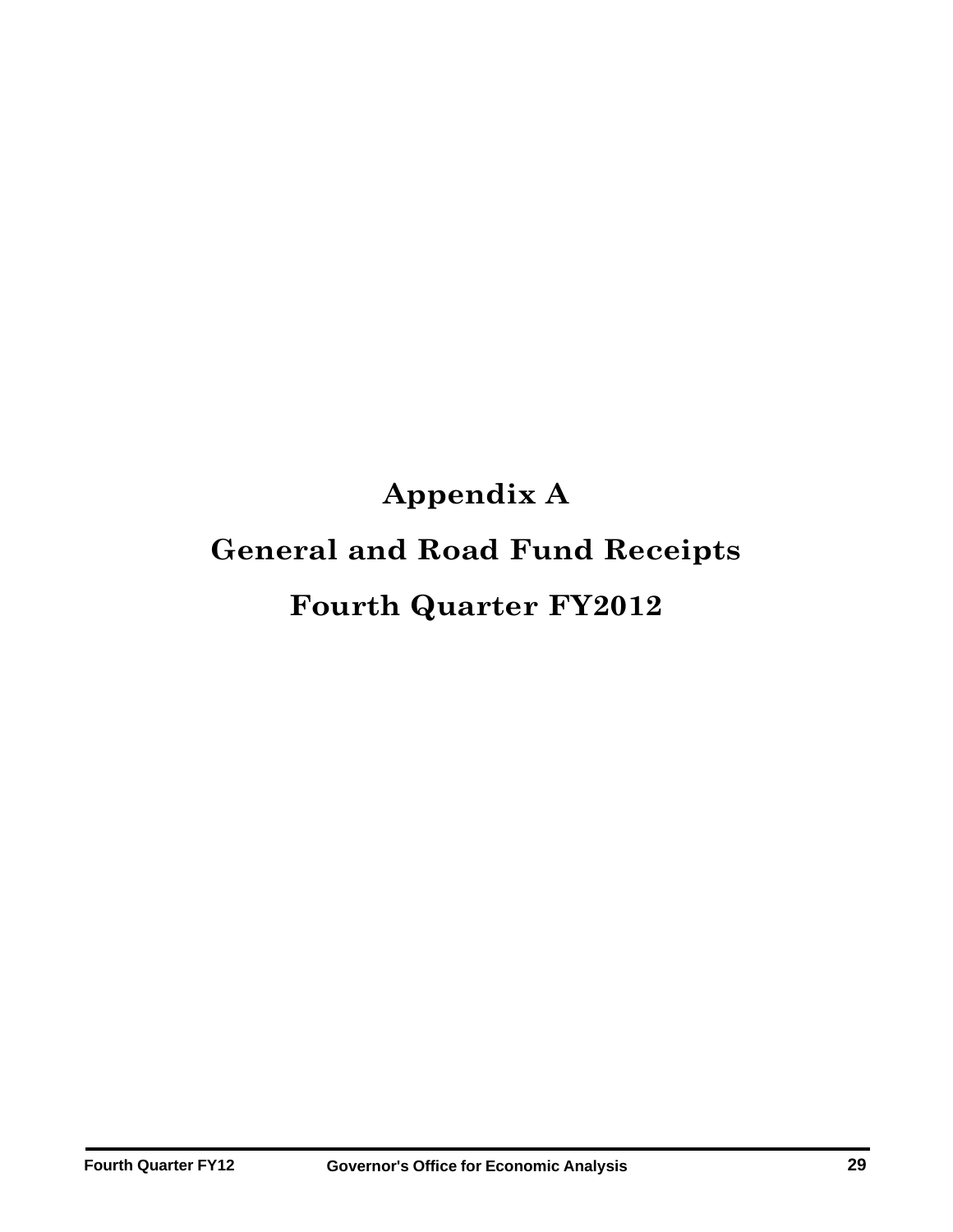# Appendix A

# General and Road Fund Receipts

# Fourth Quarter FY2012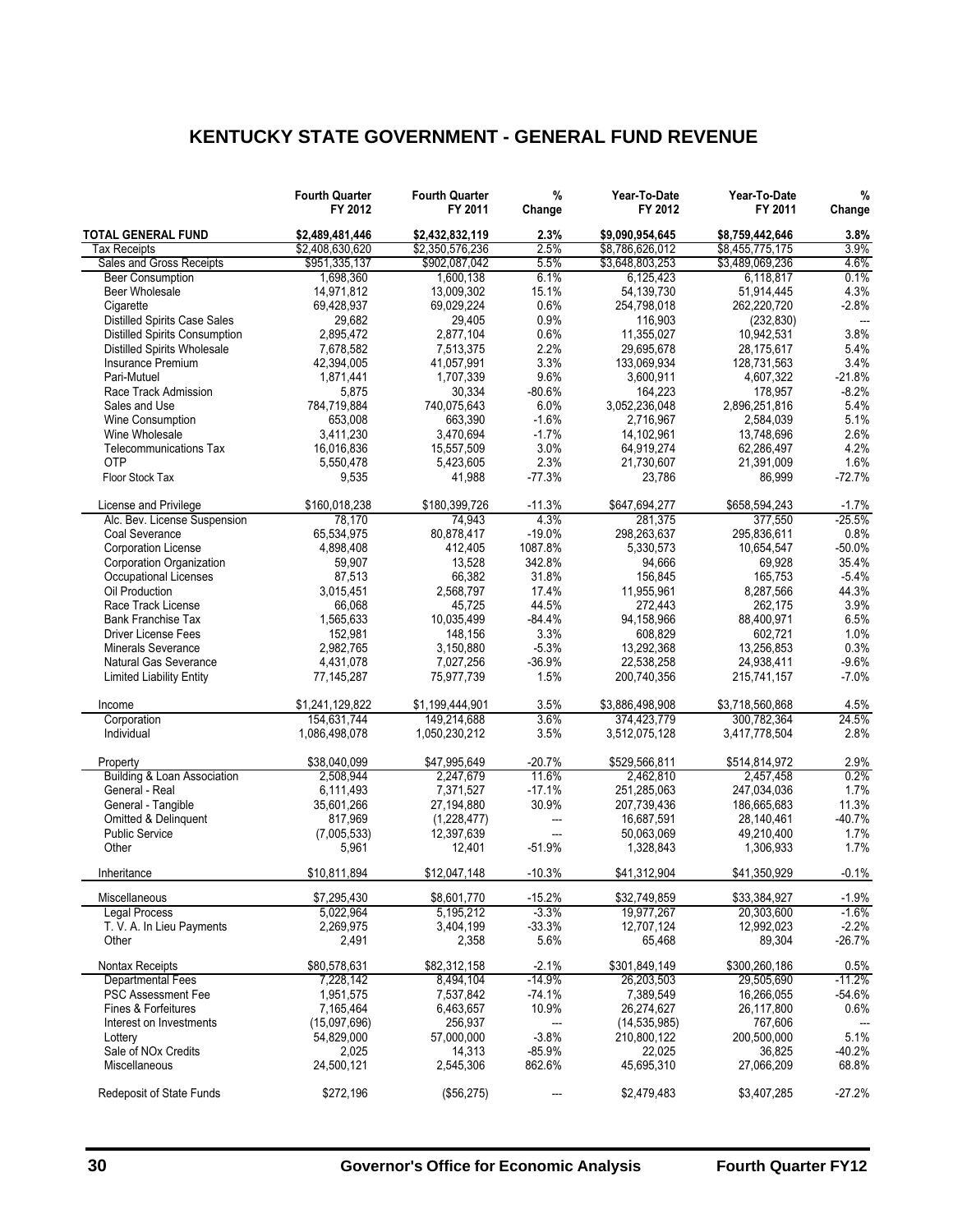# KENTUCKY STATE GOVERNMENT - GENERAL FUND REVENUE

| | Fourth Quarter FY 2012 | Fourth Quarter FY 2011 | % Change | Year-To-Date FY 2012 | Year-To-Date FY 2011 | % Change |
|---|---|---|---|---|---|---|
| **TOTAL GENERAL FUND** | **$2,489,481,446** | **$2,432,832,119** | **2.3%** | **$9,090,954,645** | **$8,759,442,646** | **3.8%** |
| Tax Receipts | $2,408,630,620 | $2,350,576,236 | 2.5% | $8,786,626,012 | $8,455,775,175 | 3.9% |
| Sales and Gross Receipts | $951,335,137 | $902,087,042 | 5.5% | $3,648,803,253 | $3,489,069,236 | 4.6% |
| Beer Consumption | 1,698,360 | 1,600,138 | 6.1% | 6,125,423 | 6,118,817 | 0.1% |
| Beer Wholesale | 14,971,812 | 13,009,302 | 15.1% | 54,139,730 | 51,914,445 | 4.3% |
| Cigarette | 69,428,937 | 69,029,224 | 0.6% | 254,798,018 | 262,220,720 | -2.8% |
| Distilled Spirits Case Sales | 29,682 | 29,405 | 0.9% | 116,903 | (232,830) | --- |
| Distilled Spirits Consumption | 2,895,472 | 2,877,104 | 0.6% | 11,355,027 | 10,942,531 | 3.8% |
| Distilled Spirits Wholesale | 7,678,582 | 7,513,375 | 2.2% | 29,695,678 | 28,175,617 | 5.4% |
| Insurance Premium | 42,394,005 | 41,057,991 | 3.3% | 133,069,934 | 128,731,563 | 3.4% |
| Pari-Mutuel | 1,871,441 | 1,707,339 | 9.6% | 3,600,911 | 4,607,322 | -21.8% |
| Race Track Admission | 5,875 | 30,334 | -80.6% | 164,223 | 178,957 | -8.2% |
| Sales and Use | 784,719,884 | 740,075,643 | 6.0% | 3,052,236,048 | 2,896,251,816 | 5.4% |
| Wine Consumption | 653,008 | 663,390 | -1.6% | 2,716,967 | 2,584,039 | 5.1% |
| Wine Wholesale | 3,411,230 | 3,470,694 | -1.7% | 14,102,961 | 13,748,696 | 2.6% |
| Telecommunications Tax | 16,016,836 | 15,557,509 | 3.0% | 64,919,274 | 62,286,497 | 4.2% |
| OTP | 5,550,478 | 5,423,605 | 2.3% | 21,730,607 | 21,391,009 | 1.6% |
| Floor Stock Tax | 9,535 | 41,988 | -77.3% | 23,786 | 86,999 | -72.7% |
| | | | | | | |
| License and Privilege | $160,018,238 | $180,399,726 | -11.3% | $647,694,277 | $658,594,243 | -1.7% |
| Alc. Bev. License Suspension | 78,170 | 74,943 | 4.3% | 281,375 | 377,550 | -25.5% |
| Coal Severance | 65,534,975 | 80,878,417 | -19.0% | 298,263,637 | 295,836,611 | 0.8% |
| Corporation License | 4,898,408 | 412,405 | 1087.8% | 5,330,573 | 10,654,547 | -50.0% |
| Corporation Organization | 59,907 | 13,528 | 342.8% | 94,666 | 69,928 | 35.4% |
| Occupational Licenses | 87,513 | 66,382 | 31.8% | 156,845 | 165,753 | -5.4% |
| Oil Production | 3,015,451 | 2,568,797 | 17.4% | 11,955,961 | 8,287,566 | 44.3% |
| Race Track License | 66,068 | 45,725 | 44.5% | 272,443 | 262,175 | 3.9% |
| Bank Franchise Tax | 1,565,633 | 10,035,499 | -84.4% | 94,158,966 | 88,400,971 | 6.5% |
| Driver License Fees | 152,981 | 148,156 | 3.3% | 608,829 | 602,721 | 1.0% |
| Minerals Severance | 2,982,765 | 3,150,880 | -5.3% | 13,292,368 | 13,256,853 | 0.3% |
| Natural Gas Severance | 4,431,078 | 7,027,256 | -36.9% | 22,538,258 | 24,938,411 | -9.6% |
| Limited Liability Entity | 77,145,287 | 75,977,739 | 1.5% | 200,740,356 | 215,741,157 | -7.0% |
| | | | | | | |
| Income | $1,241,129,822 | $1,199,444,901 | 3.5% | $3,886,498,908 | $3,718,560,868 | 4.5% |
| Corporation | 154,631,744 | 149,214,688 | 3.6% | 374,423,779 | 300,782,364 | 24.5% |
| Individual | 1,086,498,078 | 1,050,230,212 | 3.5% | 3,512,075,128 | 3,417,778,504 | 2.8% |
| | | | | | | |
| Property | $38,040,099 | $47,995,649 | -20.7% | $529,566,811 | $514,814,972 | 2.9% |
| Building & Loan Association | 2,508,944 | 2,247,679 | 11.6% | 2,462,810 | 2,457,458 | 0.2% |
| General - Real | 6,111,493 | 7,371,527 | -17.1% | 251,285,063 | 247,034,036 | 1.7% |
| General - Tangible | 35,601,266 | 27,194,880 | 30.9% | 207,739,436 | 186,665,683 | 11.3% |
| Omitted & Delinquent | 817,969 | (1,228,477) | --- | 16,687,591 | 28,140,461 | -40.7% |
| Public Service | (7,005,533) | 12,397,639 | --- | 50,063,069 | 49,210,400 | 1.7% |
| Other | 5,961 | 12,401 | -51.9% | 1,328,843 | 1,306,933 | 1.7% |
| | | | | | | |
| Inheritance | $10,811,894 | $12,047,148 | -10.3% | $41,312,904 | $41,350,929 | -0.1% |
| | | | | | | |
| Miscellaneous | $7,295,430 | $8,601,770 | -15.2% | $32,749,859 | $33,384,927 | -1.9% |
| Legal Process | 5,022,964 | 5,195,212 | -3.3% | 19,977,267 | 20,303,600 | -1.6% |
| T. V. A. In Lieu Payments | 2,269,975 | 3,404,199 | -33.3% | 12,707,124 | 12,992,023 | -2.2% |
| Other | 2,491 | 2,358 | 5.6% | 65,468 | 89,304 | -26.7% |
| | | | | | | |
| Nontax Receipts | $80,578,631 | $82,312,158 | -2.1% | $301,849,149 | $300,260,186 | 0.5% |
| Departmental Fees | 7,228,142 | 8,494,104 | -14.9% | 26,203,503 | 29,505,690 | -11.2% |
| PSC Assessment Fee | 1,951,575 | 7,537,842 | -74.1% | 7,389,549 | 16,266,055 | -54.6% |
| Fines & Forfeitures | 7,165,464 | 6,463,657 | 10.9% | 26,274,627 | 26,117,800 | 0.6% |
| Interest on Investments | (15,097,696) | 256,937 | --- | (14,535,985) | 767,606 | --- |
| Lottery | 54,829,000 | 57,000,000 | -3.8% | 210,800,122 | 200,500,000 | 5.1% |
| Sale of NOx Credits | 2,025 | 14,313 | -85.9% | 22,025 | 36,825 | -40.2% |
| Miscellaneous | 24,500,121 | 2,545,306 | 862.6% | 45,695,310 | 27,066,209 | 68.8% |
| | | | | | | |
| Redeposit of State Funds | $272,196 | ($56,275) | --- | $2,479,483 | $3,407,285 | -27.2% |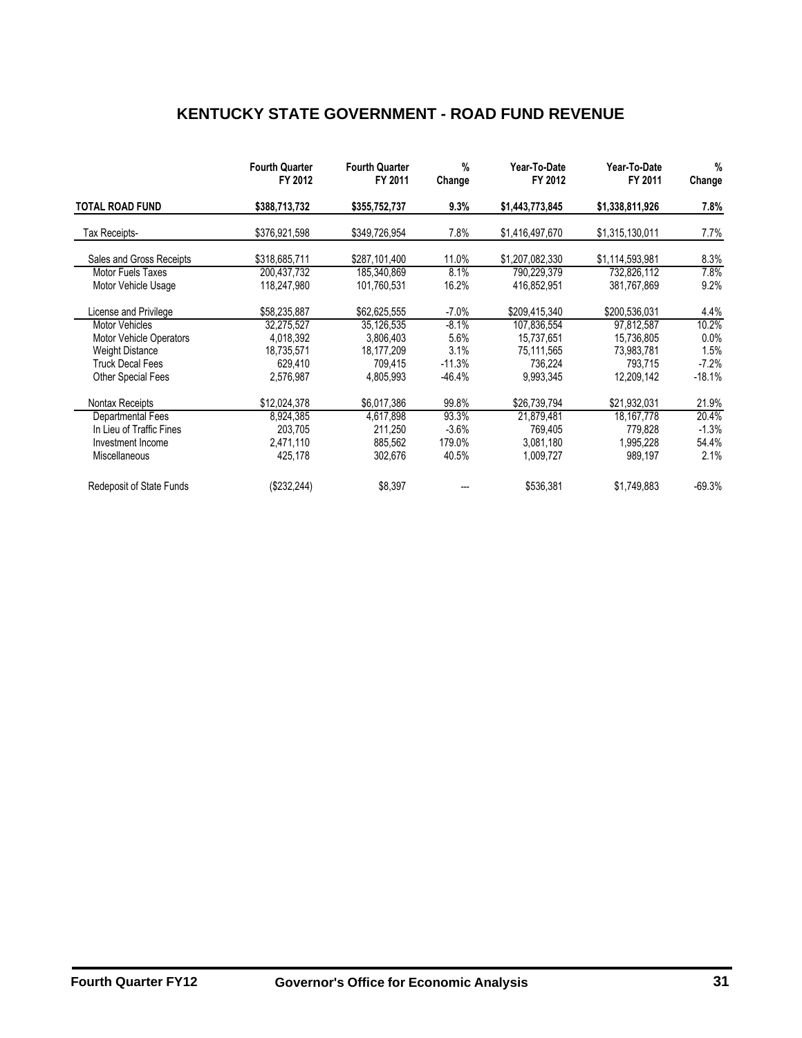# KENTUCKY STATE GOVERNMENT - ROAD FUND REVENUE

| | Fourth Quarter FY 2012 | Fourth Quarter FY 2011 | % Change | Year-To-Date FY 2012 | Year-To-Date FY 2011 | % Change |
|---|---|---|---|---|---|---|
| **TOTAL ROAD FUND** | **$388,713,732** | **$355,752,737** | **9.3%** | **$1,443,773,845** | **$1,338,811,926** | **7.8%** |
| Tax Receipts- | $376,921,598 | $349,726,954 | 7.8% | $1,416,497,670 | $1,315,130,011 | 7.7% |
| Sales and Gross Receipts | $318,685,711 | $287,101,400 | 11.0% | $1,207,082,330 | $1,114,593,981 | 8.3% |
| Motor Fuels Taxes | 200,437,732 | 185,340,869 | 8.1% | 790,229,379 | 732,826,112 | 7.8% |
| Motor Vehicle Usage | 118,247,980 | 101,760,531 | 16.2% | 416,852,951 | 381,767,869 | 9.2% |
| License and Privilege | $58,235,887 | $62,625,555 | -7.0% | $209,415,340 | $200,536,031 | 4.4% |
| Motor Vehicles | 32,275,527 | 35,126,535 | -8.1% | 107,836,554 | 97,812,587 | 10.2% |
| Motor Vehicle Operators | 4,018,392 | 3,806,403 | 5.6% | 15,737,651 | 15,736,805 | 0.0% |
| Weight Distance | 18,735,571 | 18,177,209 | 3.1% | 75,111,565 | 73,983,781 | 1.5% |
| Truck Decal Fees | 629,410 | 709,415 | -11.3% | 736,224 | 793,715 | -7.2% |
| Other Special Fees | 2,576,987 | 4,805,993 | -46.4% | 9,993,345 | 12,209,142 | -18.1% |
| Nontax Receipts | $12,024,378 | $6,017,386 | 99.8% | $26,739,794 | $21,932,031 | 21.9% |
| Departmental Fees | 8,924,385 | 4,617,898 | 93.3% | 21,879,481 | 18,167,778 | 20.4% |
| In Lieu of Traffic Fines | 203,705 | 211,250 | -3.6% | 769,405 | 779,828 | -1.3% |
| Investment Income | 2,471,110 | 885,562 | 179.0% | 3,081,180 | 1,995,228 | 54.4% |
| Miscellaneous | 425,178 | 302,676 | 40.5% | 1,009,727 | 989,197 | 2.1% |
| Redeposit of State Funds | ($232,244) | $8,397 | --- | $536,381 | $1,749,883 | -69.3% |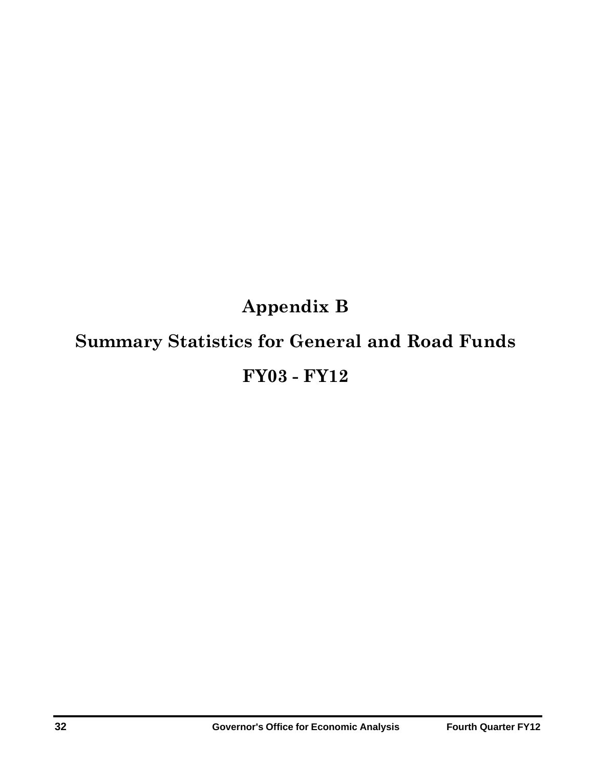# Appendix B

# Summary Statistics for General and Road Funds

# FY03 - FY12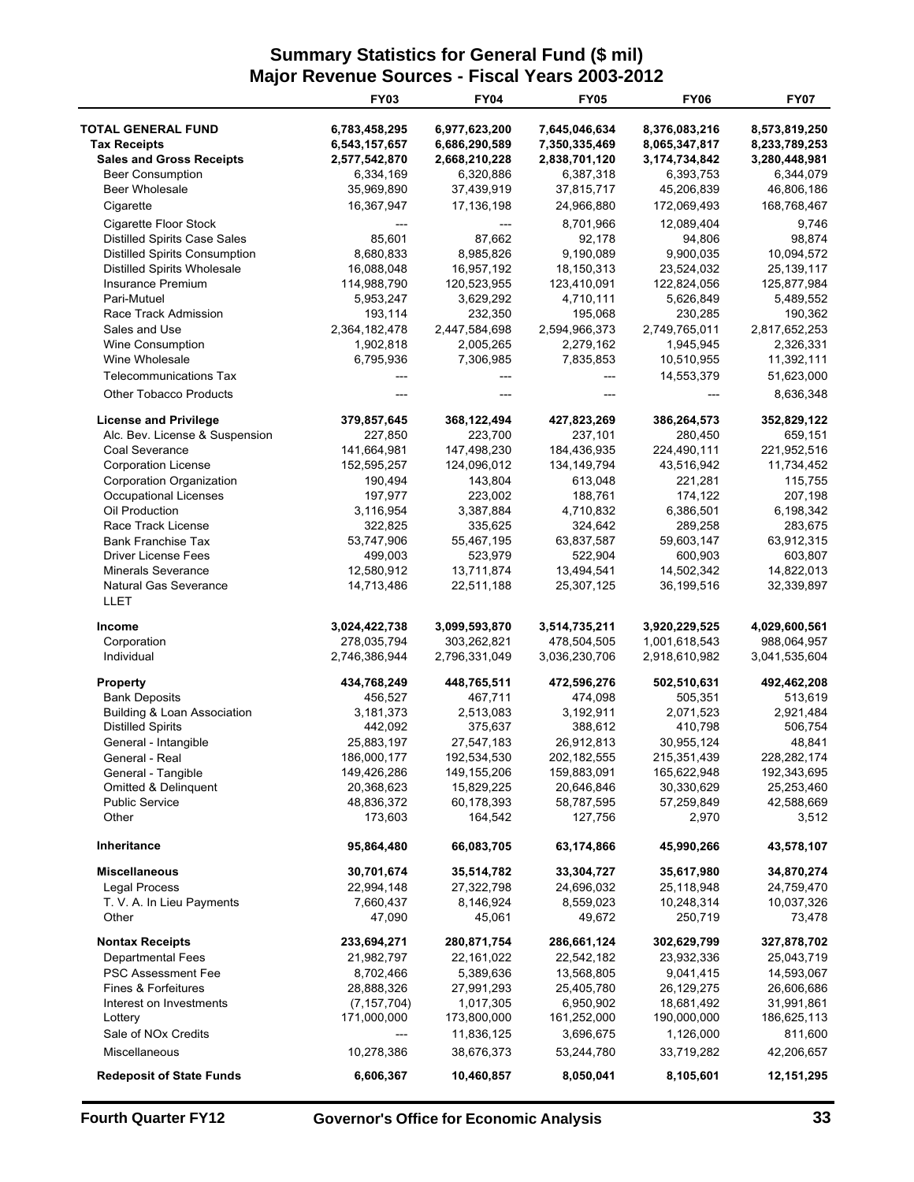# Summary Statistics for General Fund ($ mil)
## Major Revenue Sources - Fiscal Years 2003-2012

| | FY03 | FY04 | FY05 | FY06 | FY07 |
|---|---|---|---|---|---|
| **TOTAL GENERAL FUND** | **6,783,458,295** | **6,977,623,200** | **7,645,046,634** | **8,376,083,216** | **8,573,819,250** |
| **Tax Receipts** | **6,543,157,657** | **6,686,290,589** | **7,350,335,469** | **8,065,347,817** | **8,233,789,253** |
| **Sales and Gross Receipts** | **2,577,542,870** | **2,668,210,228** | **2,838,701,120** | **3,174,734,842** | **3,280,448,981** |
| Beer Consumption | 6,334,169 | 6,320,886 | 6,387,318 | 6,393,753 | 6,344,079 |
| Beer Wholesale | 35,969,890 | 37,439,919 | 37,815,717 | 45,206,839 | 46,806,186 |
| Cigarette | 16,367,947 | 17,136,198 | 24,966,880 | 172,069,493 | 168,768,467 |
| Cigarette Floor Stock | --- | --- | 8,701,966 | 12,089,404 | 9,746 |
| Distilled Spirits Case Sales | 85,601 | 87,662 | 92,178 | 94,806 | 98,874 |
| Distilled Spirits Consumption | 8,680,833 | 8,985,826 | 9,190,089 | 9,900,035 | 10,094,572 |
| Distilled Spirits Wholesale | 16,088,048 | 16,957,192 | 18,150,313 | 23,524,032 | 25,139,117 |
| Insurance Premium | 114,988,790 | 120,523,955 | 123,410,091 | 122,824,056 | 125,877,984 |
| Pari-Mutuel | 5,953,247 | 3,629,292 | 4,710,111 | 5,626,849 | 5,489,552 |
| Race Track Admission | 193,114 | 232,350 | 195,068 | 230,285 | 190,362 |
| Sales and Use | 2,364,182,478 | 2,447,584,698 | 2,594,966,373 | 2,749,765,011 | 2,817,652,253 |
| Wine Consumption | 1,902,818 | 2,005,265 | 2,279,162 | 1,945,945 | 2,326,331 |
| Wine Wholesale | 6,795,936 | 7,306,985 | 7,835,853 | 10,510,955 | 11,392,111 |
| Telecommunications Tax | --- | --- | --- | 14,553,379 | 51,623,000 |
| Other Tobacco Products | --- | --- | --- | --- | 8,636,348 |
| **License and Privilege** | **379,857,645** | **368,122,494** | **427,823,269** | **386,264,573** | **352,829,122** |
| Alc. Bev. License & Suspension | 227,850 | 223,700 | 237,101 | 280,450 | 659,151 |
| Coal Severance | 141,664,981 | 147,498,230 | 184,436,935 | 224,490,111 | 221,952,516 |
| Corporation License | 152,595,257 | 124,096,012 | 134,149,794 | 43,516,942 | 11,734,452 |
| Corporation Organization | 190,494 | 143,804 | 613,048 | 221,281 | 115,755 |
| Occupational Licenses | 197,977 | 223,002 | 188,761 | 174,122 | 207,198 |
| Oil Production | 3,116,954 | 3,387,884 | 4,710,832 | 6,386,501 | 6,198,342 |
| Race Track License | 322,825 | 335,625 | 324,642 | 289,258 | 283,675 |
| Bank Franchise Tax | 53,747,906 | 55,467,195 | 63,837,587 | 59,603,147 | 63,912,315 |
| Driver License Fees | 499,003 | 523,979 | 522,904 | 600,903 | 603,807 |
| Minerals Severance | 12,580,912 | 13,711,874 | 13,494,541 | 14,502,342 | 14,822,013 |
| Natural Gas Severance | 14,713,486 | 22,511,188 | 25,307,125 | 36,199,516 | 32,339,897 |
| LLET | | | | | |
| **Income** | **3,024,422,738** | **3,099,593,870** | **3,514,735,211** | **3,920,229,525** | **4,029,600,561** |
| Corporation | 278,035,794 | 303,262,821 | 478,504,505 | 1,001,618,543 | 988,064,957 |
| Individual | 2,746,386,944 | 2,796,331,049 | 3,036,230,706 | 2,918,610,982 | 3,041,535,604 |
| **Property** | **434,768,249** | **448,765,511** | **472,596,276** | **502,510,631** | **492,462,208** |
| Bank Deposits | 456,527 | 467,711 | 474,098 | 505,351 | 513,619 |
| Building & Loan Association | 3,181,373 | 2,513,083 | 3,192,911 | 2,071,523 | 2,921,484 |
| Distilled Spirits | 442,092 | 375,637 | 388,612 | 410,798 | 506,754 |
| General - Intangible | 25,883,197 | 27,547,183 | 26,912,813 | 30,955,124 | 48,841 |
| General - Real | 186,000,177 | 192,534,530 | 202,182,555 | 215,351,439 | 228,282,174 |
| General - Tangible | 149,426,286 | 149,155,206 | 159,883,091 | 165,622,948 | 192,343,695 |
| Omitted & Delinquent | 20,368,623 | 15,829,225 | 20,646,846 | 30,330,629 | 25,253,460 |
| Public Service | 48,836,372 | 60,178,393 | 58,787,595 | 57,259,849 | 42,588,669 |
| Other | 173,603 | 164,542 | 127,756 | 2,970 | 3,512 |
| **Inheritance** | **95,864,480** | **66,083,705** | **63,174,866** | **45,990,266** | **43,578,107** |
| **Miscellaneous** | **30,701,674** | **35,514,782** | **33,304,727** | **35,617,980** | **34,870,274** |
| Legal Process | 22,994,148 | 27,322,798 | 24,696,032 | 25,118,948 | 24,759,470 |
| T. V. A. In Lieu Payments | 7,660,437 | 8,146,924 | 8,559,023 | 10,248,314 | 10,037,326 |
| Other | 47,090 | 45,061 | 49,672 | 250,719 | 73,478 |
| **Nontax Receipts** | **233,694,271** | **280,871,754** | **286,661,124** | **302,629,799** | **327,878,702** |
| Departmental Fees | 21,982,797 | 22,161,022 | 22,542,182 | 23,932,336 | 25,043,719 |
| PSC Assessment Fee | 8,702,466 | 5,389,636 | 13,568,805 | 9,041,415 | 14,593,067 |
| Fines & Forfeitures | 28,888,326 | 27,991,293 | 25,405,780 | 26,129,275 | 26,606,686 |
| Interest on Investments | (7,157,704) | 1,017,305 | 6,950,902 | 18,681,492 | 31,991,861 |
| Lottery | 171,000,000 | 173,800,000 | 161,252,000 | 190,000,000 | 186,625,113 |
| Sale of NOx Credits | --- | 11,836,125 | 3,696,675 | 1,126,000 | 811,600 |
| Miscellaneous | 10,278,386 | 38,676,373 | 53,244,780 | 33,719,282 | 42,206,657 |
| **Redeposit of State Funds** | **6,606,367** | **10,460,857** | **8,050,041** | **8,105,601** | **12,151,295** |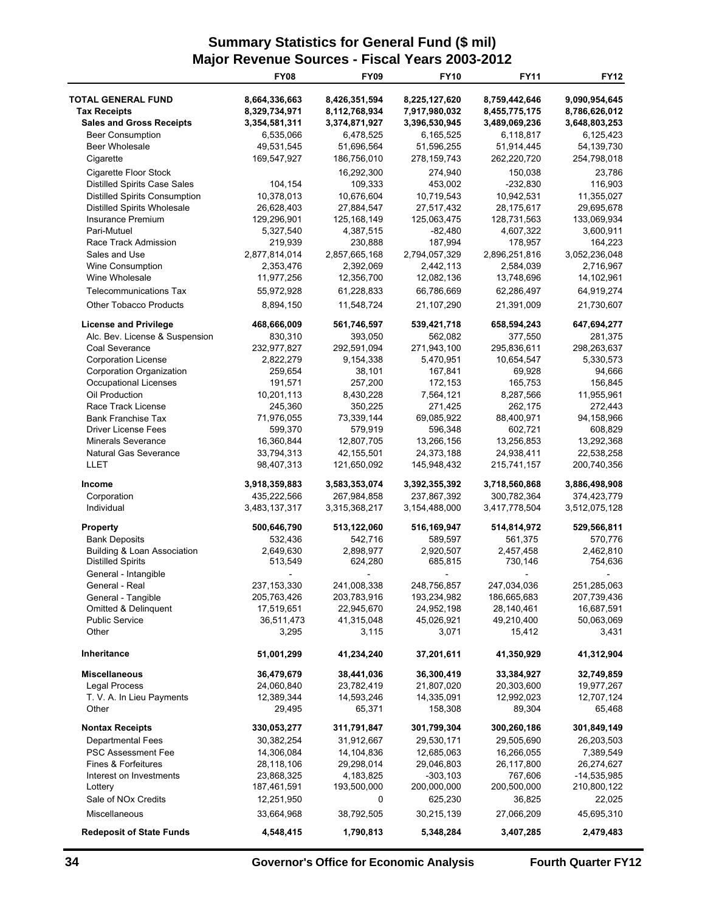# Summary Statistics for General Fund ($ mil)
## Major Revenue Sources - Fiscal Years 2003-2012

| | FY08 | FY09 | FY10 | FY11 | FY12 |
|---|---|---|---|---|---|
| **TOTAL GENERAL FUND** | **8,664,336,663** | **8,426,351,594** | **8,225,127,620** | **8,759,442,646** | **9,090,954,645** |
| **Tax Receipts** | **8,329,734,971** | **8,112,768,934** | **7,917,980,032** | **8,455,775,175** | **8,786,626,012** |
| **Sales and Gross Receipts** | **3,354,581,311** | **3,374,871,927** | **3,396,530,945** | **3,489,069,236** | **3,648,803,253** |
| Beer Consumption | 6,535,066 | 6,478,525 | 6,165,525 | 6,118,817 | 6,125,423 |
| Beer Wholesale | 49,531,545 | 51,696,564 | 51,596,255 | 51,914,445 | 54,139,730 |
| Cigarette | 169,547,927 | 186,756,010 | 278,159,743 | 262,220,720 | 254,798,018 |
| Cigarette Floor Stock | | 16,292,300 | 274,940 | 150,038 | 23,786 |
| Distilled Spirits Case Sales | 104,154 | 109,333 | 453,002 | -232,830 | 116,903 |
| Distilled Spirits Consumption | 10,378,013 | 10,676,604 | 10,719,543 | 10,942,531 | 11,355,027 |
| Distilled Spirits Wholesale | 26,628,403 | 27,884,547 | 27,517,432 | 28,175,617 | 29,695,678 |
| Insurance Premium | 129,296,901 | 125,168,149 | 125,063,475 | 128,731,563 | 133,069,934 |
| Pari-Mutuel | 5,327,540 | 4,387,515 | -82,480 | 4,607,322 | 3,600,911 |
| Race Track Admission | 219,939 | 230,888 | 187,994 | 178,957 | 164,223 |
| Sales and Use | 2,877,814,014 | 2,857,665,168 | 2,794,057,329 | 2,896,251,816 | 3,052,236,048 |
| Wine Consumption | 2,353,476 | 2,392,069 | 2,442,113 | 2,584,039 | 2,716,967 |
| Wine Wholesale | 11,977,256 | 12,356,700 | 12,082,136 | 13,748,696 | 14,102,961 |
| Telecommunications Tax | 55,972,928 | 61,228,833 | 66,786,669 | 62,286,497 | 64,919,274 |
| Other Tobacco Products | 8,894,150 | 11,548,724 | 21,107,290 | 21,391,009 | 21,730,607 |
| **License and Privilege** | **468,666,009** | **561,746,597** | **539,421,718** | **658,594,243** | **647,694,277** |
| Alc. Bev. License & Suspension | 830,310 | 393,050 | 562,082 | 377,550 | 281,375 |
| Coal Severance | 232,977,827 | 292,591,094 | 271,943,100 | 295,836,611 | 298,263,637 |
| Corporation License | 2,822,279 | 9,154,338 | 5,470,951 | 10,654,547 | 5,330,573 |
| Corporation Organization | 259,654 | 38,101 | 167,841 | 69,928 | 94,666 |
| Occupational Licenses | 191,571 | 257,200 | 172,153 | 165,753 | 156,845 |
| Oil Production | 10,201,113 | 8,430,228 | 7,564,121 | 8,287,566 | 11,955,961 |
| Race Track License | 245,360 | 350,225 | 271,425 | 262,175 | 272,443 |
| Bank Franchise Tax | 71,976,055 | 73,339,144 | 69,085,922 | 88,400,971 | 94,158,966 |
| Driver License Fees | 599,370 | 579,919 | 596,348 | 602,721 | 608,829 |
| Minerals Severance | 16,360,844 | 12,807,705 | 13,266,156 | 13,256,853 | 13,292,368 |
| Natural Gas Severance | 33,794,313 | 42,155,501 | 24,373,188 | 24,938,411 | 22,538,258 |
| LLET | 98,407,313 | 121,650,092 | 145,948,432 | 215,741,157 | 200,740,356 |
| **Income** | **3,918,359,883** | **3,583,353,074** | **3,392,355,392** | **3,718,560,868** | **3,886,498,908** |
| Corporation | 435,222,566 | 267,984,858 | 237,867,392 | 300,782,364 | 374,423,779 |
| Individual | 3,483,137,317 | 3,315,368,217 | 3,154,488,000 | 3,417,778,504 | 3,512,075,128 |
| **Property** | **500,646,790** | **513,122,060** | **516,169,947** | **514,814,972** | **529,566,811** |
| Bank Deposits | 532,436 | 542,716 | 589,597 | 561,375 | 570,776 |
| Building & Loan Association | 2,649,630 | 2,898,977 | 2,920,507 | 2,457,458 | 2,462,810 |
| Distilled Spirits | 513,549 | 624,280 | 685,815 | 730,146 | 754,636 |
| General - Intangible | - | - | - | - | - |
| General - Real | 237,153,330 | 241,008,338 | 248,756,857 | 247,034,036 | 251,285,063 |
| General - Tangible | 205,763,426 | 203,783,916 | 193,234,982 | 186,665,683 | 207,739,436 |
| Omitted & Delinquent | 17,519,651 | 22,945,670 | 24,952,198 | 28,140,461 | 16,687,591 |
| Public Service | 36,511,473 | 41,315,048 | 45,026,921 | 49,210,400 | 50,063,069 |
| Other | 3,295 | 3,115 | 3,071 | 15,412 | 3,431 |
| **Inheritance** | **51,001,299** | **41,234,240** | **37,201,611** | **41,350,929** | **41,312,904** |
| **Miscellaneous** | **36,479,679** | **38,441,036** | **36,300,419** | **33,384,927** | **32,749,859** |
| Legal Process | 24,060,840 | 23,782,419 | 21,807,020 | 20,303,600 | 19,977,267 |
| T. V. A. In Lieu Payments | 12,389,344 | 14,593,246 | 14,335,091 | 12,992,023 | 12,707,124 |
| Other | 29,495 | 65,371 | 158,308 | 89,304 | 65,468 |
| **Nontax Receipts** | **330,053,277** | **311,791,847** | **301,799,304** | **300,260,186** | **301,849,149** |
| Departmental Fees | 30,382,254 | 31,912,667 | 29,530,171 | 29,505,690 | 26,203,503 |
| PSC Assessment Fee | 14,306,084 | 14,104,836 | 12,685,063 | 16,266,055 | 7,389,549 |
| Fines & Forfeitures | 28,118,106 | 29,298,014 | 29,046,803 | 26,117,800 | 26,274,627 |
| Interest on Investments | 23,868,325 | 4,183,825 | -303,103 | 767,606 | -14,535,985 |
| Lottery | 187,461,591 | 193,500,000 | 200,000,000 | 200,500,000 | 210,800,122 |
| Sale of NOx Credits | 12,251,950 | 0 | 625,230 | 36,825 | 22,025 |
| Miscellaneous | 33,664,968 | 38,792,505 | 30,215,139 | 27,066,209 | 45,695,310 |
| **Redeposit of State Funds** | **4,548,415** | **1,790,813** | **5,348,284** | **3,407,285** | **2,479,483** |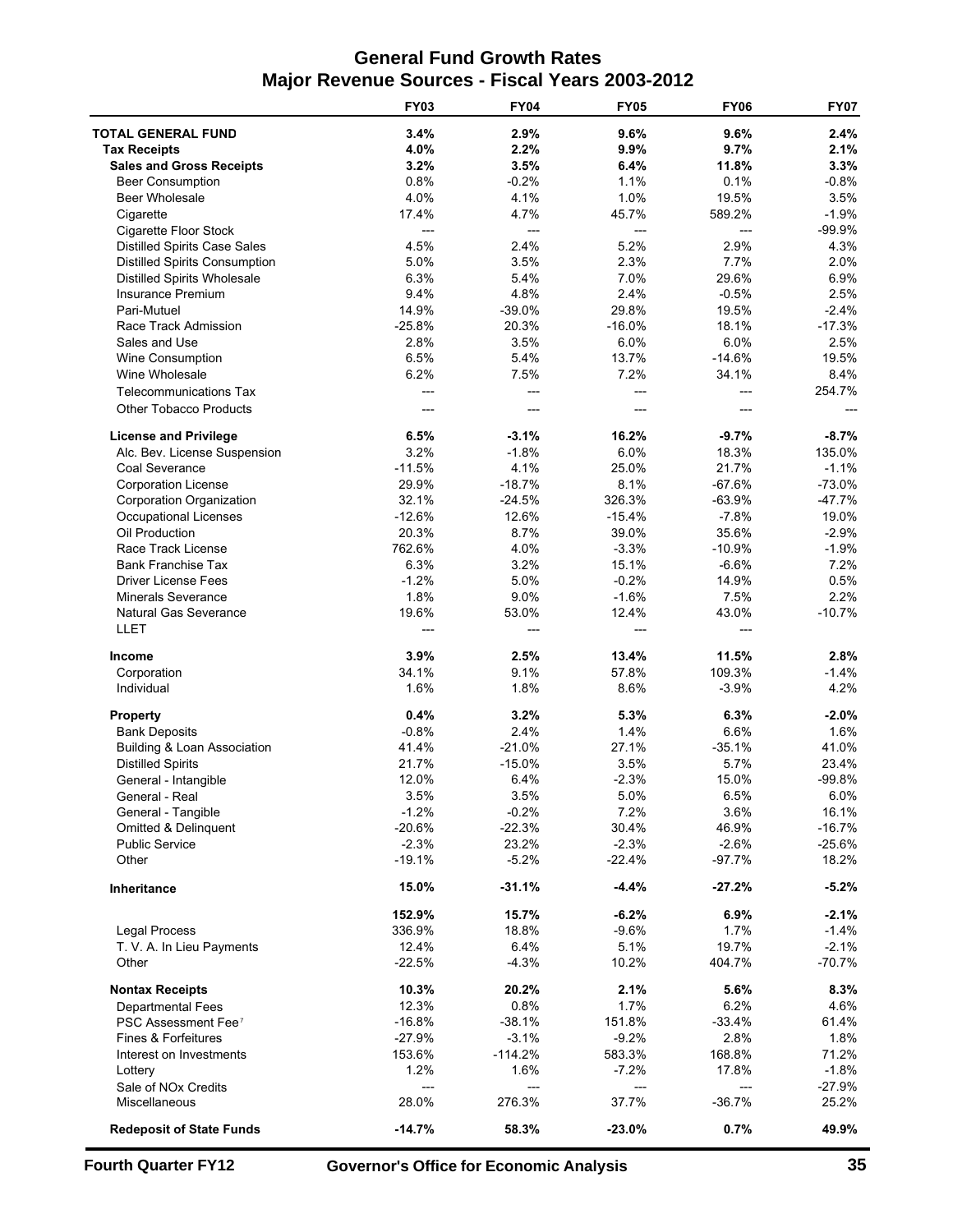# General Fund Growth Rates
## Major Revenue Sources - Fiscal Years 2003-2012

| | FY03 | FY04 | FY05 | FY06 | FY07 |
|---|---|---|---|---|---|
| **TOTAL GENERAL FUND** | **3.4%** | **2.9%** | **9.6%** | **9.6%** | **2.4%** |
| **Tax Receipts** | **4.0%** | **2.2%** | **9.9%** | **9.7%** | **2.1%** |
| **Sales and Gross Receipts** | **3.2%** | **3.5%** | **6.4%** | **11.8%** | **3.3%** |
| Beer Consumption | 0.8% | -0.2% | 1.1% | 0.1% | -0.8% |
| Beer Wholesale | 4.0% | 4.1% | 1.0% | 19.5% | 3.5% |
| Cigarette | 17.4% | 4.7% | 45.7% | 589.2% | -1.9% |
| Cigarette Floor Stock | --- | --- | --- | --- | -99.9% |
| Distilled Spirits Case Sales | 4.5% | 2.4% | 5.2% | 2.9% | 4.3% |
| Distilled Spirits Consumption | 5.0% | 3.5% | 2.3% | 7.7% | 2.0% |
| Distilled Spirits Wholesale | 6.3% | 5.4% | 7.0% | 29.6% | 6.9% |
| Insurance Premium | 9.4% | 4.8% | 2.4% | -0.5% | 2.5% |
| Pari-Mutuel | 14.9% | -39.0% | 29.8% | 19.5% | -2.4% |
| Race Track Admission | -25.8% | 20.3% | -16.0% | 18.1% | -17.3% |
| Sales and Use | 2.8% | 3.5% | 6.0% | 6.0% | 2.5% |
| Wine Consumption | 6.5% | 5.4% | 13.7% | -14.6% | 19.5% |
| Wine Wholesale | 6.2% | 7.5% | 7.2% | 34.1% | 8.4% |
| Telecommunications Tax | --- | --- | --- | --- | 254.7% |
| Other Tobacco Products | --- | --- | --- | --- | --- |
| | | | | | |
| **License and Privilege** | **6.5%** | **-3.1%** | **16.2%** | **-9.7%** | **-8.7%** |
| Alc. Bev. License Suspension | 3.2% | -1.8% | 6.0% | 18.3% | 135.0% |
| Coal Severance | -11.5% | 4.1% | 25.0% | 21.7% | -1.1% |
| Corporation License | 29.9% | -18.7% | 8.1% | -67.6% | -73.0% |
| Corporation Organization | 32.1% | -24.5% | 326.3% | -63.9% | -47.7% |
| Occupational Licenses | -12.6% | 12.6% | -15.4% | -7.8% | 19.0% |
| Oil Production | 20.3% | 8.7% | 39.0% | 35.6% | -2.9% |
| Race Track License | 762.6% | 4.0% | -3.3% | -10.9% | -1.9% |
| Bank Franchise Tax | 6.3% | 3.2% | 15.1% | -6.6% | 7.2% |
| Driver License Fees | -1.2% | 5.0% | -0.2% | 14.9% | 0.5% |
| Minerals Severance | 1.8% | 9.0% | -1.6% | 7.5% | 2.2% |
| Natural Gas Severance | 19.6% | 53.0% | 12.4% | 43.0% | -10.7% |
| LLET | --- | --- | --- | --- | |
| | | | | | |
| **Income** | **3.9%** | **2.5%** | **13.4%** | **11.5%** | **2.8%** |
| Corporation | 34.1% | 9.1% | 57.8% | 109.3% | -1.4% |
| Individual | 1.6% | 1.8% | 8.6% | -3.9% | 4.2% |
| | | | | | |
| **Property** | **0.4%** | **3.2%** | **5.3%** | **6.3%** | **-2.0%** |
| Bank Deposits | -0.8% | 2.4% | 1.4% | 6.6% | 1.6% |
| Building & Loan Association | 41.4% | -21.0% | 27.1% | -35.1% | 41.0% |
| Distilled Spirits | 21.7% | -15.0% | 3.5% | 5.7% | 23.4% |
| General - Intangible | 12.0% | 6.4% | -2.3% | 15.0% | -99.8% |
| General - Real | 3.5% | 3.5% | 5.0% | 6.5% | 6.0% |
| General - Tangible | -1.2% | -0.2% | 7.2% | 3.6% | 16.1% |
| Omitted & Delinquent | -20.6% | -22.3% | 30.4% | 46.9% | -16.7% |
| Public Service | -2.3% | 23.2% | -2.3% | -2.6% | -25.6% |
| Other | -19.1% | -5.2% | -22.4% | -97.7% | 18.2% |
| | | | | | |
| **Inheritance** | **15.0%** | **-31.1%** | **-4.4%** | **-27.2%** | **-5.2%** |
| | | | | | |
| | **152.9%** | **15.7%** | **-6.2%** | **6.9%** | **-2.1%** |
| Legal Process | 336.9% | 18.8% | -9.6% | 1.7% | -1.4% |
| T. V. A. In Lieu Payments | 12.4% | 6.4% | 5.1% | 19.7% | -2.1% |
| Other | -22.5% | -4.3% | 10.2% | 404.7% | -70.7% |
| | | | | | |
| **Nontax Receipts** | **10.3%** | **20.2%** | **2.1%** | **5.6%** | **8.3%** |
| Departmental Fees | 12.3% | 0.8% | 1.7% | 6.2% | 4.6% |
| PSC Assessment Fee[7] | -16.8% | -38.1% | 151.8% | -33.4% | 61.4% |
| Fines & Forfeitures | -27.9% | -3.1% | -9.2% | 2.8% | 1.8% |
| Interest on Investments | 153.6% | -114.2% | 583.3% | 168.8% | 71.2% |
| Lottery | 1.2% | 1.6% | -7.2% | 17.8% | -1.8% |
| Sale of NOx Credits | --- | --- | --- | --- | -27.9% |
| Miscellaneous | 28.0% | 276.3% | 37.7% | -36.7% | 25.2% |
| | | | | | |
| **Redeposit of State Funds** | **-14.7%** | **58.3%** | **-23.0%** | **0.7%** | **49.9%** |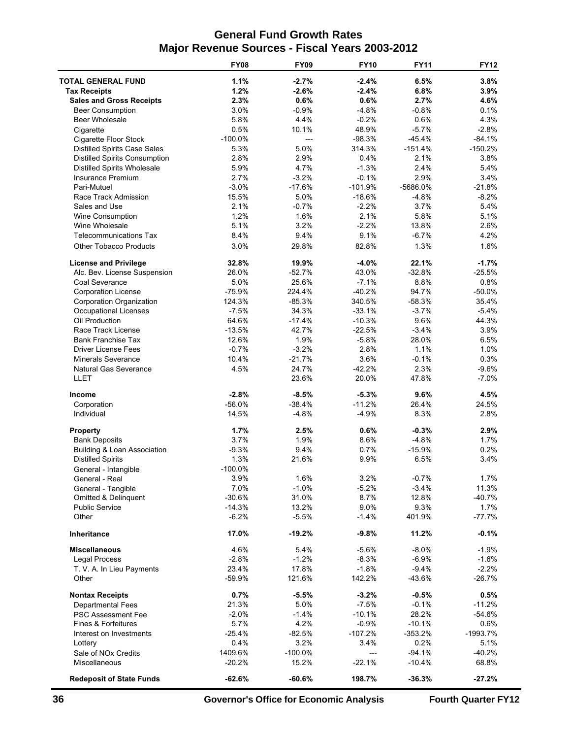# General Fund Growth Rates
## Major Revenue Sources - Fiscal Years 2003-2012

| | FY08 | FY09 | FY10 | FY11 | FY12 |
|---|---|---|---|---|---|
| **TOTAL GENERAL FUND** | **1.1%** | **-2.7%** | **-2.4%** | **6.5%** | **3.8%** |
| **Tax Receipts** | **1.2%** | **-2.6%** | **-2.4%** | **6.8%** | **3.9%** |
| **Sales and Gross Receipts** | **2.3%** | **0.6%** | **0.6%** | **2.7%** | **4.6%** |
| Beer Consumption | 3.0% | -0.9% | -4.8% | -0.8% | 0.1% |
| Beer Wholesale | 5.8% | 4.4% | -0.2% | 0.6% | 4.3% |
| Cigarette | 0.5% | 10.1% | 48.9% | -5.7% | -2.8% |
| Cigarette Floor Stock | -100.0% | --- | -98.3% | -45.4% | -84.1% |
| Distilled Spirits Case Sales | 5.3% | 5.0% | 314.3% | -151.4% | -150.2% |
| Distilled Spirits Consumption | 2.8% | 2.9% | 0.4% | 2.1% | 3.8% |
| Distilled Spirits Wholesale | 5.9% | 4.7% | -1.3% | 2.4% | 5.4% |
| Insurance Premium | 2.7% | -3.2% | -0.1% | 2.9% | 3.4% |
| Pari-Mutuel | -3.0% | -17.6% | -101.9% | -5686.0% | -21.8% |
| Race Track Admission | 15.5% | 5.0% | -18.6% | -4.8% | -8.2% |
| Sales and Use | 2.1% | -0.7% | -2.2% | 3.7% | 5.4% |
| Wine Consumption | 1.2% | 1.6% | 2.1% | 5.8% | 5.1% |
| Wine Wholesale | 5.1% | 3.2% | -2.2% | 13.8% | 2.6% |
| Telecommunications Tax | 8.4% | 9.4% | 9.1% | -6.7% | 4.2% |
| Other Tobacco Products | 3.0% | 29.8% | 82.8% | 1.3% | 1.6% |
| | | | | | |
| **License and Privilege** | **32.8%** | **19.9%** | **-4.0%** | **22.1%** | **-1.7%** |
| Alc. Bev. License Suspension | 26.0% | -52.7% | 43.0% | -32.8% | -25.5% |
| Coal Severance | 5.0% | 25.6% | -7.1% | 8.8% | 0.8% |
| Corporation License | -75.9% | 224.4% | -40.2% | 94.7% | -50.0% |
| Corporation Organization | 124.3% | -85.3% | 340.5% | -58.3% | 35.4% |
| Occupational Licenses | -7.5% | 34.3% | -33.1% | -3.7% | -5.4% |
| Oil Production | 64.6% | -17.4% | -10.3% | 9.6% | 44.3% |
| Race Track License | -13.5% | 42.7% | -22.5% | -3.4% | 3.9% |
| Bank Franchise Tax | 12.6% | 1.9% | -5.8% | 28.0% | 6.5% |
| Driver License Fees | -0.7% | -3.2% | 2.8% | 1.1% | 1.0% |
| Minerals Severance | 10.4% | -21.7% | 3.6% | -0.1% | 0.3% |
| Natural Gas Severance | 4.5% | 24.7% | -42.2% | 2.3% | -9.6% |
| LLET | | 23.6% | 20.0% | 47.8% | -7.0% |
| | | | | | |
| **Income** | **-2.8%** | **-8.5%** | **-5.3%** | **9.6%** | **4.5%** |
| Corporation | -56.0% | -38.4% | -11.2% | 26.4% | 24.5% |
| Individual | 14.5% | -4.8% | -4.9% | 8.3% | 2.8% |
| | | | | | |
| **Property** | **1.7%** | **2.5%** | **0.6%** | **-0.3%** | **2.9%** |
| Bank Deposits | 3.7% | 1.9% | 8.6% | -4.8% | 1.7% |
| Building & Loan Association | -9.3% | 9.4% | 0.7% | -15.9% | 0.2% |
| Distilled Spirits | 1.3% | 21.6% | 9.9% | 6.5% | 3.4% |
| General - Intangible | -100.0% | | | | |
| General - Real | 3.9% | 1.6% | 3.2% | -0.7% | 1.7% |
| General - Tangible | 7.0% | -1.0% | -5.2% | -3.4% | 11.3% |
| Omitted & Delinquent | -30.6% | 31.0% | 8.7% | 12.8% | -40.7% |
| Public Service | -14.3% | 13.2% | 9.0% | 9.3% | 1.7% |
| Other | -6.2% | -5.5% | -1.4% | 401.9% | -77.7% |
| | | | | | |
| **Inheritance** | **17.0%** | **-19.2%** | **-9.8%** | **11.2%** | **-0.1%** |
| | | | | | |
| **Miscellaneous** | 4.6% | 5.4% | -5.6% | -8.0% | -1.9% |
| Legal Process | -2.8% | -1.2% | -8.3% | -6.9% | -1.6% |
| T. V. A. In Lieu Payments | 23.4% | 17.8% | -1.8% | -9.4% | -2.2% |
| Other | -59.9% | 121.6% | 142.2% | -43.6% | -26.7% |
| | | | | | |
| **Nontax Receipts** | **0.7%** | **-5.5%** | **-3.2%** | **-0.5%** | **0.5%** |
| Departmental Fees | 21.3% | 5.0% | -7.5% | -0.1% | -11.2% |
| PSC Assessment Fee | -2.0% | -1.4% | -10.1% | 28.2% | -54.6% |
| Fines & Forfeitures | 5.7% | 4.2% | -0.9% | -10.1% | 0.6% |
| Interest on Investments | -25.4% | -82.5% | -107.2% | -353.2% | -1993.7% |
| Lottery | 0.4% | 3.2% | 3.4% | 0.2% | 5.1% |
| Sale of NOx Credits | 1409.6% | -100.0% | --- | -94.1% | -40.2% |
| Miscellaneous | -20.2% | 15.2% | -22.1% | -10.4% | 68.8% |
| | | | | | |
| **Redeposit of State Funds** | **-62.6%** | **-60.6%** | **198.7%** | **-36.3%** | **-27.2%** |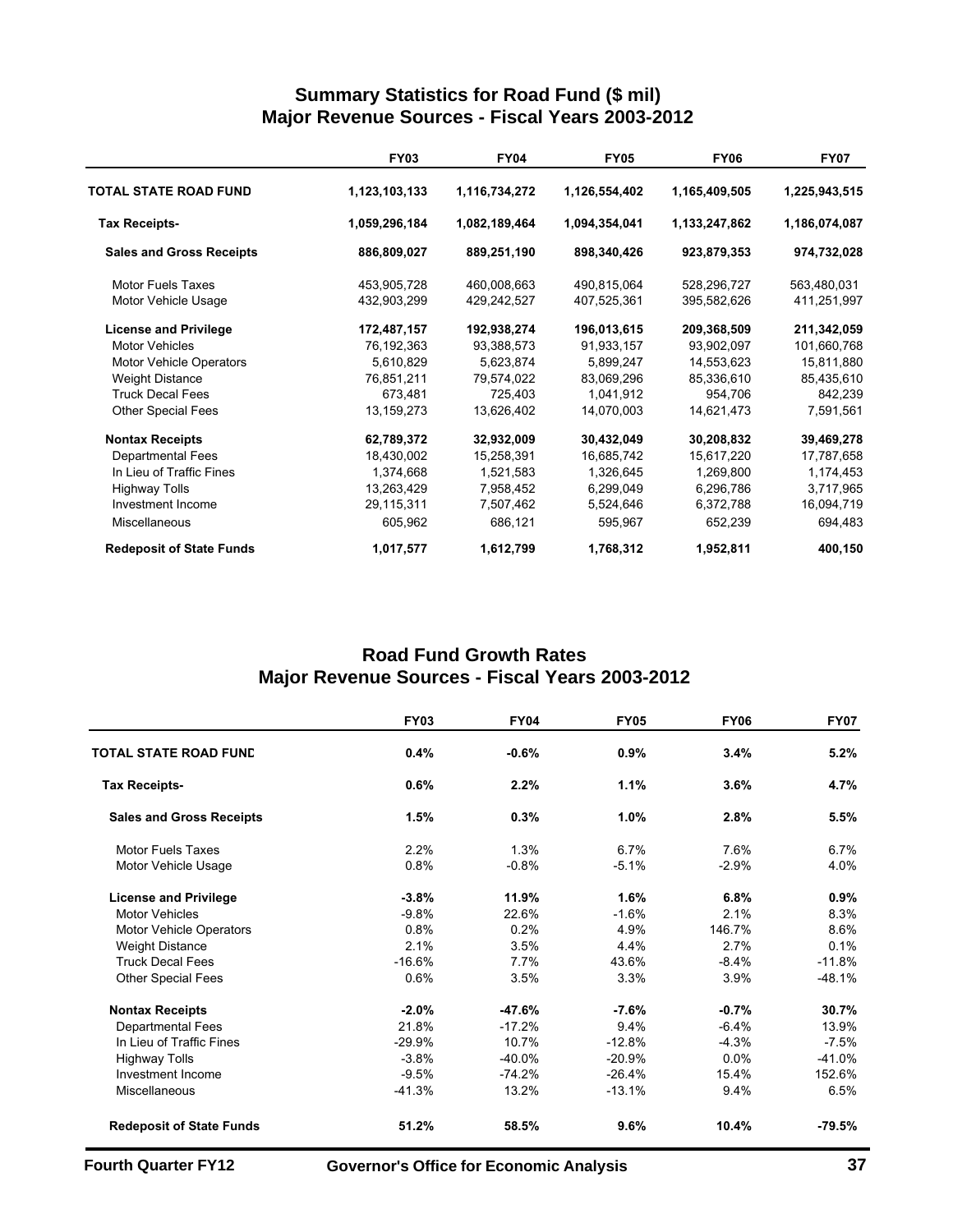## Summary Statistics for Road Fund ($ mil)
## Major Revenue Sources - Fiscal Years 2003-2012

| | FY03 | FY04 | FY05 | FY06 | FY07 |
|---|---|---|---|---|---|
| **TOTAL STATE ROAD FUND** | **1,123,103,133** | **1,116,734,272** | **1,126,554,402** | **1,165,409,505** | **1,225,943,515** |
| **Tax Receipts-** | **1,059,296,184** | **1,082,189,464** | **1,094,354,041** | **1,133,247,862** | **1,186,074,087** |
| **Sales and Gross Receipts** | **886,809,027** | **889,251,190** | **898,340,426** | **923,879,353** | **974,732,028** |
| Motor Fuels Taxes | 453,905,728 | 460,008,663 | 490,815,064 | 528,296,727 | 563,480,031 |
| Motor Vehicle Usage | 432,903,299 | 429,242,527 | 407,525,361 | 395,582,626 | 411,251,997 |
| **License and Privilege** | **172,487,157** | **192,938,274** | **196,013,615** | **209,368,509** | **211,342,059** |
| Motor Vehicles | 76,192,363 | 93,388,573 | 91,933,157 | 93,902,097 | 101,660,768 |
| Motor Vehicle Operators | 5,610,829 | 5,623,874 | 5,899,247 | 14,553,623 | 15,811,880 |
| Weight Distance | 76,851,211 | 79,574,022 | 83,069,296 | 85,336,610 | 85,435,610 |
| Truck Decal Fees | 673,481 | 725,403 | 1,041,912 | 954,706 | 842,239 |
| Other Special Fees | 13,159,273 | 13,626,402 | 14,070,003 | 14,621,473 | 7,591,561 |
| **Nontax Receipts** | **62,789,372** | **32,932,009** | **30,432,049** | **30,208,832** | **39,469,278** |
| Departmental Fees | 18,430,002 | 15,258,391 | 16,685,742 | 15,617,220 | 17,787,658 |
| In Lieu of Traffic Fines | 1,374,668 | 1,521,583 | 1,326,645 | 1,269,800 | 1,174,453 |
| Highway Tolls | 13,263,429 | 7,958,452 | 6,299,049 | 6,296,786 | 3,717,965 |
| Investment Income | 29,115,311 | 7,507,462 | 5,524,646 | 6,372,788 | 16,094,719 |
| Miscellaneous | 605,962 | 686,121 | 595,967 | 652,239 | 694,483 |
| **Redeposit of State Funds** | **1,017,577** | **1,612,799** | **1,768,312** | **1,952,811** | **400,150** |

## Road Fund Growth Rates
## Major Revenue Sources - Fiscal Years 2003-2012

| | FY03 | FY04 | FY05 | FY06 | FY07 |
|---|---|---|---|---|---|
| **TOTAL STATE ROAD FUND** | **0.4%** | **-0.6%** | **0.9%** | **3.4%** | **5.2%** |
| **Tax Receipts-** | **0.6%** | **2.2%** | **1.1%** | **3.6%** | **4.7%** |
| **Sales and Gross Receipts** | **1.5%** | **0.3%** | **1.0%** | **2.8%** | **5.5%** |
| Motor Fuels Taxes | 2.2% | 1.3% | 6.7% | 7.6% | 6.7% |
| Motor Vehicle Usage | 0.8% | -0.8% | -5.1% | -2.9% | 4.0% |
| **License and Privilege** | **-3.8%** | **11.9%** | **1.6%** | **6.8%** | **0.9%** |
| Motor Vehicles | -9.8% | 22.6% | -1.6% | 2.1% | 8.3% |
| Motor Vehicle Operators | 0.8% | 0.2% | 4.9% | 146.7% | 8.6% |
| Weight Distance | 2.1% | 3.5% | 4.4% | 2.7% | 0.1% |
| Truck Decal Fees | -16.6% | 7.7% | 43.6% | -8.4% | -11.8% |
| Other Special Fees | 0.6% | 3.5% | 3.3% | 3.9% | -48.1% |
| **Nontax Receipts** | **-2.0%** | **-47.6%** | **-7.6%** | **-0.7%** | **30.7%** |
| Departmental Fees | 21.8% | -17.2% | 9.4% | -6.4% | 13.9% |
| In Lieu of Traffic Fines | -29.9% | 10.7% | -12.8% | -4.3% | -7.5% |
| Highway Tolls | -3.8% | -40.0% | -20.9% | 0.0% | -41.0% |
| Investment Income | -9.5% | -74.2% | -26.4% | 15.4% | 152.6% |
| Miscellaneous | -41.3% | 13.2% | -13.1% | 9.4% | 6.5% |
| **Redeposit of State Funds** | **51.2%** | **58.5%** | **9.6%** | **10.4%** | **-79.5%** |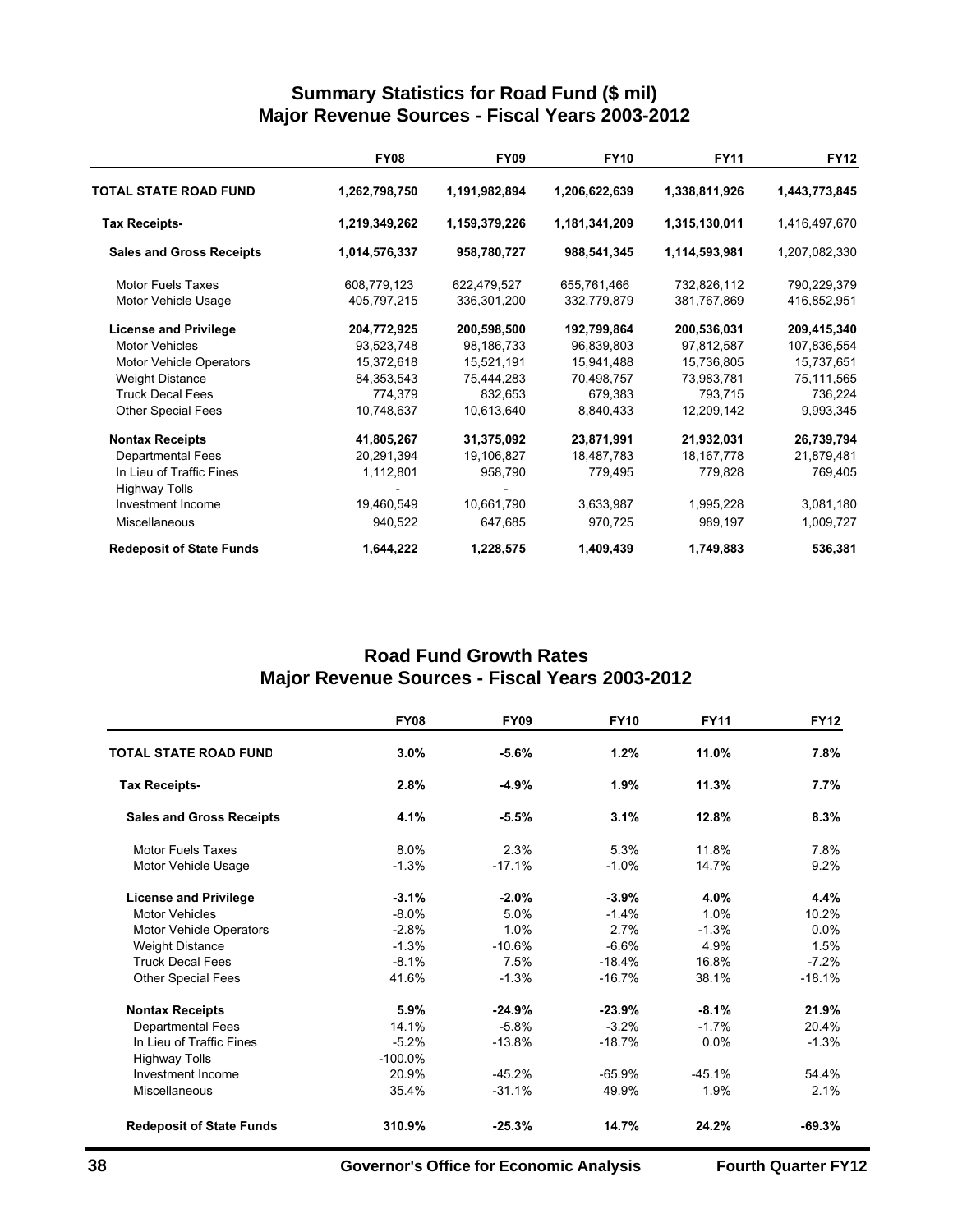## Summary Statistics for Road Fund ($ mil)
## Major Revenue Sources - Fiscal Years 2003-2012

| | FY08 | FY09 | FY10 | FY11 | FY12 |
|---|---|---|---|---|---|
| **TOTAL STATE ROAD FUND** | **1,262,798,750** | **1,191,982,894** | **1,206,622,639** | **1,338,811,926** | **1,443,773,845** |
| **Tax Receipts-** | **1,219,349,262** | **1,159,379,226** | **1,181,341,209** | **1,315,130,011** | 1,416,497,670 |
| **Sales and Gross Receipts** | **1,014,576,337** | **958,780,727** | **988,541,345** | **1,114,593,981** | 1,207,082,330 |
| Motor Fuels Taxes | 608,779,123 | 622,479,527 | 655,761,466 | 732,826,112 | 790,229,379 |
| Motor Vehicle Usage | 405,797,215 | 336,301,200 | 332,779,879 | 381,767,869 | 416,852,951 |
| **License and Privilege** | **204,772,925** | **200,598,500** | **192,799,864** | **200,536,031** | **209,415,340** |
| Motor Vehicles | 93,523,748 | 98,186,733 | 96,839,803 | 97,812,587 | 107,836,554 |
| Motor Vehicle Operators | 15,372,618 | 15,521,191 | 15,941,488 | 15,736,805 | 15,737,651 |
| Weight Distance | 84,353,543 | 75,444,283 | 70,498,757 | 73,983,781 | 75,111,565 |
| Truck Decal Fees | 774,379 | 832,653 | 679,383 | 793,715 | 736,224 |
| Other Special Fees | 10,748,637 | 10,613,640 | 8,840,433 | 12,209,142 | 9,993,345 |
| **Nontax Receipts** | **41,805,267** | **31,375,092** | **23,871,991** | **21,932,031** | **26,739,794** |
| Departmental Fees | 20,291,394 | 19,106,827 | 18,487,783 | 18,167,778 | 21,879,481 |
| In Lieu of Traffic Fines | 1,112,801 | 958,790 | 779,495 | 779,828 | 769,405 |
| Highway Tolls | - | - | | | |
| Investment Income | 19,460,549 | 10,661,790 | 3,633,987 | 1,995,228 | 3,081,180 |
| Miscellaneous | 940,522 | 647,685 | 970,725 | 989,197 | 1,009,727 |
| **Redeposit of State Funds** | **1,644,222** | **1,228,575** | **1,409,439** | **1,749,883** | **536,381** |

## Road Fund Growth Rates
## Major Revenue Sources - Fiscal Years 2003-2012

| | FY08 | FY09 | FY10 | FY11 | FY12 |
|---|---|---|---|---|---|
| **TOTAL STATE ROAD FUND** | **3.0%** | **-5.6%** | **1.2%** | **11.0%** | **7.8%** |
| **Tax Receipts-** | **2.8%** | **-4.9%** | **1.9%** | **11.3%** | **7.7%** |
| **Sales and Gross Receipts** | **4.1%** | **-5.5%** | **3.1%** | **12.8%** | **8.3%** |
| Motor Fuels Taxes | 8.0% | 2.3% | 5.3% | 11.8% | 7.8% |
| Motor Vehicle Usage | -1.3% | -17.1% | -1.0% | 14.7% | 9.2% |
| **License and Privilege** | **-3.1%** | **-2.0%** | **-3.9%** | **4.0%** | **4.4%** |
| Motor Vehicles | -8.0% | 5.0% | -1.4% | 1.0% | 10.2% |
| Motor Vehicle Operators | -2.8% | 1.0% | 2.7% | -1.3% | 0.0% |
| Weight Distance | -1.3% | -10.6% | -6.6% | 4.9% | 1.5% |
| Truck Decal Fees | -8.1% | 7.5% | -18.4% | 16.8% | -7.2% |
| Other Special Fees | 41.6% | -1.3% | -16.7% | 38.1% | -18.1% |
| **Nontax Receipts** | **5.9%** | **-24.9%** | **-23.9%** | **-8.1%** | **21.9%** |
| Departmental Fees | 14.1% | -5.8% | -3.2% | -1.7% | 20.4% |
| In Lieu of Traffic Fines | -5.2% | -13.8% | -18.7% | 0.0% | -1.3% |
| Highway Tolls | -100.0% | | | | |
| Investment Income | 20.9% | -45.2% | -65.9% | -45.1% | 54.4% |
| Miscellaneous | 35.4% | -31.1% | 49.9% | 1.9% | 2.1% |
| **Redeposit of State Funds** | **310.9%** | **-25.3%** | **14.7%** | **24.2%** | **-69.3%** |